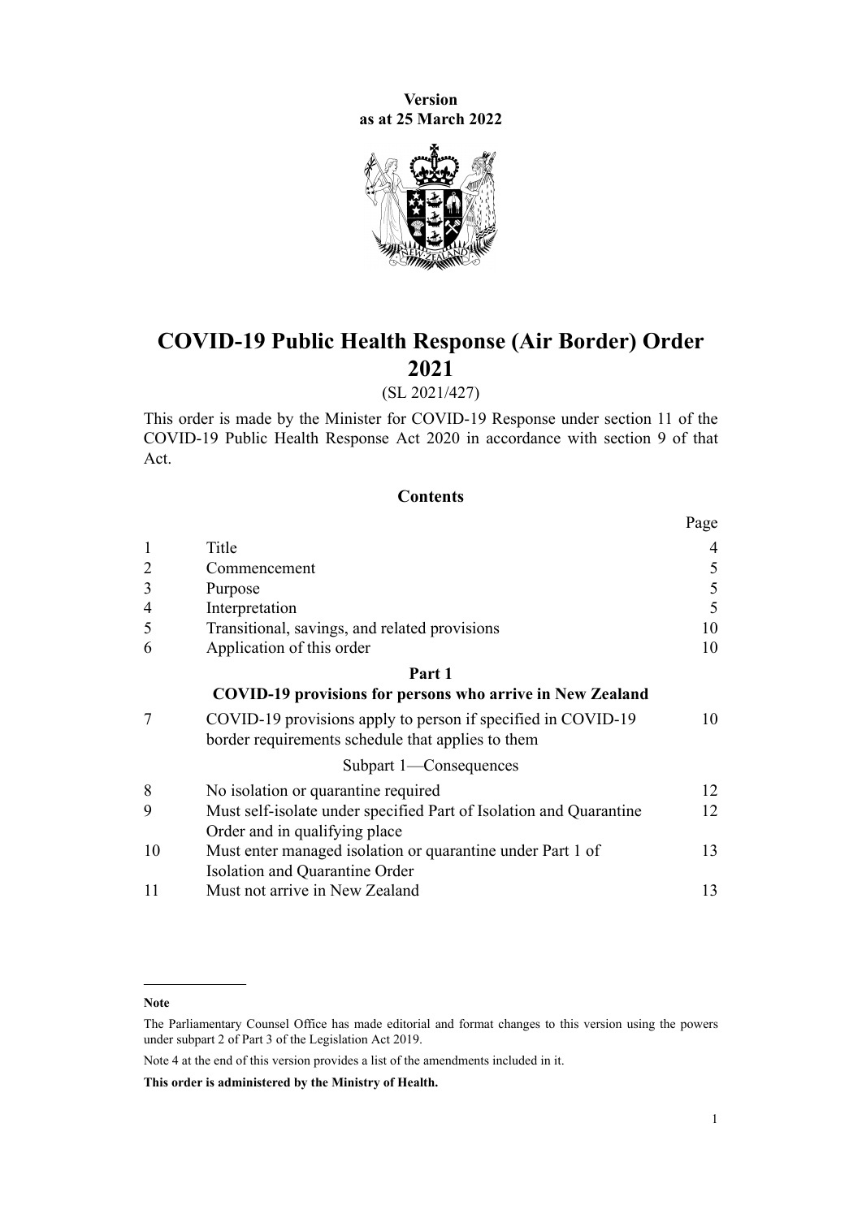**Version**
**as at 25 March 2022**

# COVID-19 Public Health Response (Air Border) Order 2021

(SL 2021/427)

This order is made by the Minister for COVID-19 Response under section 11 of the COVID-19 Public Health Response Act 2020 in accordance with section 9 of that Act.

## Contents

| | | Page |
|---|---|---|
| 1 | Title | 4 |
| 2 | Commencement | 5 |
| 3 | Purpose | 5 |
| 4 | Interpretation | 5 |
| 5 | Transitional, savings, and related provisions | 10 |
| 6 | Application of this order | 10 |
| | **Part 1** | |
| | **COVID-19 provisions for persons who arrive in New Zealand** | |
| 7 | COVID-19 provisions apply to person if specified in COVID-19 border requirements schedule that applies to them | 10 |
| | Subpart 1—Consequences | |
| 8 | No isolation or quarantine required | 12 |
| 9 | Must self-isolate under specified Part of Isolation and Quarantine Order and in qualifying place | 12 |
| 10 | Must enter managed isolation or quarantine under Part 1 of Isolation and Quarantine Order | 13 |
| 11 | Must not arrive in New Zealand | 13 |

**Note**

The Parliamentary Counsel Office has made editorial and format changes to this version using the powers under subpart 2 of Part 3 of the Legislation Act 2019.

Note 4 at the end of this version provides a list of the amendments included in it.

**This order is administered by the Ministry of Health.**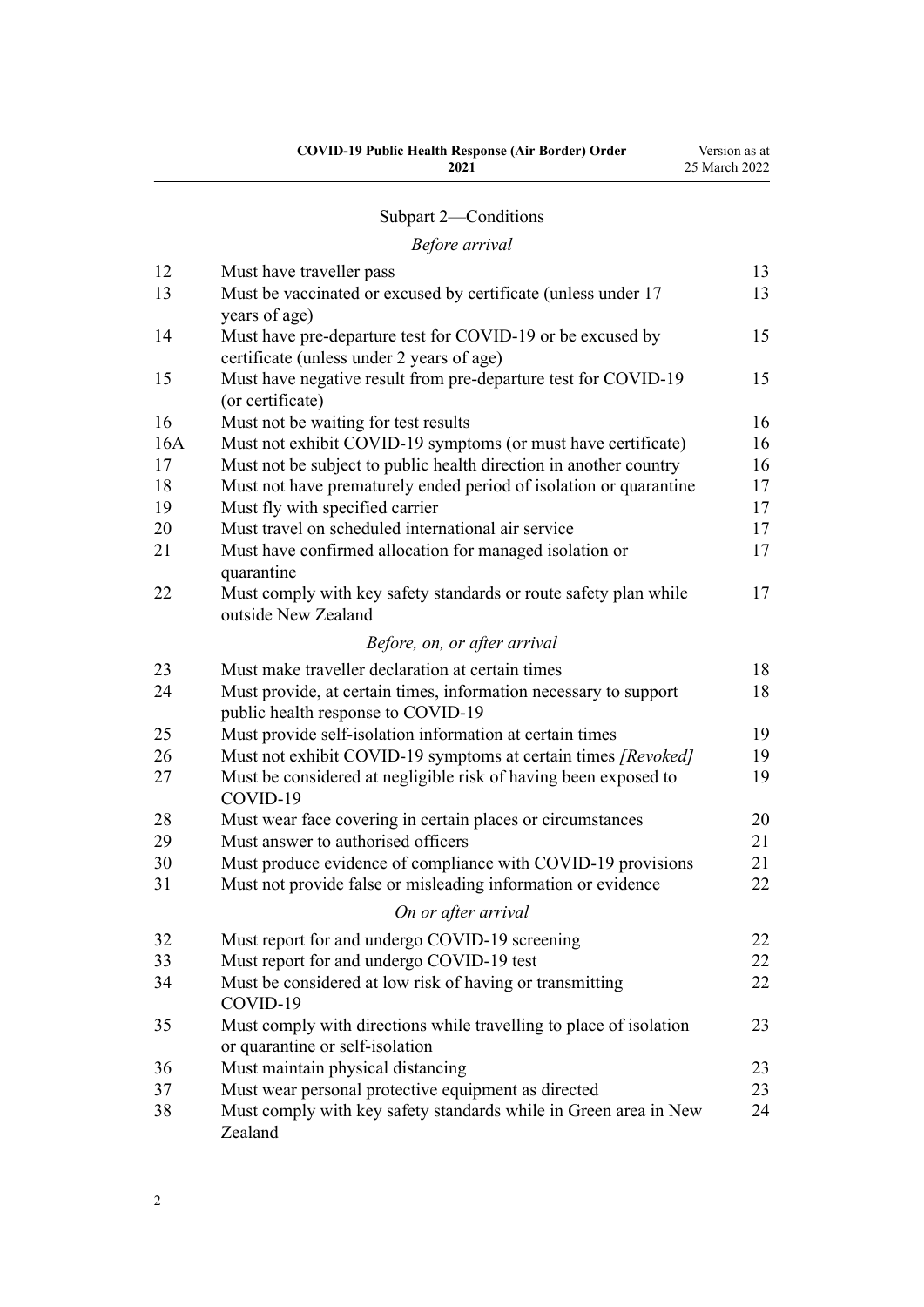## Subpart 2—Conditions

*Before arrival*

| | | |
|---|---|---|
| 12 | Must have traveller pass | 13 |
| 13 | Must be vaccinated or excused by certificate (unless under 17 years of age) | 13 |
| 14 | Must have pre-departure test for COVID-19 or be excused by certificate (unless under 2 years of age) | 15 |
| 15 | Must have negative result from pre-departure test for COVID-19 (or certificate) | 15 |
| 16 | Must not be waiting for test results | 16 |
| 16A | Must not exhibit COVID-19 symptoms (or must have certificate) | 16 |
| 17 | Must not be subject to public health direction in another country | 16 |
| 18 | Must not have prematurely ended period of isolation or quarantine | 17 |
| 19 | Must fly with specified carrier | 17 |
| 20 | Must travel on scheduled international air service | 17 |
| 21 | Must have confirmed allocation for managed isolation or quarantine | 17 |
| 22 | Must comply with key safety standards or route safety plan while outside New Zealand | 17 |

*Before, on, or after arrival*

| | | |
|---|---|---|
| 23 | Must make traveller declaration at certain times | 18 |
| 24 | Must provide, at certain times, information necessary to support public health response to COVID-19 | 18 |
| 25 | Must provide self-isolation information at certain times | 19 |
| 26 | Must not exhibit COVID-19 symptoms at certain times *[Revoked]* | 19 |
| 27 | Must be considered at negligible risk of having been exposed to COVID-19 | 19 |
| 28 | Must wear face covering in certain places or circumstances | 20 |
| 29 | Must answer to authorised officers | 21 |
| 30 | Must produce evidence of compliance with COVID-19 provisions | 21 |
| 31 | Must not provide false or misleading information or evidence | 22 |

*On or after arrival*

| | | |
|---|---|---|
| 32 | Must report for and undergo COVID-19 screening | 22 |
| 33 | Must report for and undergo COVID-19 test | 22 |
| 34 | Must be considered at low risk of having or transmitting COVID-19 | 22 |
| 35 | Must comply with directions while travelling to place of isolation or quarantine or self-isolation | 23 |
| 36 | Must maintain physical distancing | 23 |
| 37 | Must wear personal protective equipment as directed | 23 |
| 38 | Must comply with key safety standards while in Green area in New Zealand | 24 |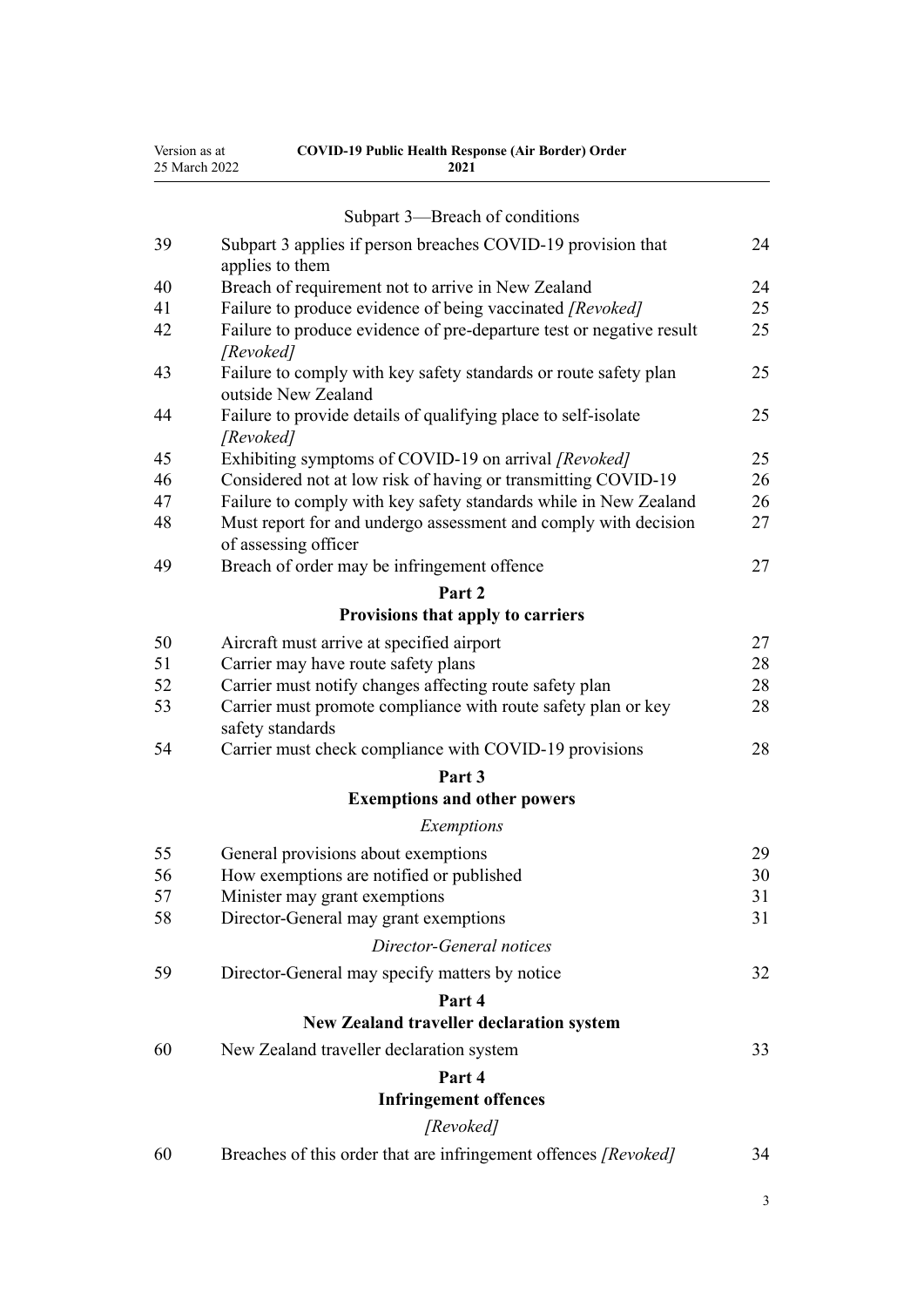Subpart 3—Breach of conditions

| | | |
|---|---|---|
| 39 | Subpart 3 applies if person breaches COVID-19 provision that applies to them | 24 |
| 40 | Breach of requirement not to arrive in New Zealand | 24 |
| 41 | Failure to produce evidence of being vaccinated *[Revoked]* | 25 |
| 42 | Failure to produce evidence of pre-departure test or negative result *[Revoked]* | 25 |
| 43 | Failure to comply with key safety standards or route safety plan outside New Zealand | 25 |
| 44 | Failure to provide details of qualifying place to self-isolate *[Revoked]* | 25 |
| 45 | Exhibiting symptoms of COVID-19 on arrival *[Revoked]* | 25 |
| 46 | Considered not at low risk of having or transmitting COVID-19 | 26 |
| 47 | Failure to comply with key safety standards while in New Zealand | 26 |
| 48 | Must report for and undergo assessment and comply with decision of assessing officer | 27 |
| 49 | Breach of order may be infringement offence | 27 |

**Part 2**
**Provisions that apply to carriers**

| | | |
|---|---|---|
| 50 | Aircraft must arrive at specified airport | 27 |
| 51 | Carrier may have route safety plans | 28 |
| 52 | Carrier must notify changes affecting route safety plan | 28 |
| 53 | Carrier must promote compliance with route safety plan or key safety standards | 28 |
| 54 | Carrier must check compliance with COVID-19 provisions | 28 |

**Part 3**
**Exemptions and other powers**

*Exemptions*

| | | |
|---|---|---|
| 55 | General provisions about exemptions | 29 |
| 56 | How exemptions are notified or published | 30 |
| 57 | Minister may grant exemptions | 31 |
| 58 | Director-General may grant exemptions | 31 |

*Director-General notices*

| | | |
|---|---|---|
| 59 | Director-General may specify matters by notice | 32 |

**Part 4**
**New Zealand traveller declaration system**

| | | |
|---|---|---|
| 60 | New Zealand traveller declaration system | 33 |

**Part 4**
**Infringement offences**

*[Revoked]*

| | | |
|---|---|---|
| 60 | Breaches of this order that are infringement offences *[Revoked]* | 34 |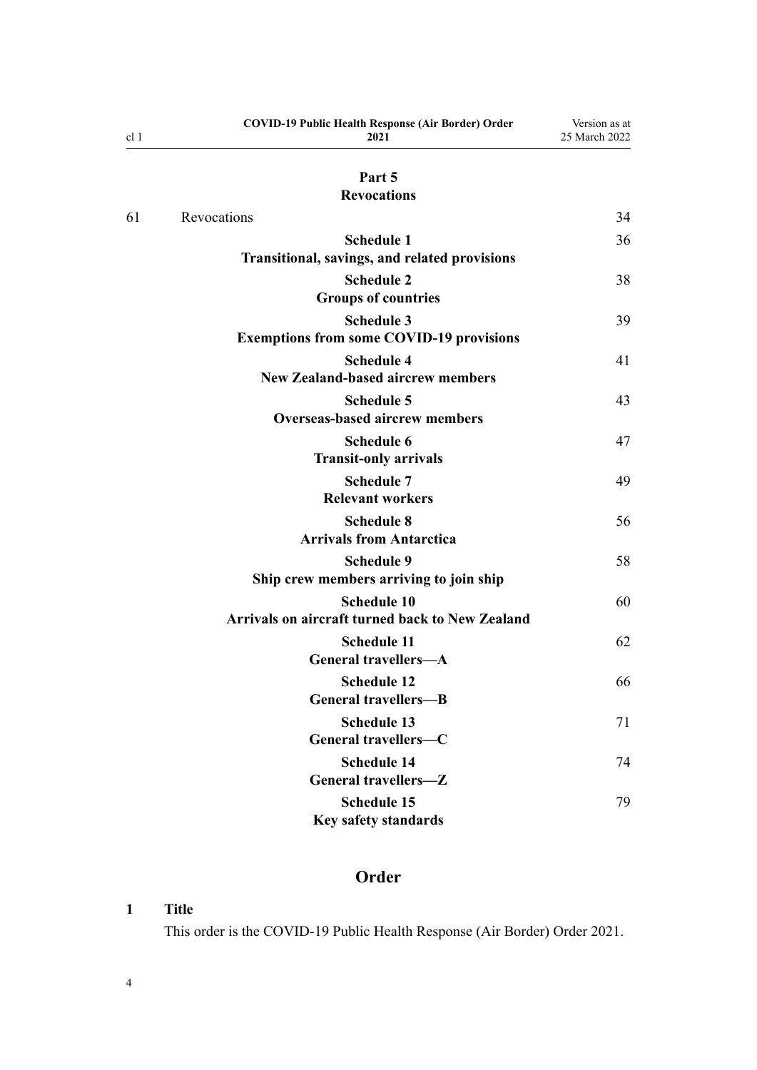**Part 5**
**Revocations**

| | | |
|---|---|---|
| 61 | Revocations | 34 |
| | **Schedule 1** **Transitional, savings, and related provisions** | 36 |
| | **Schedule 2** **Groups of countries** | 38 |
| | **Schedule 3** **Exemptions from some COVID-19 provisions** | 39 |
| | **Schedule 4** **New Zealand-based aircrew members** | 41 |
| | **Schedule 5** **Overseas-based aircrew members** | 43 |
| | **Schedule 6** **Transit-only arrivals** | 47 |
| | **Schedule 7** **Relevant workers** | 49 |
| | **Schedule 8** **Arrivals from Antarctica** | 56 |
| | **Schedule 9** **Ship crew members arriving to join ship** | 58 |
| | **Schedule 10** **Arrivals on aircraft turned back to New Zealand** | 60 |
| | **Schedule 11** **General travellers—A** | 62 |
| | **Schedule 12** **General travellers—B** | 66 |
| | **Schedule 13** **General travellers—C** | 71 |
| | **Schedule 14** **General travellers—Z** | 74 |
| | **Schedule 15** **Key safety standards** | 79 |

## Order

**1 Title**

This order is the COVID-19 Public Health Response (Air Border) Order 2021.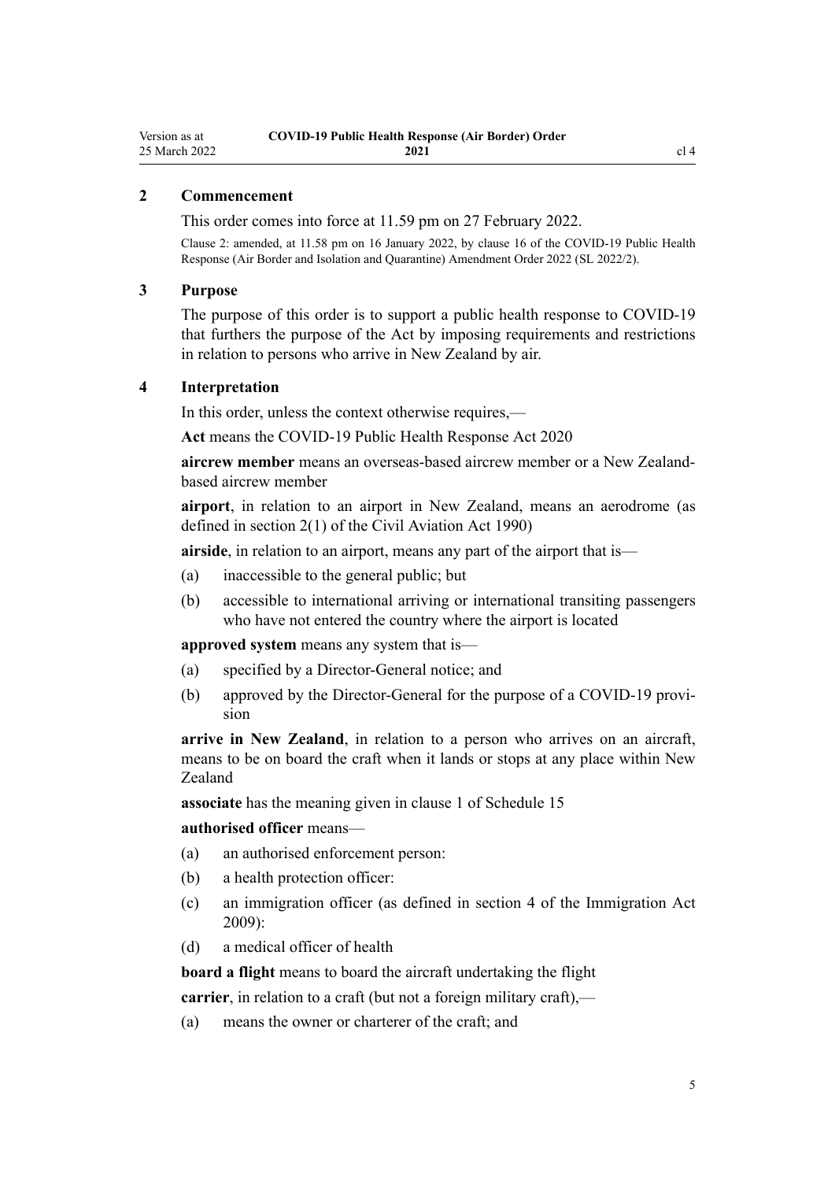## 2 Commencement

This order comes into force at 11.59 pm on 27 February 2022.

Clause 2: amended, at 11.58 pm on 16 January 2022, by clause 16 of the COVID-19 Public Health Response (Air Border and Isolation and Quarantine) Amendment Order 2022 (SL 2022/2).

## 3 Purpose

The purpose of this order is to support a public health response to COVID-19 that furthers the purpose of the Act by imposing requirements and restrictions in relation to persons who arrive in New Zealand by air.

## 4 Interpretation

In this order, unless the context otherwise requires,—

**Act** means the COVID-19 Public Health Response Act 2020

**aircrew member** means an overseas-based aircrew member or a New Zealand-based aircrew member

**airport**, in relation to an airport in New Zealand, means an aerodrome (as defined in section 2(1) of the Civil Aviation Act 1990)

**airside**, in relation to an airport, means any part of the airport that is—

- (a) inaccessible to the general public; but
- (b) accessible to international arriving or international transiting passengers who have not entered the country where the airport is located

**approved system** means any system that is—

- (a) specified by a Director-General notice; and
- (b) approved by the Director-General for the purpose of a COVID-19 provision

**arrive in New Zealand**, in relation to a person who arrives on an aircraft, means to be on board the craft when it lands or stops at any place within New Zealand

**associate** has the meaning given in clause 1 of Schedule 15

**authorised officer** means—

- (a) an authorised enforcement person:
- (b) a health protection officer:
- (c) an immigration officer (as defined in section 4 of the Immigration Act 2009):
- (d) a medical officer of health

**board a flight** means to board the aircraft undertaking the flight

**carrier**, in relation to a craft (but not a foreign military craft),—

- (a) means the owner or charterer of the craft; and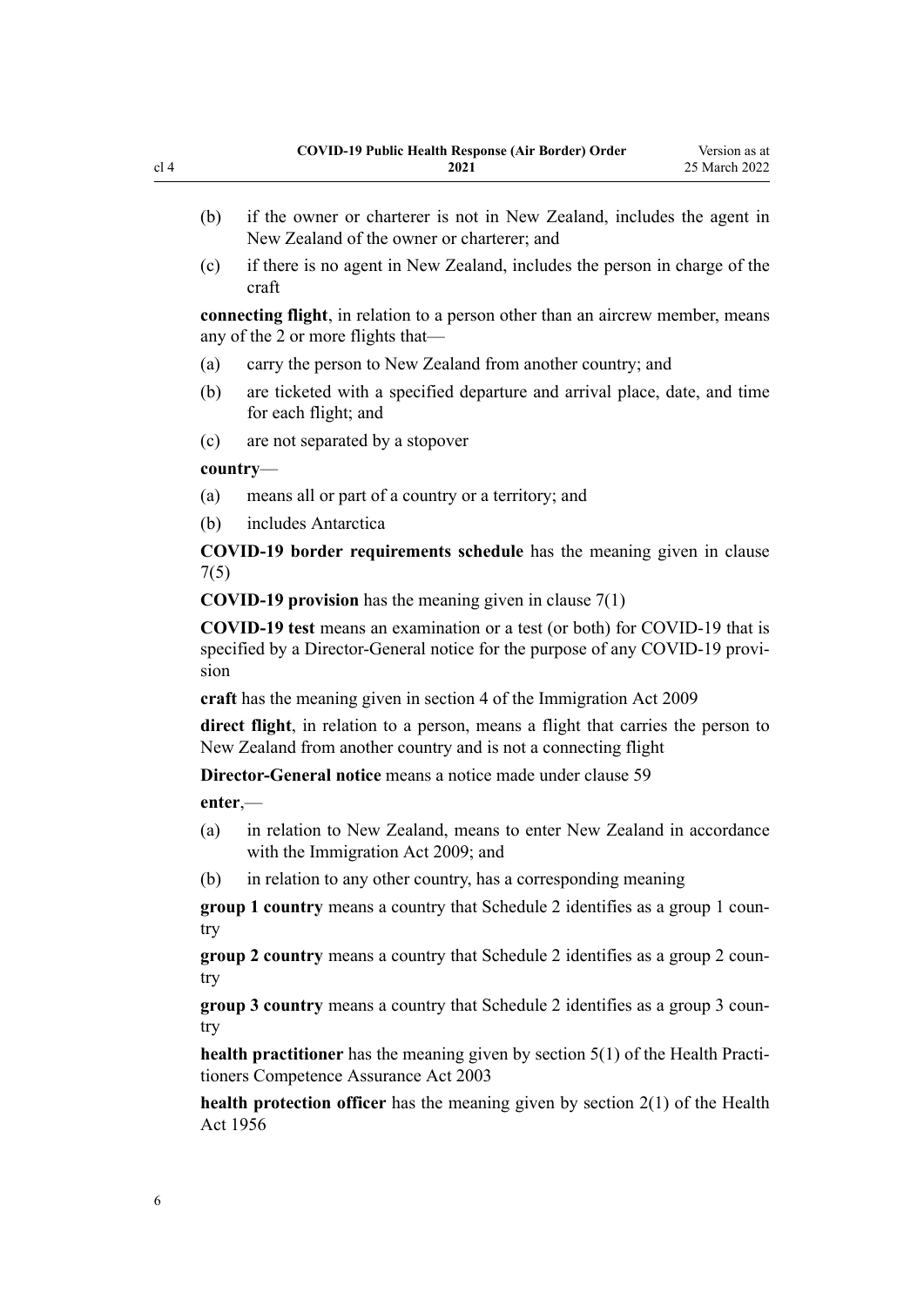(b) if the owner or charterer is not in New Zealand, includes the agent in New Zealand of the owner or charterer; and

(c) if there is no agent in New Zealand, includes the person in charge of the craft

**connecting flight**, in relation to a person other than an aircrew member, means any of the 2 or more flights that—

(a) carry the person to New Zealand from another country; and

(b) are ticketed with a specified departure and arrival place, date, and time for each flight; and

(c) are not separated by a stopover

**country**—

(a) means all or part of a country or a territory; and

(b) includes Antarctica

**COVID-19 border requirements schedule** has the meaning given in clause 7(5)

**COVID-19 provision** has the meaning given in clause 7(1)

**COVID-19 test** means an examination or a test (or both) for COVID-19 that is specified by a Director-General notice for the purpose of any COVID-19 provision

**craft** has the meaning given in section 4 of the Immigration Act 2009

**direct flight**, in relation to a person, means a flight that carries the person to New Zealand from another country and is not a connecting flight

**Director-General notice** means a notice made under clause 59

**enter**,—

(a) in relation to New Zealand, means to enter New Zealand in accordance with the Immigration Act 2009; and

(b) in relation to any other country, has a corresponding meaning

**group 1 country** means a country that Schedule 2 identifies as a group 1 country

**group 2 country** means a country that Schedule 2 identifies as a group 2 country

**group 3 country** means a country that Schedule 2 identifies as a group 3 country

**health practitioner** has the meaning given by section 5(1) of the Health Practitioners Competence Assurance Act 2003

**health protection officer** has the meaning given by section 2(1) of the Health Act 1956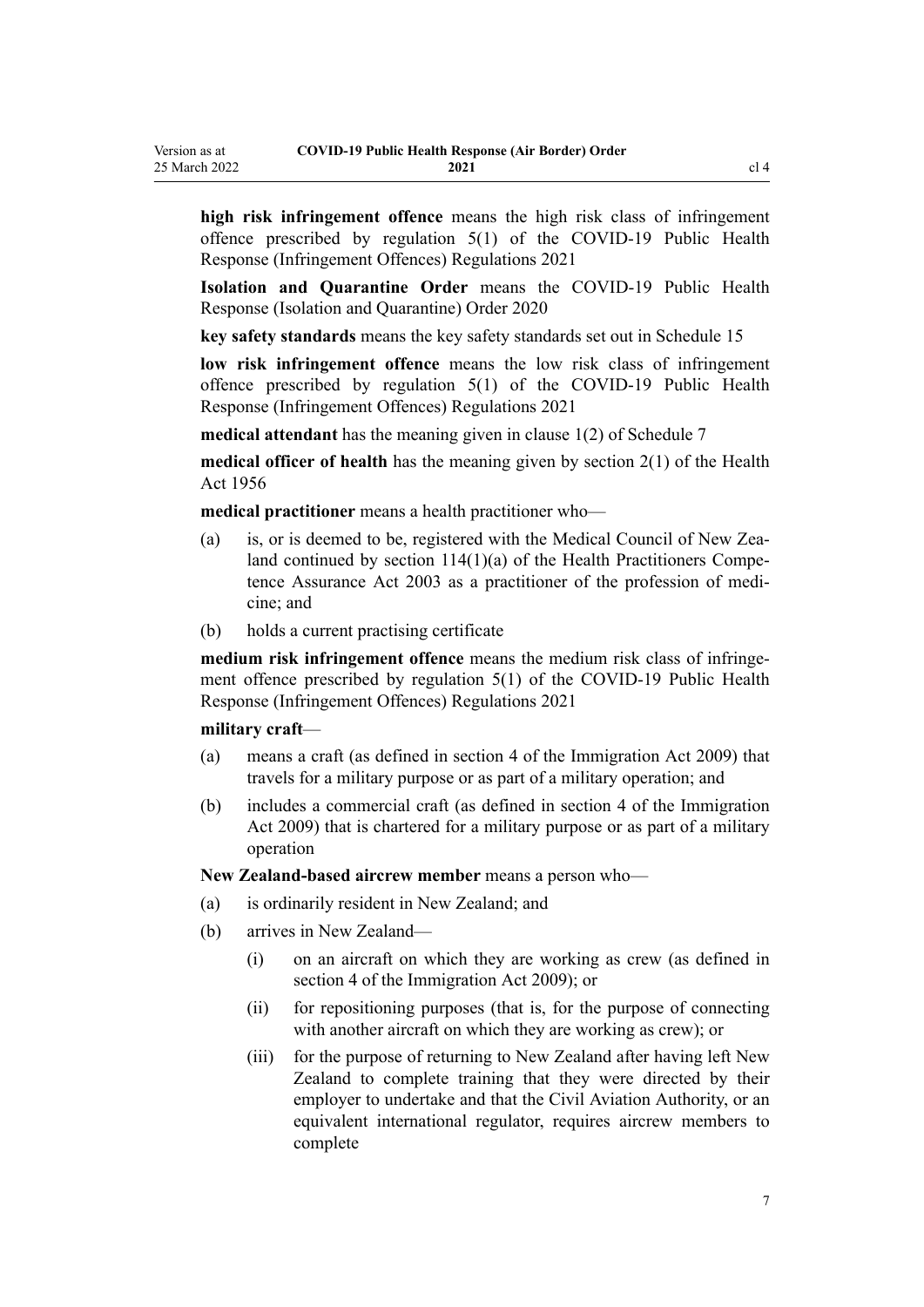**high risk infringement offence** means the high risk class of infringement offence prescribed by regulation 5(1) of the COVID-19 Public Health Response (Infringement Offences) Regulations 2021

**Isolation and Quarantine Order** means the COVID-19 Public Health Response (Isolation and Quarantine) Order 2020

**key safety standards** means the key safety standards set out in Schedule 15

**low risk infringement offence** means the low risk class of infringement offence prescribed by regulation 5(1) of the COVID-19 Public Health Response (Infringement Offences) Regulations 2021

**medical attendant** has the meaning given in clause 1(2) of Schedule 7

**medical officer of health** has the meaning given by section 2(1) of the Health Act 1956

**medical practitioner** means a health practitioner who—

(a) is, or is deemed to be, registered with the Medical Council of New Zealand continued by section 114(1)(a) of the Health Practitioners Competence Assurance Act 2003 as a practitioner of the profession of medicine; and

(b) holds a current practising certificate

**medium risk infringement offence** means the medium risk class of infringement offence prescribed by regulation 5(1) of the COVID-19 Public Health Response (Infringement Offences) Regulations 2021

**military craft**—

(a) means a craft (as defined in section 4 of the Immigration Act 2009) that travels for a military purpose or as part of a military operation; and

(b) includes a commercial craft (as defined in section 4 of the Immigration Act 2009) that is chartered for a military purpose or as part of a military operation

**New Zealand-based aircrew member** means a person who—

(a) is ordinarily resident in New Zealand; and

(b) arrives in New Zealand—

  (i) on an aircraft on which they are working as crew (as defined in section 4 of the Immigration Act 2009); or

  (ii) for repositioning purposes (that is, for the purpose of connecting with another aircraft on which they are working as crew); or

  (iii) for the purpose of returning to New Zealand after having left New Zealand to complete training that they were directed by their employer to undertake and that the Civil Aviation Authority, or an equivalent international regulator, requires aircrew members to complete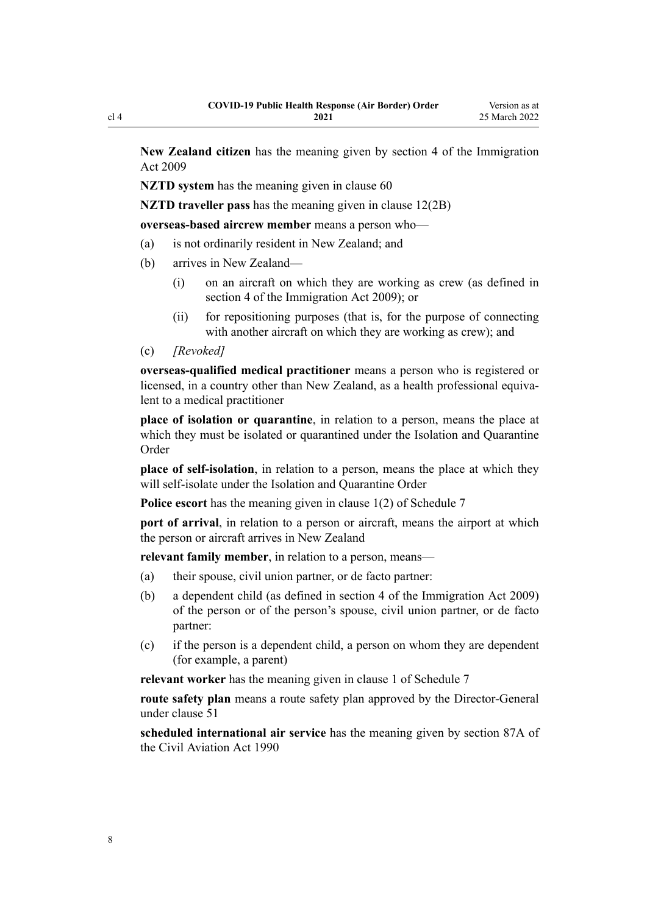**New Zealand citizen** has the meaning given by section 4 of the Immigration Act 2009

**NZTD system** has the meaning given in clause 60

**NZTD traveller pass** has the meaning given in clause 12(2B)

**overseas-based aircrew member** means a person who—

(a) is not ordinarily resident in New Zealand; and

(b) arrives in New Zealand—

  (i) on an aircraft on which they are working as crew (as defined in section 4 of the Immigration Act 2009); or

  (ii) for repositioning purposes (that is, for the purpose of connecting with another aircraft on which they are working as crew); and

(c) *[Revoked]*

**overseas-qualified medical practitioner** means a person who is registered or licensed, in a country other than New Zealand, as a health professional equivalent to a medical practitioner

**place of isolation or quarantine**, in relation to a person, means the place at which they must be isolated or quarantined under the Isolation and Quarantine Order

**place of self-isolation**, in relation to a person, means the place at which they will self-isolate under the Isolation and Quarantine Order

**Police escort** has the meaning given in clause 1(2) of Schedule 7

**port of arrival**, in relation to a person or aircraft, means the airport at which the person or aircraft arrives in New Zealand

**relevant family member**, in relation to a person, means—

(a) their spouse, civil union partner, or de facto partner:

(b) a dependent child (as defined in section 4 of the Immigration Act 2009) of the person or of the person's spouse, civil union partner, or de facto partner:

(c) if the person is a dependent child, a person on whom they are dependent (for example, a parent)

**relevant worker** has the meaning given in clause 1 of Schedule 7

**route safety plan** means a route safety plan approved by the Director-General under clause 51

**scheduled international air service** has the meaning given by section 87A of the Civil Aviation Act 1990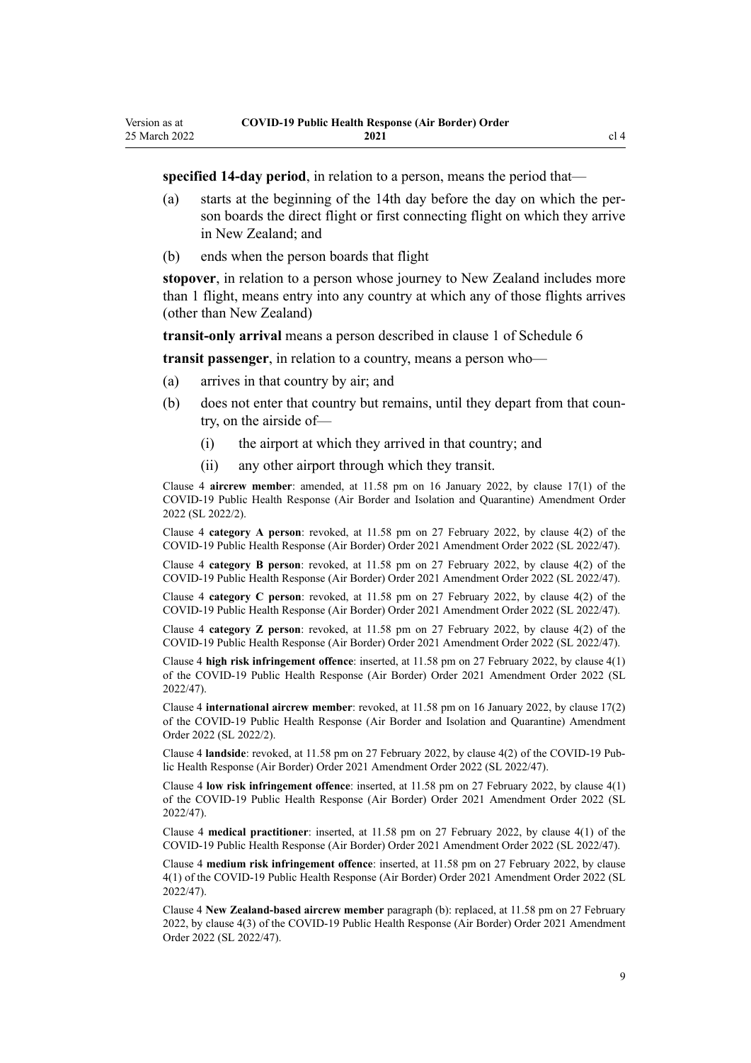**specified 14-day period**, in relation to a person, means the period that—

(a) starts at the beginning of the 14th day before the day on which the person boards the direct flight or first connecting flight on which they arrive in New Zealand; and

(b) ends when the person boards that flight

**stopover**, in relation to a person whose journey to New Zealand includes more than 1 flight, means entry into any country at which any of those flights arrives (other than New Zealand)

**transit-only arrival** means a person described in clause 1 of Schedule 6

**transit passenger**, in relation to a country, means a person who—

(a) arrives in that country by air; and

(b) does not enter that country but remains, until they depart from that country, on the airside of—

  (i) the airport at which they arrived in that country; and

  (ii) any other airport through which they transit.

Clause 4 **aircrew member**: amended, at 11.58 pm on 16 January 2022, by clause 17(1) of the COVID-19 Public Health Response (Air Border and Isolation and Quarantine) Amendment Order 2022 (SL 2022/2).

Clause 4 **category A person**: revoked, at 11.58 pm on 27 February 2022, by clause 4(2) of the COVID-19 Public Health Response (Air Border) Order 2021 Amendment Order 2022 (SL 2022/47).

Clause 4 **category B person**: revoked, at 11.58 pm on 27 February 2022, by clause 4(2) of the COVID-19 Public Health Response (Air Border) Order 2021 Amendment Order 2022 (SL 2022/47).

Clause 4 **category C person**: revoked, at 11.58 pm on 27 February 2022, by clause 4(2) of the COVID-19 Public Health Response (Air Border) Order 2021 Amendment Order 2022 (SL 2022/47).

Clause 4 **category Z person**: revoked, at 11.58 pm on 27 February 2022, by clause 4(2) of the COVID-19 Public Health Response (Air Border) Order 2021 Amendment Order 2022 (SL 2022/47).

Clause 4 **high risk infringement offence**: inserted, at 11.58 pm on 27 February 2022, by clause 4(1) of the COVID-19 Public Health Response (Air Border) Order 2021 Amendment Order 2022 (SL 2022/47).

Clause 4 **international aircrew member**: revoked, at 11.58 pm on 16 January 2022, by clause 17(2) of the COVID-19 Public Health Response (Air Border and Isolation and Quarantine) Amendment Order 2022 (SL 2022/2).

Clause 4 **landside**: revoked, at 11.58 pm on 27 February 2022, by clause 4(2) of the COVID-19 Public Health Response (Air Border) Order 2021 Amendment Order 2022 (SL 2022/47).

Clause 4 **low risk infringement offence**: inserted, at 11.58 pm on 27 February 2022, by clause 4(1) of the COVID-19 Public Health Response (Air Border) Order 2021 Amendment Order 2022 (SL 2022/47).

Clause 4 **medical practitioner**: inserted, at 11.58 pm on 27 February 2022, by clause 4(1) of the COVID-19 Public Health Response (Air Border) Order 2021 Amendment Order 2022 (SL 2022/47).

Clause 4 **medium risk infringement offence**: inserted, at 11.58 pm on 27 February 2022, by clause 4(1) of the COVID-19 Public Health Response (Air Border) Order 2021 Amendment Order 2022 (SL 2022/47).

Clause 4 **New Zealand-based aircrew member** paragraph (b): replaced, at 11.58 pm on 27 February 2022, by clause 4(3) of the COVID-19 Public Health Response (Air Border) Order 2021 Amendment Order 2022 (SL 2022/47).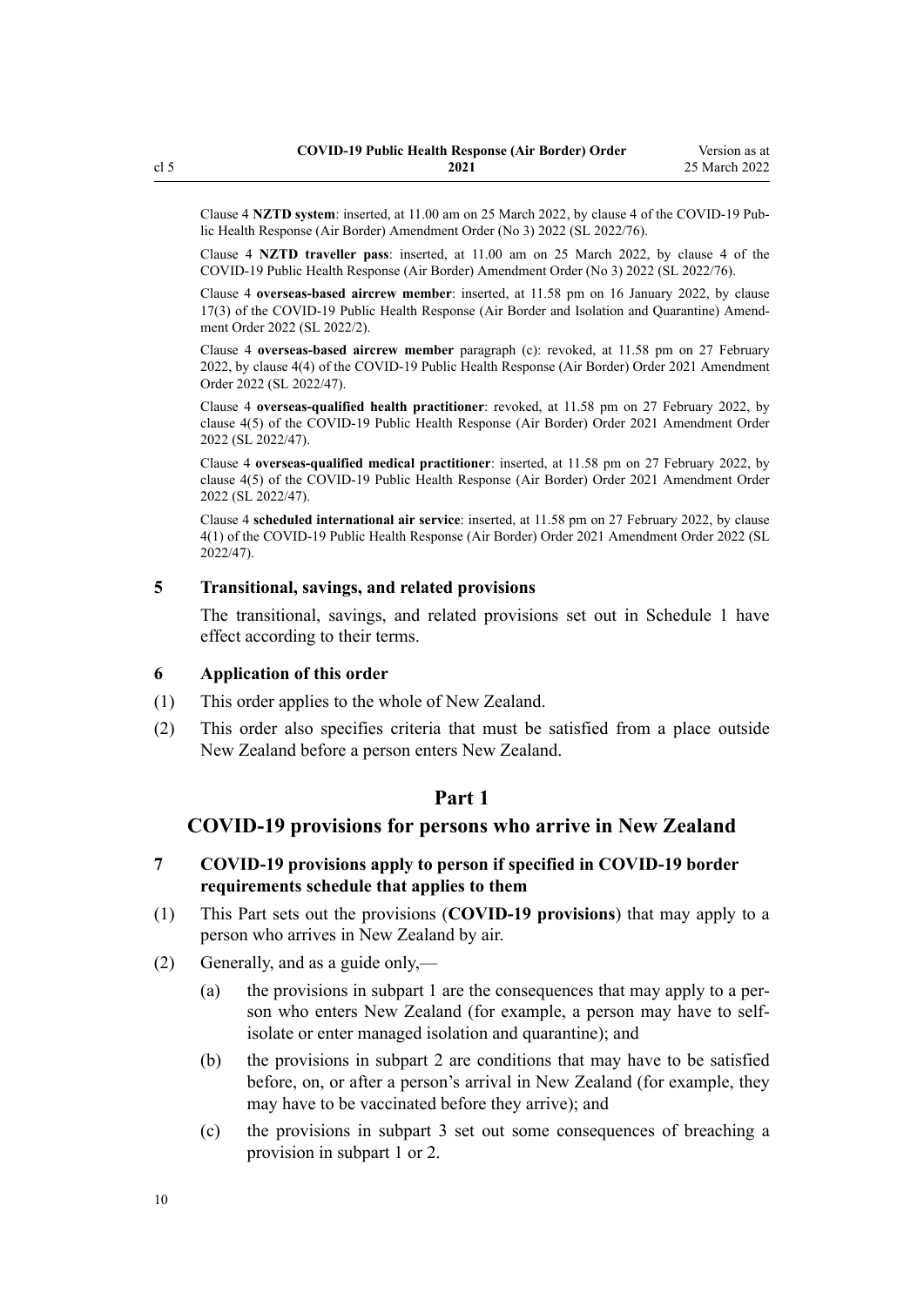Clause 4 **NZTD system**: inserted, at 11.00 am on 25 March 2022, by clause 4 of the COVID-19 Public Health Response (Air Border) Amendment Order (No 3) 2022 (SL 2022/76).

Clause 4 **NZTD traveller pass**: inserted, at 11.00 am on 25 March 2022, by clause 4 of the COVID-19 Public Health Response (Air Border) Amendment Order (No 3) 2022 (SL 2022/76).

Clause 4 **overseas-based aircrew member**: inserted, at 11.58 pm on 16 January 2022, by clause 17(3) of the COVID-19 Public Health Response (Air Border and Isolation and Quarantine) Amendment Order 2022 (SL 2022/2).

Clause 4 **overseas-based aircrew member** paragraph (c): revoked, at 11.58 pm on 27 February 2022, by clause 4(4) of the COVID-19 Public Health Response (Air Border) Order 2021 Amendment Order 2022 (SL 2022/47).

Clause 4 **overseas-qualified health practitioner**: revoked, at 11.58 pm on 27 February 2022, by clause 4(5) of the COVID-19 Public Health Response (Air Border) Order 2021 Amendment Order 2022 (SL 2022/47).

Clause 4 **overseas-qualified medical practitioner**: inserted, at 11.58 pm on 27 February 2022, by clause 4(5) of the COVID-19 Public Health Response (Air Border) Order 2021 Amendment Order 2022 (SL 2022/47).

Clause 4 **scheduled international air service**: inserted, at 11.58 pm on 27 February 2022, by clause 4(1) of the COVID-19 Public Health Response (Air Border) Order 2021 Amendment Order 2022 (SL 2022/47).

### 5 Transitional, savings, and related provisions

The transitional, savings, and related provisions set out in Schedule 1 have effect according to their terms.

### 6 Application of this order

(1) This order applies to the whole of New Zealand.

(2) This order also specifies criteria that must be satisfied from a place outside New Zealand before a person enters New Zealand.

## Part 1

## COVID-19 provisions for persons who arrive in New Zealand

### 7 COVID-19 provisions apply to person if specified in COVID-19 border requirements schedule that applies to them

(1) This Part sets out the provisions (**COVID-19 provisions**) that may apply to a person who arrives in New Zealand by air.

(2) Generally, and as a guide only,—

- (a) the provisions in subpart 1 are the consequences that may apply to a person who enters New Zealand (for example, a person may have to self-isolate or enter managed isolation and quarantine); and
- (b) the provisions in subpart 2 are conditions that may have to be satisfied before, on, or after a person's arrival in New Zealand (for example, they may have to be vaccinated before they arrive); and
- (c) the provisions in subpart 3 set out some consequences of breaching a provision in subpart 1 or 2.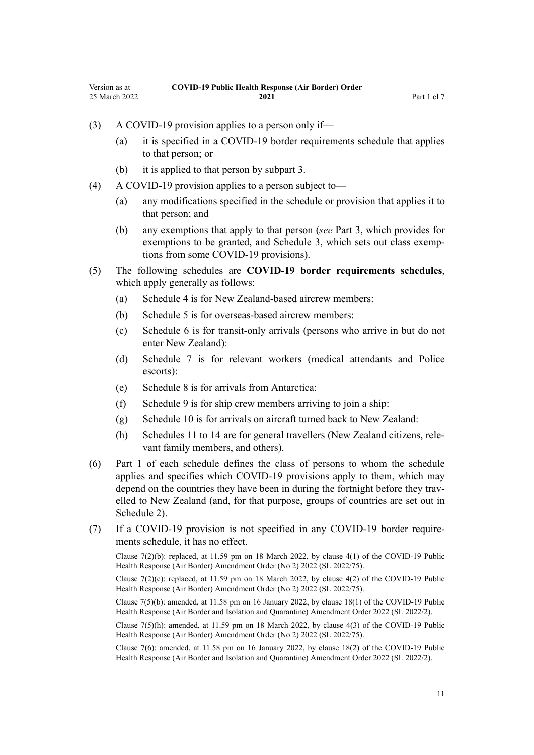(3) A COVID-19 provision applies to a person only if—

  (a) it is specified in a COVID-19 border requirements schedule that applies to that person; or

  (b) it is applied to that person by subpart 3.

(4) A COVID-19 provision applies to a person subject to—

  (a) any modifications specified in the schedule or provision that applies it to that person; and

  (b) any exemptions that apply to that person (*see* Part 3, which provides for exemptions to be granted, and Schedule 3, which sets out class exemptions from some COVID-19 provisions).

(5) The following schedules are **COVID-19 border requirements schedules**, which apply generally as follows:

  (a) Schedule 4 is for New Zealand-based aircrew members:

  (b) Schedule 5 is for overseas-based aircrew members:

  (c) Schedule 6 is for transit-only arrivals (persons who arrive in but do not enter New Zealand):

  (d) Schedule 7 is for relevant workers (medical attendants and Police escorts):

  (e) Schedule 8 is for arrivals from Antarctica:

  (f) Schedule 9 is for ship crew members arriving to join a ship:

  (g) Schedule 10 is for arrivals on aircraft turned back to New Zealand:

  (h) Schedules 11 to 14 are for general travellers (New Zealand citizens, relevant family members, and others).

(6) Part 1 of each schedule defines the class of persons to whom the schedule applies and specifies which COVID-19 provisions apply to them, which may depend on the countries they have been in during the fortnight before they travelled to New Zealand (and, for that purpose, groups of countries are set out in Schedule 2).

(7) If a COVID-19 provision is not specified in any COVID-19 border requirements schedule, it has no effect.

Clause 7(2)(b): replaced, at 11.59 pm on 18 March 2022, by clause 4(1) of the COVID-19 Public Health Response (Air Border) Amendment Order (No 2) 2022 (SL 2022/75).

Clause 7(2)(c): replaced, at 11.59 pm on 18 March 2022, by clause 4(2) of the COVID-19 Public Health Response (Air Border) Amendment Order (No 2) 2022 (SL 2022/75).

Clause 7(5)(b): amended, at 11.58 pm on 16 January 2022, by clause 18(1) of the COVID-19 Public Health Response (Air Border and Isolation and Quarantine) Amendment Order 2022 (SL 2022/2).

Clause 7(5)(h): amended, at 11.59 pm on 18 March 2022, by clause 4(3) of the COVID-19 Public Health Response (Air Border) Amendment Order (No 2) 2022 (SL 2022/75).

Clause 7(6): amended, at 11.58 pm on 16 January 2022, by clause 18(2) of the COVID-19 Public Health Response (Air Border and Isolation and Quarantine) Amendment Order 2022 (SL 2022/2).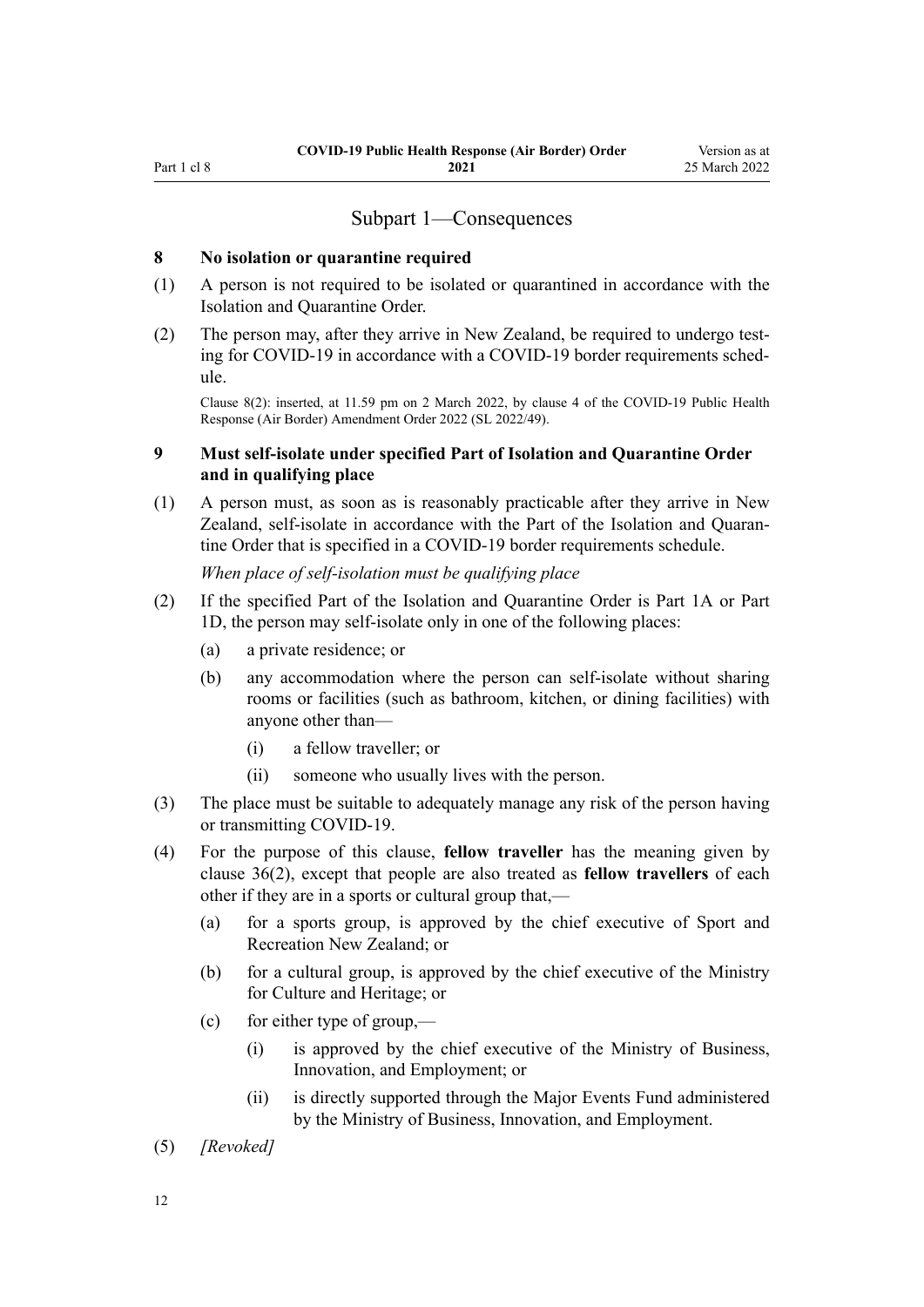## Subpart 1—Consequences

**8 No isolation or quarantine required**

(1) A person is not required to be isolated or quarantined in accordance with the Isolation and Quarantine Order.

(2) The person may, after they arrive in New Zealand, be required to undergo testing for COVID-19 in accordance with a COVID-19 border requirements schedule.

Clause 8(2): inserted, at 11.59 pm on 2 March 2022, by clause 4 of the COVID-19 Public Health Response (Air Border) Amendment Order 2022 (SL 2022/49).

**9 Must self-isolate under specified Part of Isolation and Quarantine Order and in qualifying place**

(1) A person must, as soon as is reasonably practicable after they arrive in New Zealand, self-isolate in accordance with the Part of the Isolation and Quarantine Order that is specified in a COVID-19 border requirements schedule.

*When place of self-isolation must be qualifying place*

(2) If the specified Part of the Isolation and Quarantine Order is Part 1A or Part 1D, the person may self-isolate only in one of the following places:

- (a) a private residence; or
- (b) any accommodation where the person can self-isolate without sharing rooms or facilities (such as bathroom, kitchen, or dining facilities) with anyone other than—
  - (i) a fellow traveller; or
  - (ii) someone who usually lives with the person.

(3) The place must be suitable to adequately manage any risk of the person having or transmitting COVID-19.

(4) For the purpose of this clause, **fellow traveller** has the meaning given by clause 36(2), except that people are also treated as **fellow travellers** of each other if they are in a sports or cultural group that,—

- (a) for a sports group, is approved by the chief executive of Sport and Recreation New Zealand; or
- (b) for a cultural group, is approved by the chief executive of the Ministry for Culture and Heritage; or
- (c) for either type of group,—
  - (i) is approved by the chief executive of the Ministry of Business, Innovation, and Employment; or
  - (ii) is directly supported through the Major Events Fund administered by the Ministry of Business, Innovation, and Employment.

(5) *[Revoked]*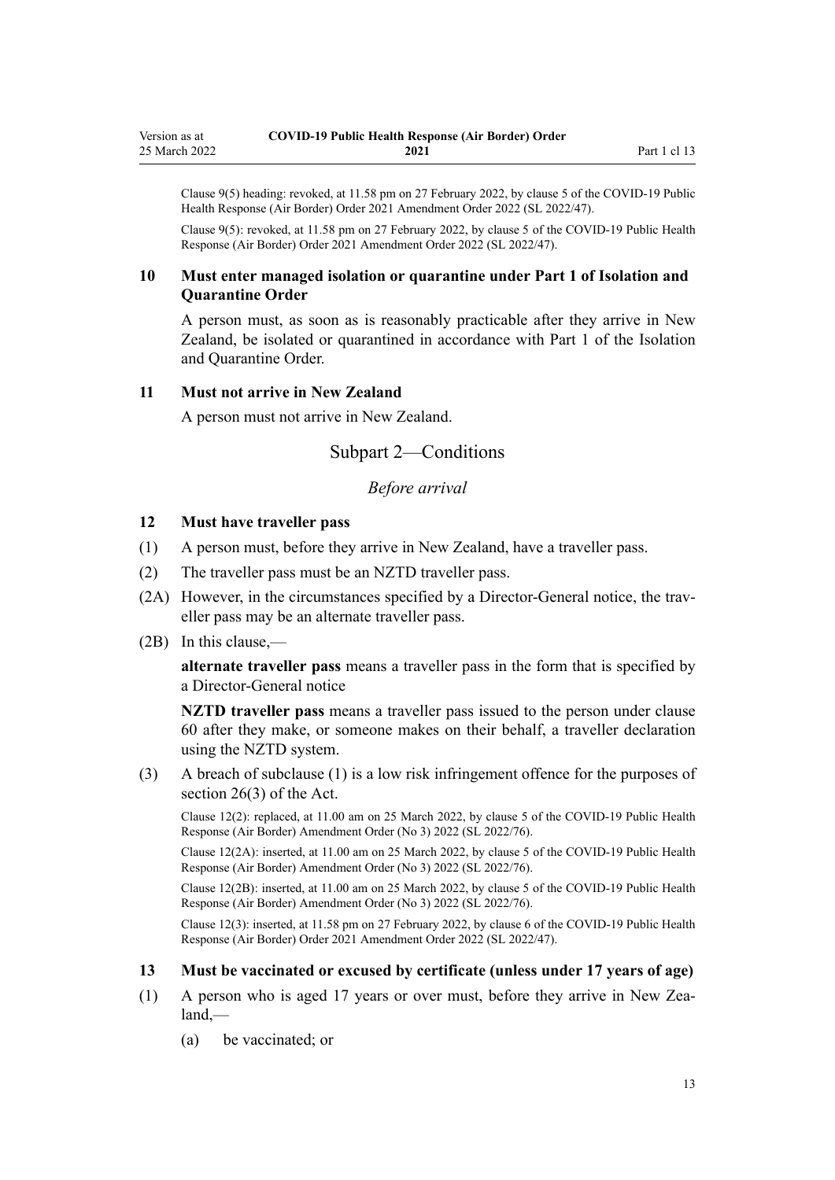Clause 9(5) heading: revoked, at 11.58 pm on 27 February 2022, by clause 5 of the COVID-19 Public Health Response (Air Border) Order 2021 Amendment Order 2022 (SL 2022/47).

Clause 9(5): revoked, at 11.58 pm on 27 February 2022, by clause 5 of the COVID-19 Public Health Response (Air Border) Order 2021 Amendment Order 2022 (SL 2022/47).

### 10 Must enter managed isolation or quarantine under Part 1 of Isolation and Quarantine Order

A person must, as soon as is reasonably practicable after they arrive in New Zealand, be isolated or quarantined in accordance with Part 1 of the Isolation and Quarantine Order.

### 11 Must not arrive in New Zealand

A person must not arrive in New Zealand.

## Subpart 2—Conditions

*Before arrival*

### 12 Must have traveller pass

(1) A person must, before they arrive in New Zealand, have a traveller pass.

(2) The traveller pass must be an NZTD traveller pass.

(2A) However, in the circumstances specified by a Director-General notice, the traveller pass may be an alternate traveller pass.

(2B) In this clause,—

**alternate traveller pass** means a traveller pass in the form that is specified by a Director-General notice

**NZTD traveller pass** means a traveller pass issued to the person under clause 60 after they make, or someone makes on their behalf, a traveller declaration using the NZTD system.

(3) A breach of subclause (1) is a low risk infringement offence for the purposes of section 26(3) of the Act.

Clause 12(2): replaced, at 11.00 am on 25 March 2022, by clause 5 of the COVID-19 Public Health Response (Air Border) Amendment Order (No 3) 2022 (SL 2022/76).

Clause 12(2A): inserted, at 11.00 am on 25 March 2022, by clause 5 of the COVID-19 Public Health Response (Air Border) Amendment Order (No 3) 2022 (SL 2022/76).

Clause 12(2B): inserted, at 11.00 am on 25 March 2022, by clause 5 of the COVID-19 Public Health Response (Air Border) Amendment Order (No 3) 2022 (SL 2022/76).

Clause 12(3): inserted, at 11.58 pm on 27 February 2022, by clause 6 of the COVID-19 Public Health Response (Air Border) Order 2021 Amendment Order 2022 (SL 2022/47).

### 13 Must be vaccinated or excused by certificate (unless under 17 years of age)

(1) A person who is aged 17 years or over must, before they arrive in New Zealand,—

(a) be vaccinated; or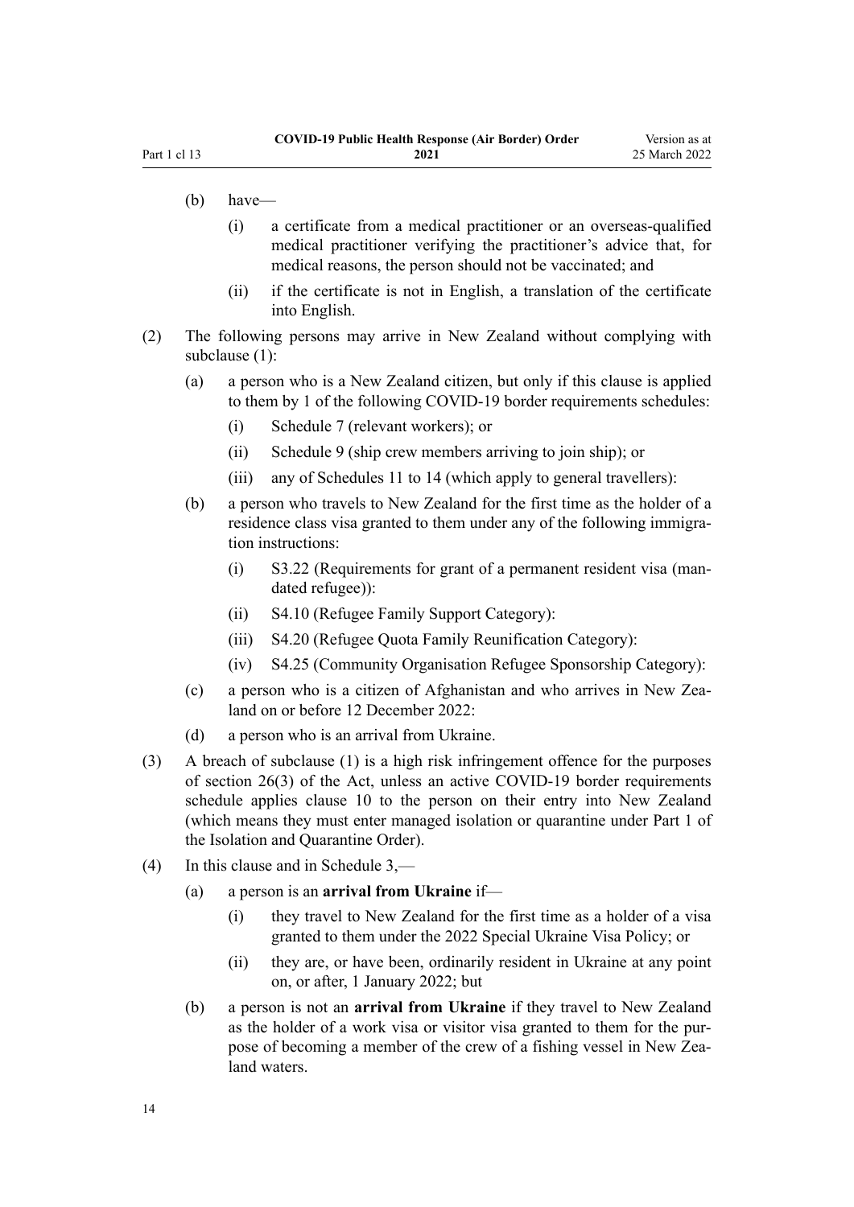(b) have—

(i) a certificate from a medical practitioner or an overseas-qualified medical practitioner verifying the practitioner's advice that, for medical reasons, the person should not be vaccinated; and

(ii) if the certificate is not in English, a translation of the certificate into English.

(2) The following persons may arrive in New Zealand without complying with subclause (1):

(a) a person who is a New Zealand citizen, but only if this clause is applied to them by 1 of the following COVID-19 border requirements schedules:

(i) Schedule 7 (relevant workers); or

(ii) Schedule 9 (ship crew members arriving to join ship); or

(iii) any of Schedules 11 to 14 (which apply to general travellers):

(b) a person who travels to New Zealand for the first time as the holder of a residence class visa granted to them under any of the following immigration instructions:

(i) S3.22 (Requirements for grant of a permanent resident visa (mandated refugee)):

(ii) S4.10 (Refugee Family Support Category):

(iii) S4.20 (Refugee Quota Family Reunification Category):

(iv) S4.25 (Community Organisation Refugee Sponsorship Category):

(c) a person who is a citizen of Afghanistan and who arrives in New Zealand on or before 12 December 2022:

(d) a person who is an arrival from Ukraine.

(3) A breach of subclause (1) is a high risk infringement offence for the purposes of section 26(3) of the Act, unless an active COVID-19 border requirements schedule applies clause 10 to the person on their entry into New Zealand (which means they must enter managed isolation or quarantine under Part 1 of the Isolation and Quarantine Order).

(4) In this clause and in Schedule 3,—

(a) a person is an **arrival from Ukraine** if—

(i) they travel to New Zealand for the first time as a holder of a visa granted to them under the 2022 Special Ukraine Visa Policy; or

(ii) they are, or have been, ordinarily resident in Ukraine at any point on, or after, 1 January 2022; but

(b) a person is not an **arrival from Ukraine** if they travel to New Zealand as the holder of a work visa or visitor visa granted to them for the purpose of becoming a member of the crew of a fishing vessel in New Zealand waters.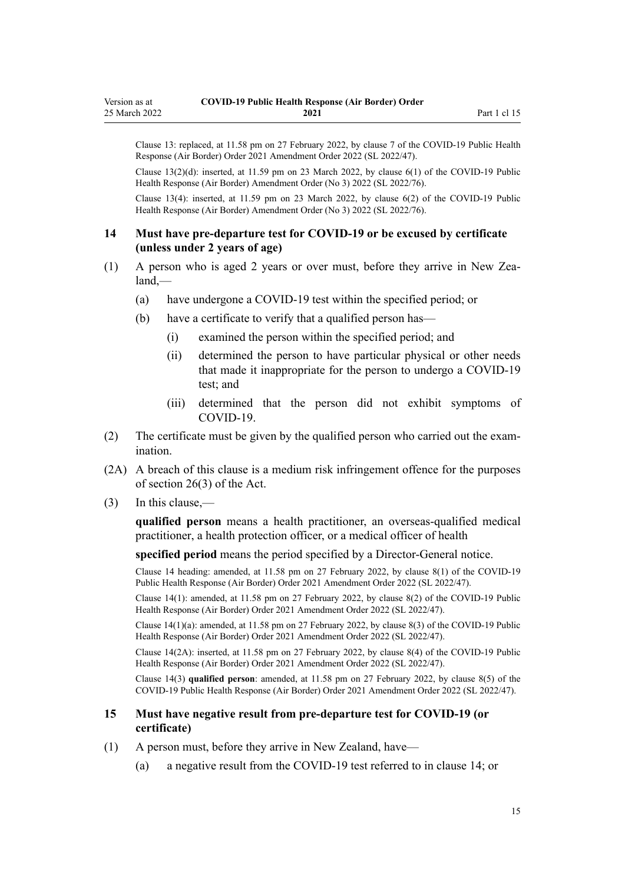Clause 13: replaced, at 11.58 pm on 27 February 2022, by clause 7 of the COVID-19 Public Health Response (Air Border) Order 2021 Amendment Order 2022 (SL 2022/47).

Clause 13(2)(d): inserted, at 11.59 pm on 23 March 2022, by clause 6(1) of the COVID-19 Public Health Response (Air Border) Amendment Order (No 3) 2022 (SL 2022/76).

Clause 13(4): inserted, at 11.59 pm on 23 March 2022, by clause 6(2) of the COVID-19 Public Health Response (Air Border) Amendment Order (No 3) 2022 (SL 2022/76).

### 14 Must have pre-departure test for COVID-19 or be excused by certificate (unless under 2 years of age)

(1) A person who is aged 2 years or over must, before they arrive in New Zealand,—

- (a) have undergone a COVID-19 test within the specified period; or
- (b) have a certificate to verify that a qualified person has—
  - (i) examined the person within the specified period; and
  - (ii) determined the person to have particular physical or other needs that made it inappropriate for the person to undergo a COVID-19 test; and
  - (iii) determined that the person did not exhibit symptoms of COVID-19.

(2) The certificate must be given by the qualified person who carried out the examination.

(2A) A breach of this clause is a medium risk infringement offence for the purposes of section 26(3) of the Act.

(3) In this clause,—

**qualified person** means a health practitioner, an overseas-qualified medical practitioner, a health protection officer, or a medical officer of health

**specified period** means the period specified by a Director-General notice.

Clause 14 heading: amended, at 11.58 pm on 27 February 2022, by clause 8(1) of the COVID-19 Public Health Response (Air Border) Order 2021 Amendment Order 2022 (SL 2022/47).

Clause 14(1): amended, at 11.58 pm on 27 February 2022, by clause 8(2) of the COVID-19 Public Health Response (Air Border) Order 2021 Amendment Order 2022 (SL 2022/47).

Clause 14(1)(a): amended, at 11.58 pm on 27 February 2022, by clause 8(3) of the COVID-19 Public Health Response (Air Border) Order 2021 Amendment Order 2022 (SL 2022/47).

Clause 14(2A): inserted, at 11.58 pm on 27 February 2022, by clause 8(4) of the COVID-19 Public Health Response (Air Border) Order 2021 Amendment Order 2022 (SL 2022/47).

Clause 14(3) **qualified person**: amended, at 11.58 pm on 27 February 2022, by clause 8(5) of the COVID-19 Public Health Response (Air Border) Order 2021 Amendment Order 2022 (SL 2022/47).

### 15 Must have negative result from pre-departure test for COVID-19 (or certificate)

(1) A person must, before they arrive in New Zealand, have—

- (a) a negative result from the COVID-19 test referred to in clause 14; or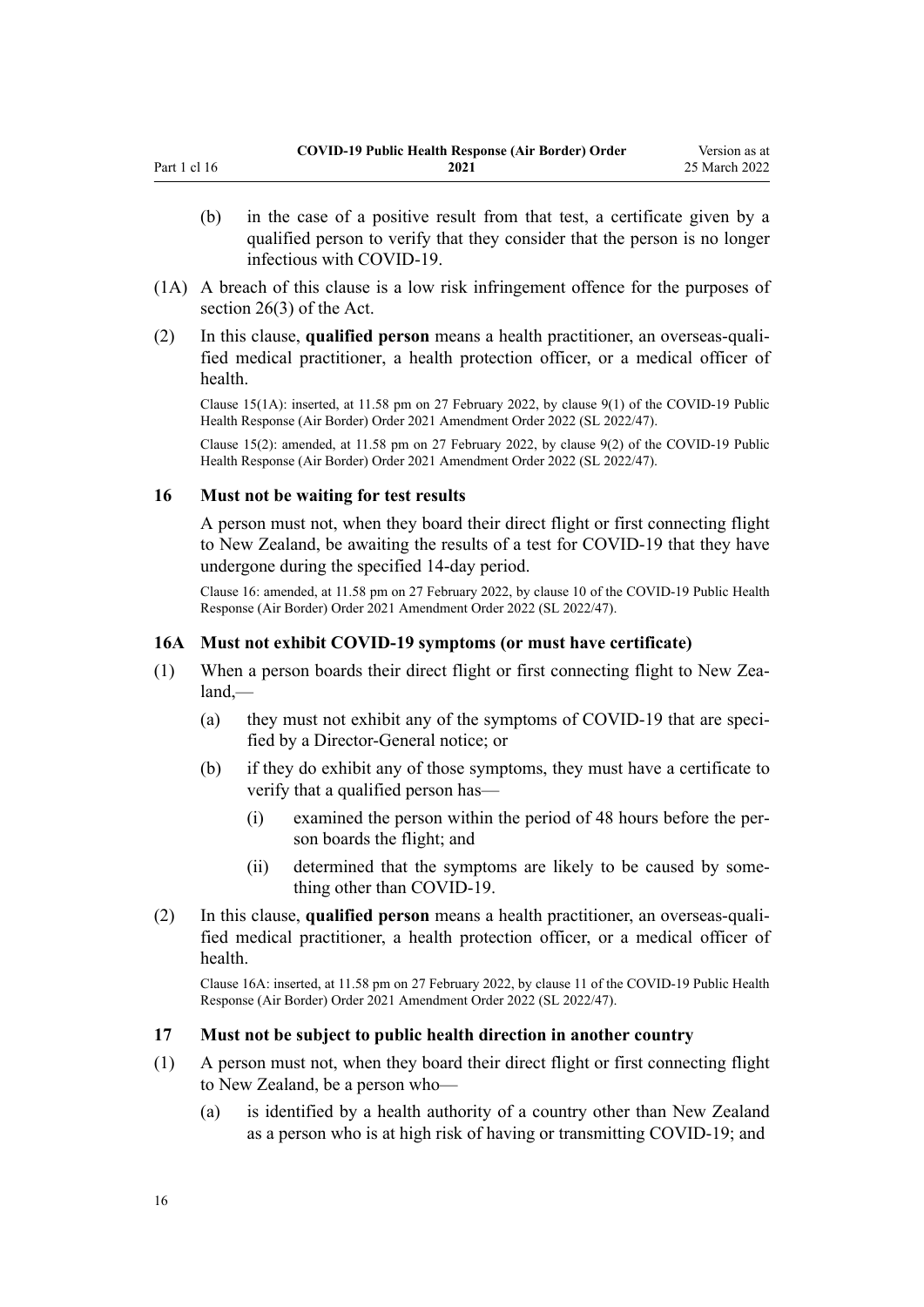(b) in the case of a positive result from that test, a certificate given by a qualified person to verify that they consider that the person is no longer infectious with COVID-19.

(1A) A breach of this clause is a low risk infringement offence for the purposes of section 26(3) of the Act.

(2) In this clause, **qualified person** means a health practitioner, an overseas-qualified medical practitioner, a health protection officer, or a medical officer of health.

Clause 15(1A): inserted, at 11.58 pm on 27 February 2022, by clause 9(1) of the COVID-19 Public Health Response (Air Border) Order 2021 Amendment Order 2022 (SL 2022/47).

Clause 15(2): amended, at 11.58 pm on 27 February 2022, by clause 9(2) of the COVID-19 Public Health Response (Air Border) Order 2021 Amendment Order 2022 (SL 2022/47).

### 16 Must not be waiting for test results

A person must not, when they board their direct flight or first connecting flight to New Zealand, be awaiting the results of a test for COVID-19 that they have undergone during the specified 14-day period.

Clause 16: amended, at 11.58 pm on 27 February 2022, by clause 10 of the COVID-19 Public Health Response (Air Border) Order 2021 Amendment Order 2022 (SL 2022/47).

### 16A Must not exhibit COVID-19 symptoms (or must have certificate)

(1) When a person boards their direct flight or first connecting flight to New Zealand,—

   (a) they must not exhibit any of the symptoms of COVID-19 that are specified by a Director-General notice; or

   (b) if they do exhibit any of those symptoms, they must have a certificate to verify that a qualified person has—

      (i) examined the person within the period of 48 hours before the person boards the flight; and

      (ii) determined that the symptoms are likely to be caused by something other than COVID-19.

(2) In this clause, **qualified person** means a health practitioner, an overseas-qualified medical practitioner, a health protection officer, or a medical officer of health.

Clause 16A: inserted, at 11.58 pm on 27 February 2022, by clause 11 of the COVID-19 Public Health Response (Air Border) Order 2021 Amendment Order 2022 (SL 2022/47).

### 17 Must not be subject to public health direction in another country

(1) A person must not, when they board their direct flight or first connecting flight to New Zealand, be a person who—

   (a) is identified by a health authority of a country other than New Zealand as a person who is at high risk of having or transmitting COVID-19; and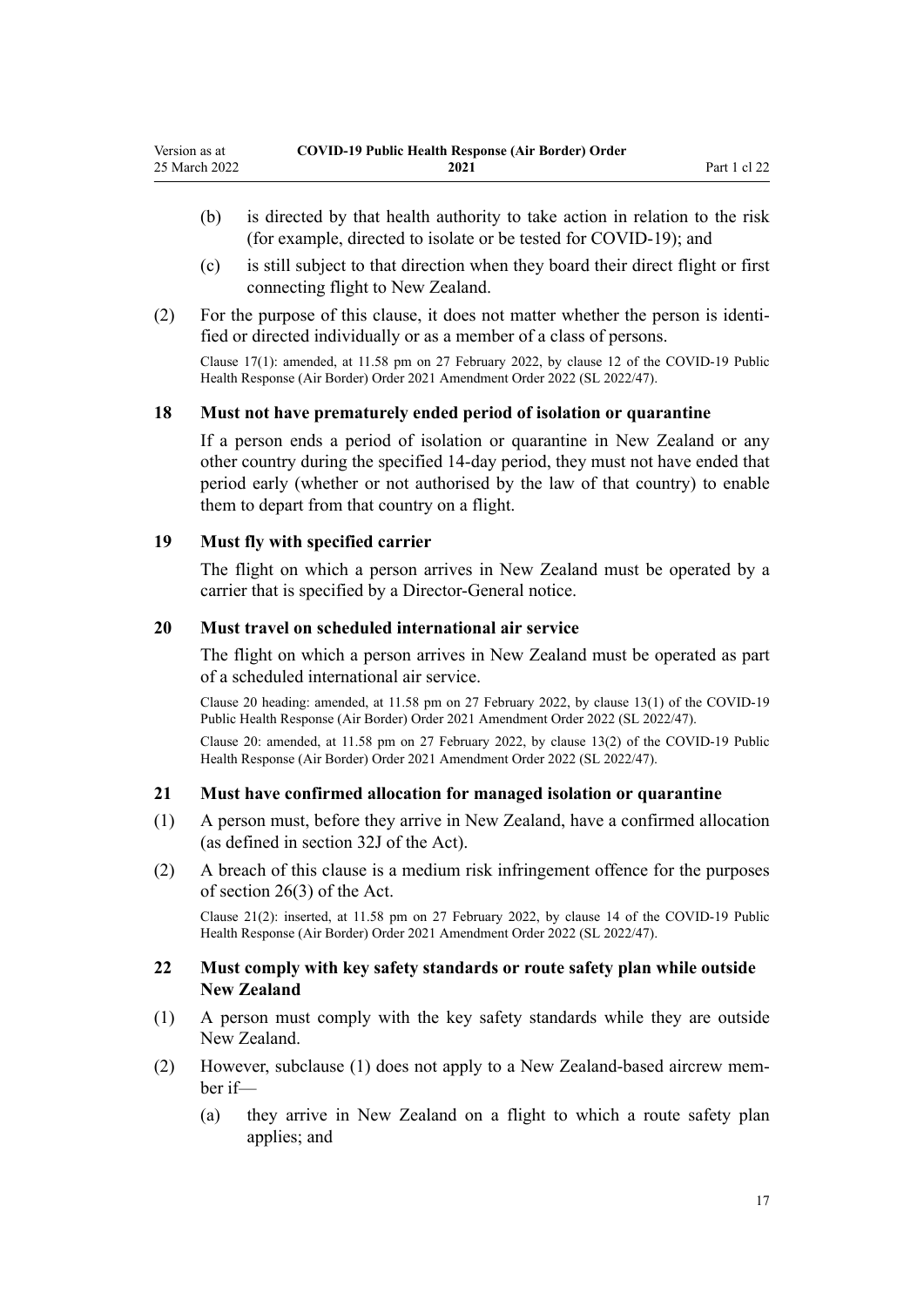(b) is directed by that health authority to take action in relation to the risk (for example, directed to isolate or be tested for COVID-19); and

(c) is still subject to that direction when they board their direct flight or first connecting flight to New Zealand.

(2) For the purpose of this clause, it does not matter whether the person is identified or directed individually or as a member of a class of persons.

Clause 17(1): amended, at 11.58 pm on 27 February 2022, by clause 12 of the COVID-19 Public Health Response (Air Border) Order 2021 Amendment Order 2022 (SL 2022/47).

### 18 Must not have prematurely ended period of isolation or quarantine

If a person ends a period of isolation or quarantine in New Zealand or any other country during the specified 14-day period, they must not have ended that period early (whether or not authorised by the law of that country) to enable them to depart from that country on a flight.

### 19 Must fly with specified carrier

The flight on which a person arrives in New Zealand must be operated by a carrier that is specified by a Director-General notice.

### 20 Must travel on scheduled international air service

The flight on which a person arrives in New Zealand must be operated as part of a scheduled international air service.

Clause 20 heading: amended, at 11.58 pm on 27 February 2022, by clause 13(1) of the COVID-19 Public Health Response (Air Border) Order 2021 Amendment Order 2022 (SL 2022/47).

Clause 20: amended, at 11.58 pm on 27 February 2022, by clause 13(2) of the COVID-19 Public Health Response (Air Border) Order 2021 Amendment Order 2022 (SL 2022/47).

### 21 Must have confirmed allocation for managed isolation or quarantine

(1) A person must, before they arrive in New Zealand, have a confirmed allocation (as defined in section 32J of the Act).

(2) A breach of this clause is a medium risk infringement offence for the purposes of section 26(3) of the Act.

Clause 21(2): inserted, at 11.58 pm on 27 February 2022, by clause 14 of the COVID-19 Public Health Response (Air Border) Order 2021 Amendment Order 2022 (SL 2022/47).

### 22 Must comply with key safety standards or route safety plan while outside New Zealand

(1) A person must comply with the key safety standards while they are outside New Zealand.

(2) However, subclause (1) does not apply to a New Zealand-based aircrew member if—

(a) they arrive in New Zealand on a flight to which a route safety plan applies; and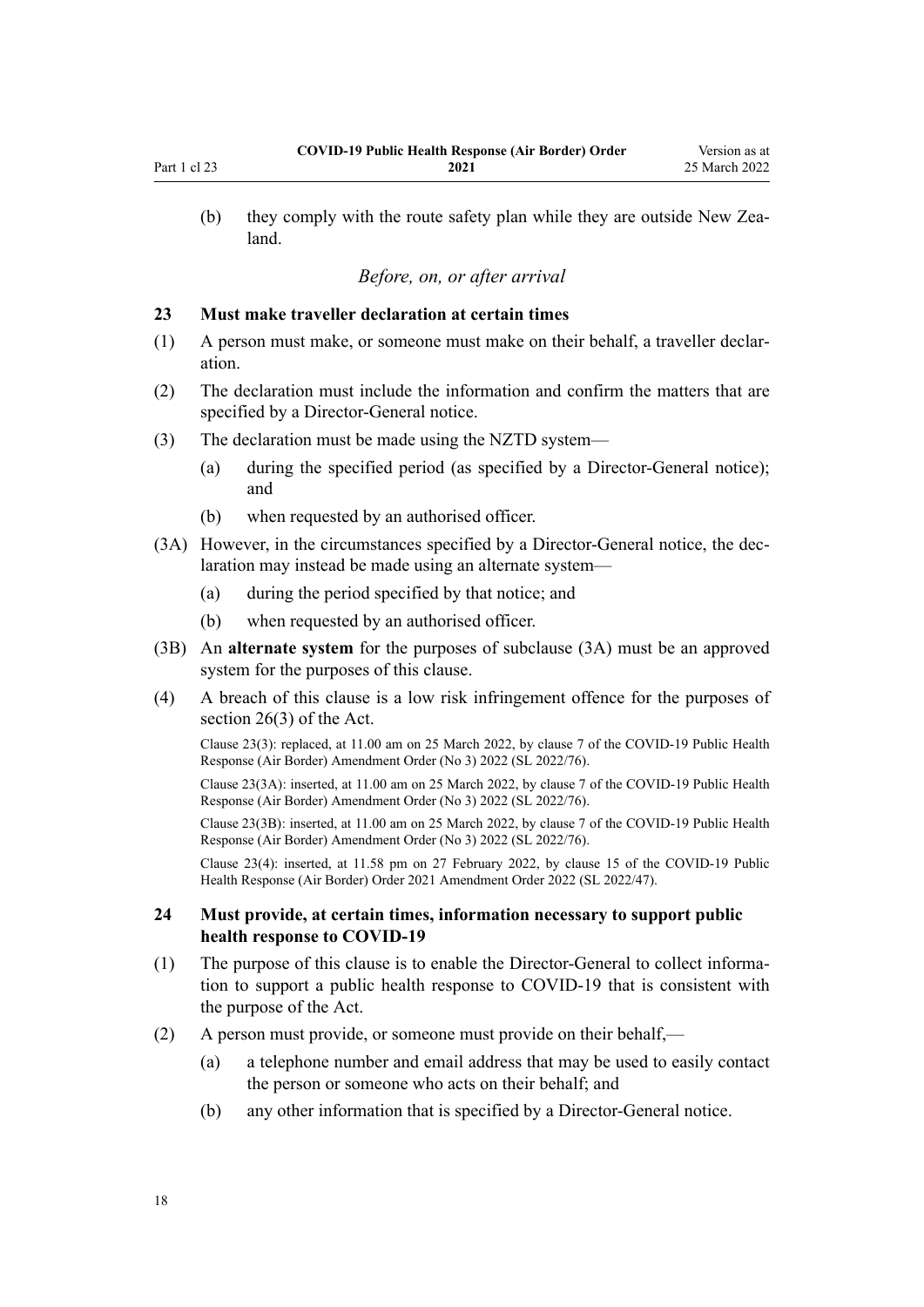(b) they comply with the route safety plan while they are outside New Zealand.

*Before, on, or after arrival*

### 23 Must make traveller declaration at certain times

(1) A person must make, or someone must make on their behalf, a traveller declaration.

(2) The declaration must include the information and confirm the matters that are specified by a Director-General notice.

(3) The declaration must be made using the NZTD system—

(a) during the specified period (as specified by a Director-General notice); and

(b) when requested by an authorised officer.

(3A) However, in the circumstances specified by a Director-General notice, the declaration may instead be made using an alternate system—

(a) during the period specified by that notice; and

(b) when requested by an authorised officer.

(3B) An **alternate system** for the purposes of subclause (3A) must be an approved system for the purposes of this clause.

(4) A breach of this clause is a low risk infringement offence for the purposes of section 26(3) of the Act.

Clause 23(3): replaced, at 11.00 am on 25 March 2022, by clause 7 of the COVID-19 Public Health Response (Air Border) Amendment Order (No 3) 2022 (SL 2022/76).

Clause 23(3A): inserted, at 11.00 am on 25 March 2022, by clause 7 of the COVID-19 Public Health Response (Air Border) Amendment Order (No 3) 2022 (SL 2022/76).

Clause 23(3B): inserted, at 11.00 am on 25 March 2022, by clause 7 of the COVID-19 Public Health Response (Air Border) Amendment Order (No 3) 2022 (SL 2022/76).

Clause 23(4): inserted, at 11.58 pm on 27 February 2022, by clause 15 of the COVID-19 Public Health Response (Air Border) Order 2021 Amendment Order 2022 (SL 2022/47).

### 24 Must provide, at certain times, information necessary to support public health response to COVID-19

(1) The purpose of this clause is to enable the Director-General to collect information to support a public health response to COVID-19 that is consistent with the purpose of the Act.

(2) A person must provide, or someone must provide on their behalf,—

(a) a telephone number and email address that may be used to easily contact the person or someone who acts on their behalf; and

(b) any other information that is specified by a Director-General notice.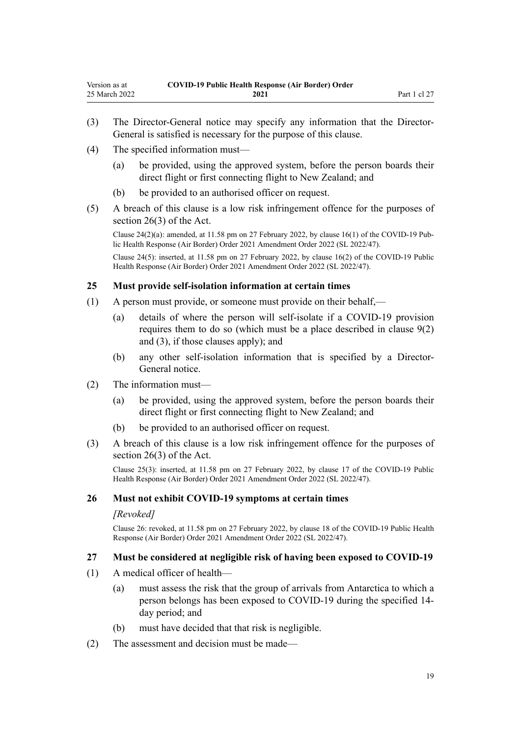(3) The Director-General notice may specify any information that the Director-General is satisfied is necessary for the purpose of this clause.

(4) The specified information must—

(a) be provided, using the approved system, before the person boards their direct flight or first connecting flight to New Zealand; and

(b) be provided to an authorised officer on request.

(5) A breach of this clause is a low risk infringement offence for the purposes of section 26(3) of the Act.

Clause 24(2)(a): amended, at 11.58 pm on 27 February 2022, by clause 16(1) of the COVID-19 Public Health Response (Air Border) Order 2021 Amendment Order 2022 (SL 2022/47).

Clause 24(5): inserted, at 11.58 pm on 27 February 2022, by clause 16(2) of the COVID-19 Public Health Response (Air Border) Order 2021 Amendment Order 2022 (SL 2022/47).

### 25 Must provide self-isolation information at certain times

(1) A person must provide, or someone must provide on their behalf,—

(a) details of where the person will self-isolate if a COVID-19 provision requires them to do so (which must be a place described in clause 9(2) and (3), if those clauses apply); and

(b) any other self-isolation information that is specified by a Director-General notice.

(2) The information must—

(a) be provided, using the approved system, before the person boards their direct flight or first connecting flight to New Zealand; and

(b) be provided to an authorised officer on request.

(3) A breach of this clause is a low risk infringement offence for the purposes of section 26(3) of the Act.

Clause 25(3): inserted, at 11.58 pm on 27 February 2022, by clause 17 of the COVID-19 Public Health Response (Air Border) Order 2021 Amendment Order 2022 (SL 2022/47).

### 26 Must not exhibit COVID-19 symptoms at certain times

*[Revoked]*

Clause 26: revoked, at 11.58 pm on 27 February 2022, by clause 18 of the COVID-19 Public Health Response (Air Border) Order 2021 Amendment Order 2022 (SL 2022/47).

### 27 Must be considered at negligible risk of having been exposed to COVID-19

(1) A medical officer of health—

(a) must assess the risk that the group of arrivals from Antarctica to which a person belongs has been exposed to COVID-19 during the specified 14-day period; and

(b) must have decided that that risk is negligible.

(2) The assessment and decision must be made—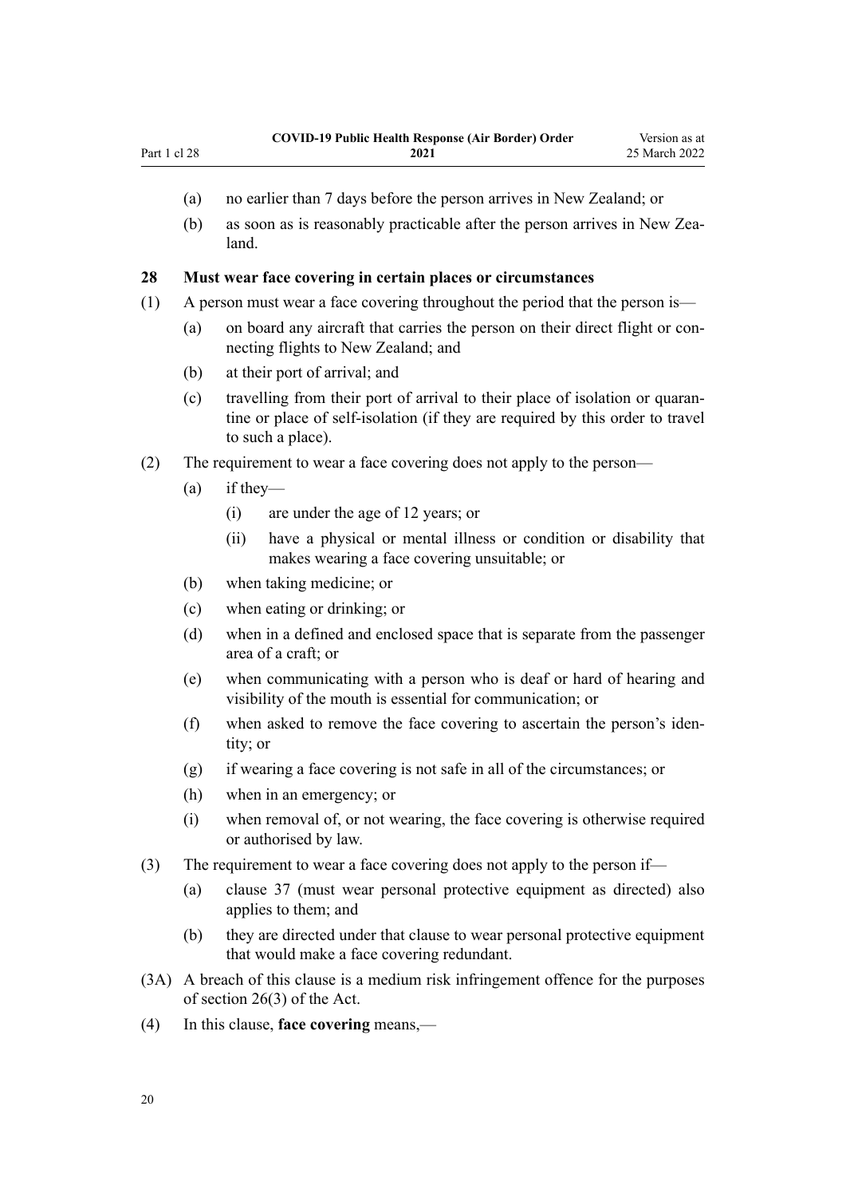(a) no earlier than 7 days before the person arrives in New Zealand; or

(b) as soon as is reasonably practicable after the person arrives in New Zealand.

### 28 Must wear face covering in certain places or circumstances

(1) A person must wear a face covering throughout the period that the person is—

(a) on board any aircraft that carries the person on their direct flight or connecting flights to New Zealand; and

(b) at their port of arrival; and

(c) travelling from their port of arrival to their place of isolation or quarantine or place of self-isolation (if they are required by this order to travel to such a place).

(2) The requirement to wear a face covering does not apply to the person—

(a) if they—

(i) are under the age of 12 years; or

(ii) have a physical or mental illness or condition or disability that makes wearing a face covering unsuitable; or

(b) when taking medicine; or

(c) when eating or drinking; or

(d) when in a defined and enclosed space that is separate from the passenger area of a craft; or

(e) when communicating with a person who is deaf or hard of hearing and visibility of the mouth is essential for communication; or

(f) when asked to remove the face covering to ascertain the person's identity; or

(g) if wearing a face covering is not safe in all of the circumstances; or

(h) when in an emergency; or

(i) when removal of, or not wearing, the face covering is otherwise required or authorised by law.

(3) The requirement to wear a face covering does not apply to the person if—

(a) clause 37 (must wear personal protective equipment as directed) also applies to them; and

(b) they are directed under that clause to wear personal protective equipment that would make a face covering redundant.

(3A) A breach of this clause is a medium risk infringement offence for the purposes of section 26(3) of the Act.

(4) In this clause, **face covering** means,—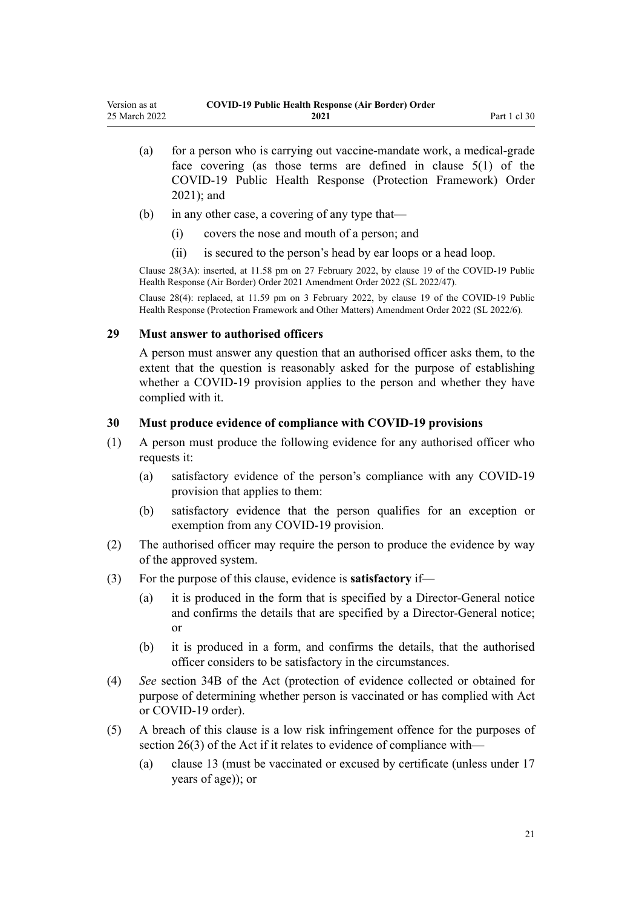(a) for a person who is carrying out vaccine-mandate work, a medical-grade face covering (as those terms are defined in clause 5(1) of the COVID-19 Public Health Response (Protection Framework) Order 2021); and

(b) in any other case, a covering of any type that—

(i) covers the nose and mouth of a person; and

(ii) is secured to the person's head by ear loops or a head loop.

Clause 28(3A): inserted, at 11.58 pm on 27 February 2022, by clause 19 of the COVID-19 Public Health Response (Air Border) Order 2021 Amendment Order 2022 (SL 2022/47).

Clause 28(4): replaced, at 11.59 pm on 3 February 2022, by clause 19 of the COVID-19 Public Health Response (Protection Framework and Other Matters) Amendment Order 2022 (SL 2022/6).

### 29 Must answer to authorised officers

A person must answer any question that an authorised officer asks them, to the extent that the question is reasonably asked for the purpose of establishing whether a COVID-19 provision applies to the person and whether they have complied with it.

### 30 Must produce evidence of compliance with COVID-19 provisions

(1) A person must produce the following evidence for any authorised officer who requests it:

(a) satisfactory evidence of the person's compliance with any COVID-19 provision that applies to them:

(b) satisfactory evidence that the person qualifies for an exception or exemption from any COVID-19 provision.

(2) The authorised officer may require the person to produce the evidence by way of the approved system.

(3) For the purpose of this clause, evidence is **satisfactory** if—

(a) it is produced in the form that is specified by a Director-General notice and confirms the details that are specified by a Director-General notice; or

(b) it is produced in a form, and confirms the details, that the authorised officer considers to be satisfactory in the circumstances.

(4) *See* section 34B of the Act (protection of evidence collected or obtained for purpose of determining whether person is vaccinated or has complied with Act or COVID-19 order).

(5) A breach of this clause is a low risk infringement offence for the purposes of section 26(3) of the Act if it relates to evidence of compliance with—

(a) clause 13 (must be vaccinated or excused by certificate (unless under 17 years of age)); or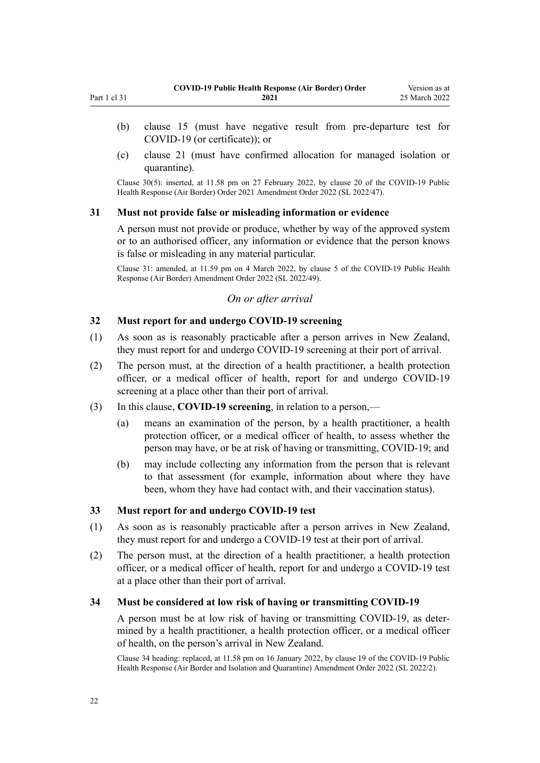(b) clause 15 (must have negative result from pre-departure test for COVID-19 (or certificate)); or

(c) clause 21 (must have confirmed allocation for managed isolation or quarantine).

Clause 30(5): inserted, at 11.58 pm on 27 February 2022, by clause 20 of the COVID-19 Public Health Response (Air Border) Order 2021 Amendment Order 2022 (SL 2022/47).

### 31 Must not provide false or misleading information or evidence

A person must not provide or produce, whether by way of the approved system or to an authorised officer, any information or evidence that the person knows is false or misleading in any material particular.

Clause 31: amended, at 11.59 pm on 4 March 2022, by clause 5 of the COVID-19 Public Health Response (Air Border) Amendment Order 2022 (SL 2022/49).

*On or after arrival*

### 32 Must report for and undergo COVID-19 screening

(1) As soon as is reasonably practicable after a person arrives in New Zealand, they must report for and undergo COVID-19 screening at their port of arrival.

(2) The person must, at the direction of a health practitioner, a health protection officer, or a medical officer of health, report for and undergo COVID-19 screening at a place other than their port of arrival.

(3) In this clause, **COVID-19 screening**, in relation to a person,—

(a) means an examination of the person, by a health practitioner, a health protection officer, or a medical officer of health, to assess whether the person may have, or be at risk of having or transmitting, COVID-19; and

(b) may include collecting any information from the person that is relevant to that assessment (for example, information about where they have been, whom they have had contact with, and their vaccination status).

### 33 Must report for and undergo COVID-19 test

(1) As soon as is reasonably practicable after a person arrives in New Zealand, they must report for and undergo a COVID-19 test at their port of arrival.

(2) The person must, at the direction of a health practitioner, a health protection officer, or a medical officer of health, report for and undergo a COVID-19 test at a place other than their port of arrival.

### 34 Must be considered at low risk of having or transmitting COVID-19

A person must be at low risk of having or transmitting COVID-19, as determined by a health practitioner, a health protection officer, or a medical officer of health, on the person's arrival in New Zealand.

Clause 34 heading: replaced, at 11.58 pm on 16 January 2022, by clause 19 of the COVID-19 Public Health Response (Air Border and Isolation and Quarantine) Amendment Order 2022 (SL 2022/2).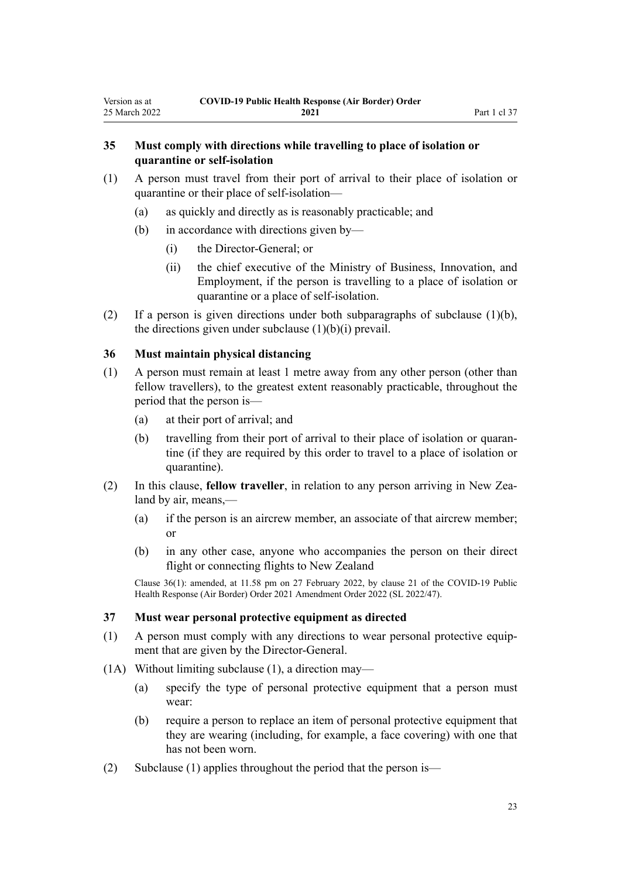### 35 Must comply with directions while travelling to place of isolation or quarantine or self-isolation

(1) A person must travel from their port of arrival to their place of isolation or quarantine or their place of self-isolation—

(a) as quickly and directly as is reasonably practicable; and

(b) in accordance with directions given by—

(i) the Director-General; or

(ii) the chief executive of the Ministry of Business, Innovation, and Employment, if the person is travelling to a place of isolation or quarantine or a place of self-isolation.

(2) If a person is given directions under both subparagraphs of subclause (1)(b), the directions given under subclause (1)(b)(i) prevail.

### 36 Must maintain physical distancing

(1) A person must remain at least 1 metre away from any other person (other than fellow travellers), to the greatest extent reasonably practicable, throughout the period that the person is—

(a) at their port of arrival; and

(b) travelling from their port of arrival to their place of isolation or quarantine (if they are required by this order to travel to a place of isolation or quarantine).

(2) In this clause, **fellow traveller**, in relation to any person arriving in New Zealand by air, means,—

(a) if the person is an aircrew member, an associate of that aircrew member; or

(b) in any other case, anyone who accompanies the person on their direct flight or connecting flights to New Zealand

Clause 36(1): amended, at 11.58 pm on 27 February 2022, by clause 21 of the COVID-19 Public Health Response (Air Border) Order 2021 Amendment Order 2022 (SL 2022/47).

### 37 Must wear personal protective equipment as directed

(1) A person must comply with any directions to wear personal protective equipment that are given by the Director-General.

(1A) Without limiting subclause (1), a direction may—

(a) specify the type of personal protective equipment that a person must wear:

(b) require a person to replace an item of personal protective equipment that they are wearing (including, for example, a face covering) with one that has not been worn.

(2) Subclause (1) applies throughout the period that the person is—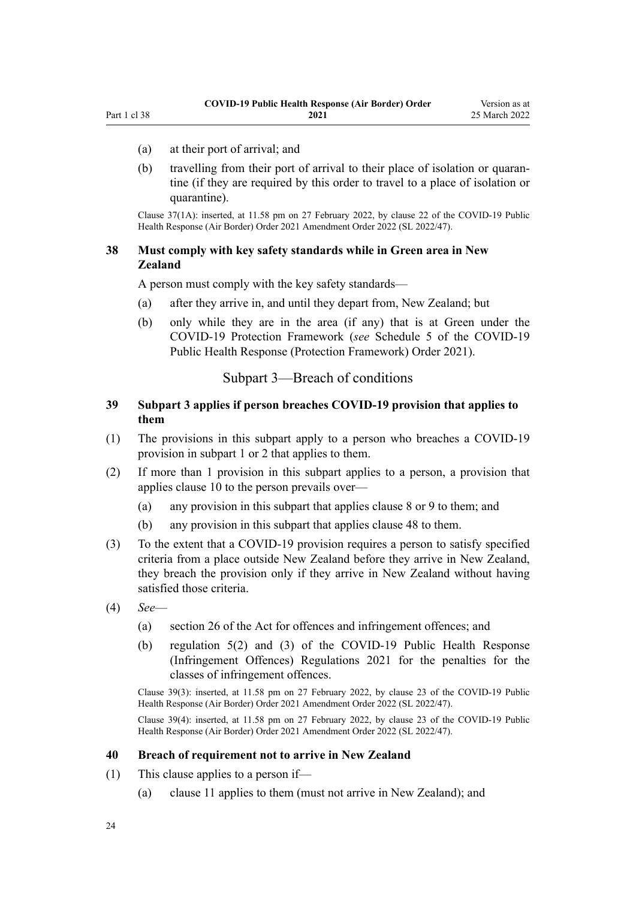(a) at their port of arrival; and

(b) travelling from their port of arrival to their place of isolation or quarantine (if they are required by this order to travel to a place of isolation or quarantine).

Clause 37(1A): inserted, at 11.58 pm on 27 February 2022, by clause 22 of the COVID-19 Public Health Response (Air Border) Order 2021 Amendment Order 2022 (SL 2022/47).

### 38 Must comply with key safety standards while in Green area in New Zealand

A person must comply with the key safety standards—

(a) after they arrive in, and until they depart from, New Zealand; but

(b) only while they are in the area (if any) that is at Green under the COVID-19 Protection Framework (*see* Schedule 5 of the COVID-19 Public Health Response (Protection Framework) Order 2021).

## Subpart 3—Breach of conditions

### 39 Subpart 3 applies if person breaches COVID-19 provision that applies to them

(1) The provisions in this subpart apply to a person who breaches a COVID-19 provision in subpart 1 or 2 that applies to them.

(2) If more than 1 provision in this subpart applies to a person, a provision that applies clause 10 to the person prevails over—

(a) any provision in this subpart that applies clause 8 or 9 to them; and

(b) any provision in this subpart that applies clause 48 to them.

(3) To the extent that a COVID-19 provision requires a person to satisfy specified criteria from a place outside New Zealand before they arrive in New Zealand, they breach the provision only if they arrive in New Zealand without having satisfied those criteria.

(4) *See*—

(a) section 26 of the Act for offences and infringement offences; and

(b) regulation 5(2) and (3) of the COVID-19 Public Health Response (Infringement Offences) Regulations 2021 for the penalties for the classes of infringement offences.

Clause 39(3): inserted, at 11.58 pm on 27 February 2022, by clause 23 of the COVID-19 Public Health Response (Air Border) Order 2021 Amendment Order 2022 (SL 2022/47).

Clause 39(4): inserted, at 11.58 pm on 27 February 2022, by clause 23 of the COVID-19 Public Health Response (Air Border) Order 2021 Amendment Order 2022 (SL 2022/47).

### 40 Breach of requirement not to arrive in New Zealand

(1) This clause applies to a person if—

(a) clause 11 applies to them (must not arrive in New Zealand); and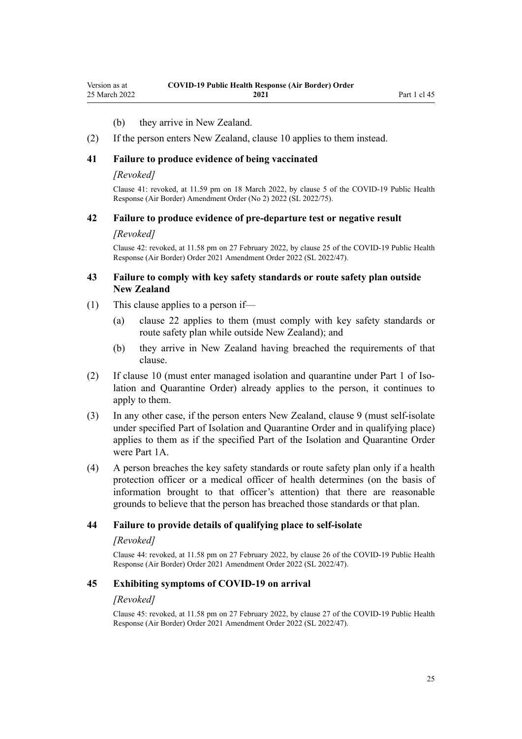(b) they arrive in New Zealand.

(2) If the person enters New Zealand, clause 10 applies to them instead.

### 41 Failure to produce evidence of being vaccinated

*[Revoked]*

Clause 41: revoked, at 11.59 pm on 18 March 2022, by clause 5 of the COVID-19 Public Health Response (Air Border) Amendment Order (No 2) 2022 (SL 2022/75).

### 42 Failure to produce evidence of pre-departure test or negative result

*[Revoked]*

Clause 42: revoked, at 11.58 pm on 27 February 2022, by clause 25 of the COVID-19 Public Health Response (Air Border) Order 2021 Amendment Order 2022 (SL 2022/47).

### 43 Failure to comply with key safety standards or route safety plan outside New Zealand

(1) This clause applies to a person if—

(a) clause 22 applies to them (must comply with key safety standards or route safety plan while outside New Zealand); and

(b) they arrive in New Zealand having breached the requirements of that clause.

(2) If clause 10 (must enter managed isolation and quarantine under Part 1 of Isolation and Quarantine Order) already applies to the person, it continues to apply to them.

(3) In any other case, if the person enters New Zealand, clause 9 (must self-isolate under specified Part of Isolation and Quarantine Order and in qualifying place) applies to them as if the specified Part of the Isolation and Quarantine Order were Part 1A.

(4) A person breaches the key safety standards or route safety plan only if a health protection officer or a medical officer of health determines (on the basis of information brought to that officer's attention) that there are reasonable grounds to believe that the person has breached those standards or that plan.

### 44 Failure to provide details of qualifying place to self-isolate

*[Revoked]*

Clause 44: revoked, at 11.58 pm on 27 February 2022, by clause 26 of the COVID-19 Public Health Response (Air Border) Order 2021 Amendment Order 2022 (SL 2022/47).

### 45 Exhibiting symptoms of COVID-19 on arrival

*[Revoked]*

Clause 45: revoked, at 11.58 pm on 27 February 2022, by clause 27 of the COVID-19 Public Health Response (Air Border) Order 2021 Amendment Order 2022 (SL 2022/47).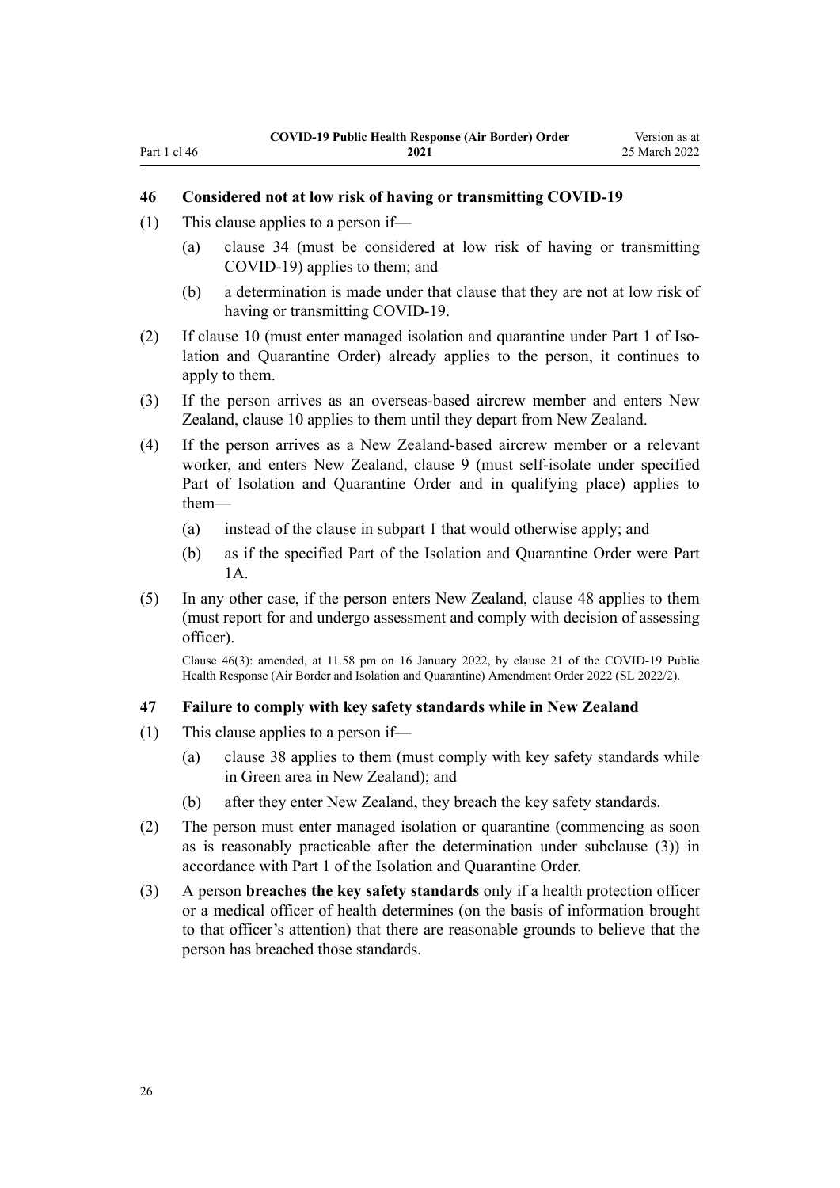### 46 Considered not at low risk of having or transmitting COVID-19

(1) This clause applies to a person if—

(a) clause 34 (must be considered at low risk of having or transmitting COVID-19) applies to them; and

(b) a determination is made under that clause that they are not at low risk of having or transmitting COVID-19.

(2) If clause 10 (must enter managed isolation and quarantine under Part 1 of Isolation and Quarantine Order) already applies to the person, it continues to apply to them.

(3) If the person arrives as an overseas-based aircrew member and enters New Zealand, clause 10 applies to them until they depart from New Zealand.

(4) If the person arrives as a New Zealand-based aircrew member or a relevant worker, and enters New Zealand, clause 9 (must self-isolate under specified Part of Isolation and Quarantine Order and in qualifying place) applies to them—

(a) instead of the clause in subpart 1 that would otherwise apply; and

(b) as if the specified Part of the Isolation and Quarantine Order were Part 1A.

(5) In any other case, if the person enters New Zealand, clause 48 applies to them (must report for and undergo assessment and comply with decision of assessing officer).

Clause 46(3): amended, at 11.58 pm on 16 January 2022, by clause 21 of the COVID-19 Public Health Response (Air Border and Isolation and Quarantine) Amendment Order 2022 (SL 2022/2).

### 47 Failure to comply with key safety standards while in New Zealand

(1) This clause applies to a person if—

(a) clause 38 applies to them (must comply with key safety standards while in Green area in New Zealand); and

(b) after they enter New Zealand, they breach the key safety standards.

(2) The person must enter managed isolation or quarantine (commencing as soon as is reasonably practicable after the determination under subclause (3)) in accordance with Part 1 of the Isolation and Quarantine Order.

(3) A person **breaches the key safety standards** only if a health protection officer or a medical officer of health determines (on the basis of information brought to that officer's attention) that there are reasonable grounds to believe that the person has breached those standards.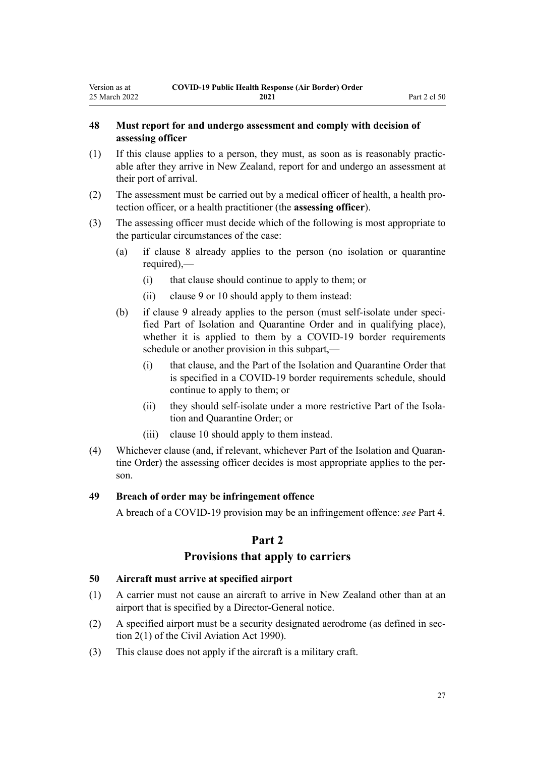### 48 Must report for and undergo assessment and comply with decision of assessing officer

(1) If this clause applies to a person, they must, as soon as is reasonably practicable after they arrive in New Zealand, report for and undergo an assessment at their port of arrival.

(2) The assessment must be carried out by a medical officer of health, a health protection officer, or a health practitioner (the **assessing officer**).

(3) The assessing officer must decide which of the following is most appropriate to the particular circumstances of the case:

- (a) if clause 8 already applies to the person (no isolation or quarantine required),—
  - (i) that clause should continue to apply to them; or
  - (ii) clause 9 or 10 should apply to them instead:
- (b) if clause 9 already applies to the person (must self-isolate under specified Part of Isolation and Quarantine Order and in qualifying place), whether it is applied to them by a COVID-19 border requirements schedule or another provision in this subpart,—
  - (i) that clause, and the Part of the Isolation and Quarantine Order that is specified in a COVID-19 border requirements schedule, should continue to apply to them; or
  - (ii) they should self-isolate under a more restrictive Part of the Isolation and Quarantine Order; or
  - (iii) clause 10 should apply to them instead.

(4) Whichever clause (and, if relevant, whichever Part of the Isolation and Quarantine Order) the assessing officer decides is most appropriate applies to the person.

### 49 Breach of order may be infringement offence

A breach of a COVID-19 provision may be an infringement offence: *see* Part 4.

## Part 2
## Provisions that apply to carriers

### 50 Aircraft must arrive at specified airport

(1) A carrier must not cause an aircraft to arrive in New Zealand other than at an airport that is specified by a Director-General notice.

(2) A specified airport must be a security designated aerodrome (as defined in section 2(1) of the Civil Aviation Act 1990).

(3) This clause does not apply if the aircraft is a military craft.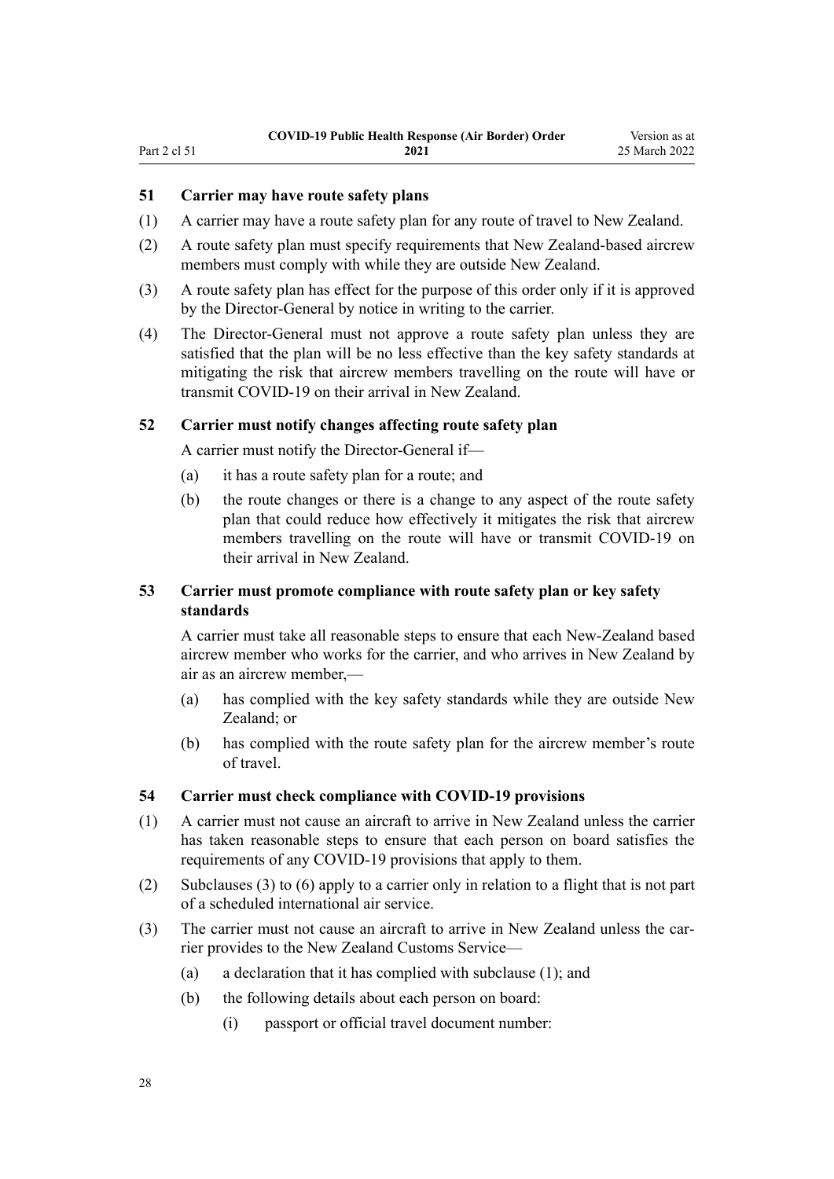### 51 Carrier may have route safety plans

(1) A carrier may have a route safety plan for any route of travel to New Zealand.

(2) A route safety plan must specify requirements that New Zealand-based aircrew members must comply with while they are outside New Zealand.

(3) A route safety plan has effect for the purpose of this order only if it is approved by the Director-General by notice in writing to the carrier.

(4) The Director-General must not approve a route safety plan unless they are satisfied that the plan will be no less effective than the key safety standards at mitigating the risk that aircrew members travelling on the route will have or transmit COVID-19 on their arrival in New Zealand.

### 52 Carrier must notify changes affecting route safety plan

A carrier must notify the Director-General if—

(a) it has a route safety plan for a route; and

(b) the route changes or there is a change to any aspect of the route safety plan that could reduce how effectively it mitigates the risk that aircrew members travelling on the route will have or transmit COVID-19 on their arrival in New Zealand.

### 53 Carrier must promote compliance with route safety plan or key safety standards

A carrier must take all reasonable steps to ensure that each New-Zealand based aircrew member who works for the carrier, and who arrives in New Zealand by air as an aircrew member,—

(a) has complied with the key safety standards while they are outside New Zealand; or

(b) has complied with the route safety plan for the aircrew member's route of travel.

### 54 Carrier must check compliance with COVID-19 provisions

(1) A carrier must not cause an aircraft to arrive in New Zealand unless the carrier has taken reasonable steps to ensure that each person on board satisfies the requirements of any COVID-19 provisions that apply to them.

(2) Subclauses (3) to (6) apply to a carrier only in relation to a flight that is not part of a scheduled international air service.

(3) The carrier must not cause an aircraft to arrive in New Zealand unless the carrier provides to the New Zealand Customs Service—

(a) a declaration that it has complied with subclause (1); and

(b) the following details about each person on board:

(i) passport or official travel document number: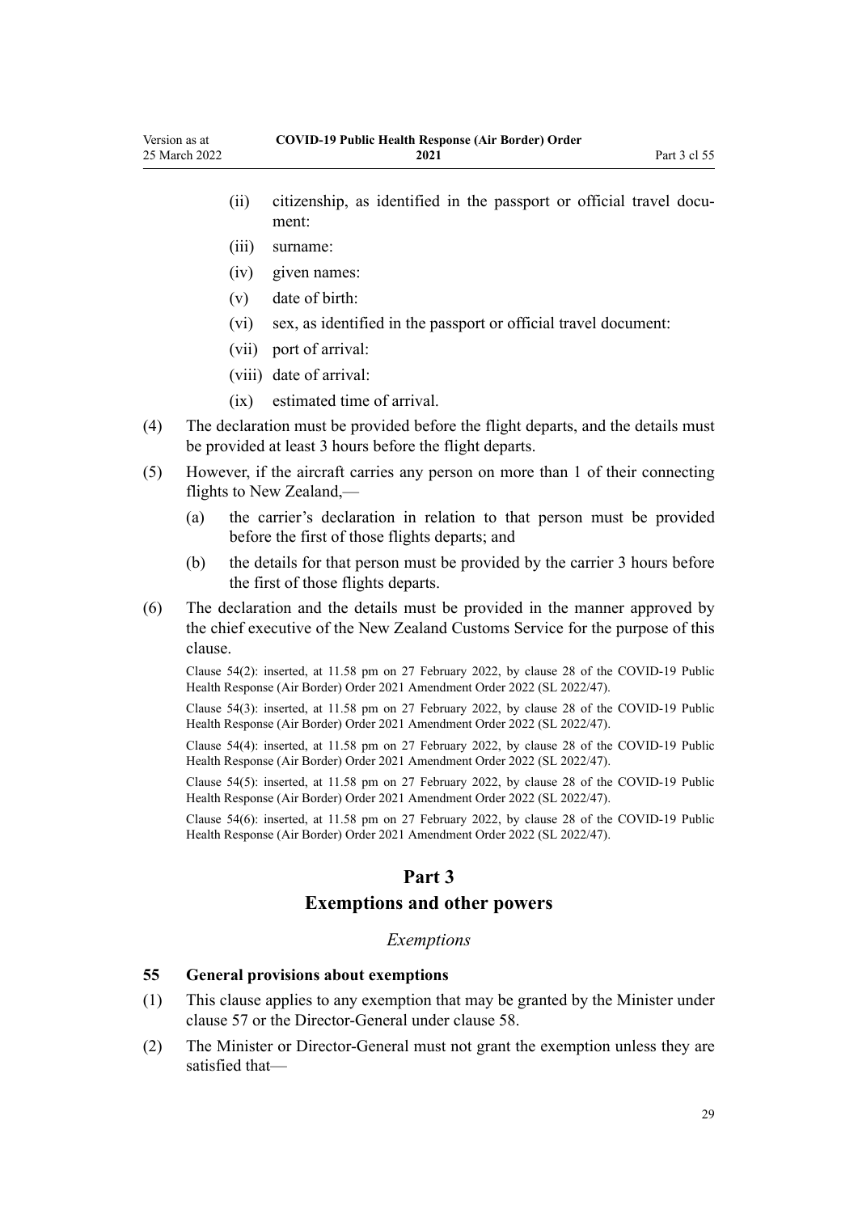(ii) citizenship, as identified in the passport or official travel document:

(iii) surname:

(iv) given names:

(v) date of birth:

(vi) sex, as identified in the passport or official travel document:

(vii) port of arrival:

(viii) date of arrival:

(ix) estimated time of arrival.

(4) The declaration must be provided before the flight departs, and the details must be provided at least 3 hours before the flight departs.

(5) However, if the aircraft carries any person on more than 1 of their connecting flights to New Zealand,—

(a) the carrier's declaration in relation to that person must be provided before the first of those flights departs; and

(b) the details for that person must be provided by the carrier 3 hours before the first of those flights departs.

(6) The declaration and the details must be provided in the manner approved by the chief executive of the New Zealand Customs Service for the purpose of this clause.

Clause 54(2): inserted, at 11.58 pm on 27 February 2022, by clause 28 of the COVID-19 Public Health Response (Air Border) Order 2021 Amendment Order 2022 (SL 2022/47).

Clause 54(3): inserted, at 11.58 pm on 27 February 2022, by clause 28 of the COVID-19 Public Health Response (Air Border) Order 2021 Amendment Order 2022 (SL 2022/47).

Clause 54(4): inserted, at 11.58 pm on 27 February 2022, by clause 28 of the COVID-19 Public Health Response (Air Border) Order 2021 Amendment Order 2022 (SL 2022/47).

Clause 54(5): inserted, at 11.58 pm on 27 February 2022, by clause 28 of the COVID-19 Public Health Response (Air Border) Order 2021 Amendment Order 2022 (SL 2022/47).

Clause 54(6): inserted, at 11.58 pm on 27 February 2022, by clause 28 of the COVID-19 Public Health Response (Air Border) Order 2021 Amendment Order 2022 (SL 2022/47).

## Part 3
## Exemptions and other powers

*Exemptions*

### 55 General provisions about exemptions

(1) This clause applies to any exemption that may be granted by the Minister under clause 57 or the Director-General under clause 58.

(2) The Minister or Director-General must not grant the exemption unless they are satisfied that—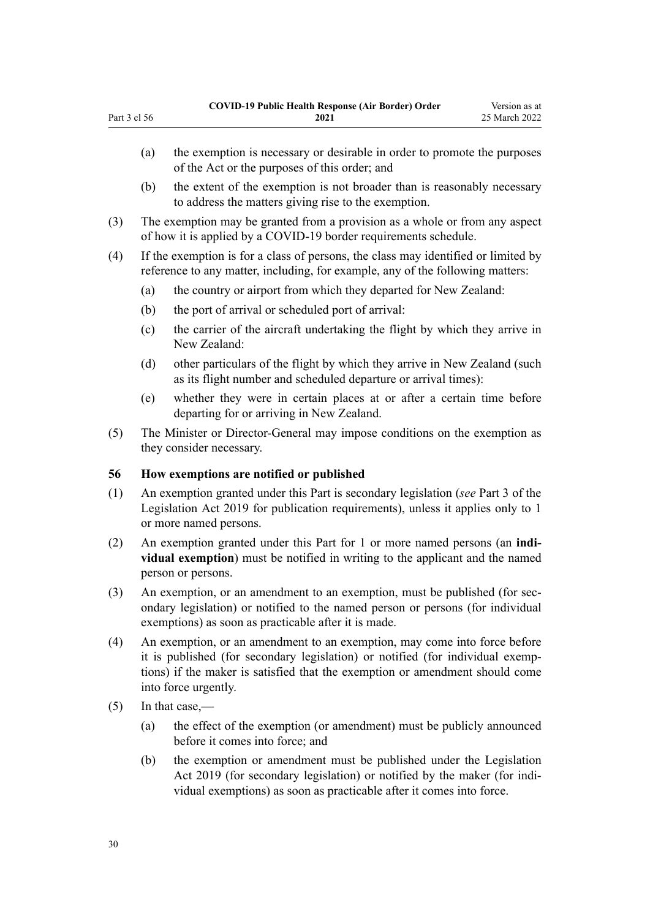(a) the exemption is necessary or desirable in order to promote the purposes of the Act or the purposes of this order; and

(b) the extent of the exemption is not broader than is reasonably necessary to address the matters giving rise to the exemption.

(3) The exemption may be granted from a provision as a whole or from any aspect of how it is applied by a COVID-19 border requirements schedule.

(4) If the exemption is for a class of persons, the class may identified or limited by reference to any matter, including, for example, any of the following matters:

(a) the country or airport from which they departed for New Zealand:

(b) the port of arrival or scheduled port of arrival:

(c) the carrier of the aircraft undertaking the flight by which they arrive in New Zealand:

(d) other particulars of the flight by which they arrive in New Zealand (such as its flight number and scheduled departure or arrival times):

(e) whether they were in certain places at or after a certain time before departing for or arriving in New Zealand.

(5) The Minister or Director-General may impose conditions on the exemption as they consider necessary.

### 56 How exemptions are notified or published

(1) An exemption granted under this Part is secondary legislation (*see* Part 3 of the Legislation Act 2019 for publication requirements), unless it applies only to 1 or more named persons.

(2) An exemption granted under this Part for 1 or more named persons (an **individual exemption**) must be notified in writing to the applicant and the named person or persons.

(3) An exemption, or an amendment to an exemption, must be published (for secondary legislation) or notified to the named person or persons (for individual exemptions) as soon as practicable after it is made.

(4) An exemption, or an amendment to an exemption, may come into force before it is published (for secondary legislation) or notified (for individual exemptions) if the maker is satisfied that the exemption or amendment should come into force urgently.

(5) In that case,—

(a) the effect of the exemption (or amendment) must be publicly announced before it comes into force; and

(b) the exemption or amendment must be published under the Legislation Act 2019 (for secondary legislation) or notified by the maker (for individual exemptions) as soon as practicable after it comes into force.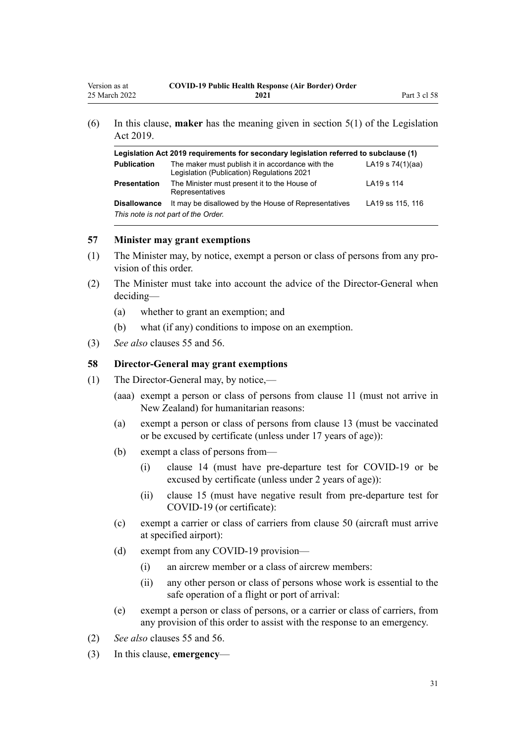(6) In this clause, **maker** has the meaning given in section 5(1) of the Legislation Act 2019.

| Legislation Act 2019 requirements for secondary legislation referred to subclause (1) | | |
|---|---|---|
| **Publication** | The maker must publish it in accordance with the Legislation (Publication) Regulations 2021 | LA19 s 74(1)(aa) |
| **Presentation** | The Minister must present it to the House of Representatives | LA19 s 114 |
| **Disallowance** | It may be disallowed by the House of Representatives | LA19 ss 115, 116 |

*This note is not part of the Order.*

### 57 Minister may grant exemptions

(1) The Minister may, by notice, exempt a person or class of persons from any provision of this order.

(2) The Minister must take into account the advice of the Director-General when deciding—

- (a) whether to grant an exemption; and
- (b) what (if any) conditions to impose on an exemption.

(3) *See also* clauses 55 and 56.

### 58 Director-General may grant exemptions

(1) The Director-General may, by notice,—

- (aaa) exempt a person or class of persons from clause 11 (must not arrive in New Zealand) for humanitarian reasons:
- (a) exempt a person or class of persons from clause 13 (must be vaccinated or be excused by certificate (unless under 17 years of age)):
- (b) exempt a class of persons from—
  - (i) clause 14 (must have pre-departure test for COVID-19 or be excused by certificate (unless under 2 years of age)):
  - (ii) clause 15 (must have negative result from pre-departure test for COVID-19 (or certificate):
- (c) exempt a carrier or class of carriers from clause 50 (aircraft must arrive at specified airport):
- (d) exempt from any COVID-19 provision—
  - (i) an aircrew member or a class of aircrew members:
  - (ii) any other person or class of persons whose work is essential to the safe operation of a flight or port of arrival:
- (e) exempt a person or class of persons, or a carrier or class of carriers, from any provision of this order to assist with the response to an emergency.

(2) *See also* clauses 55 and 56.

(3) In this clause, **emergency**—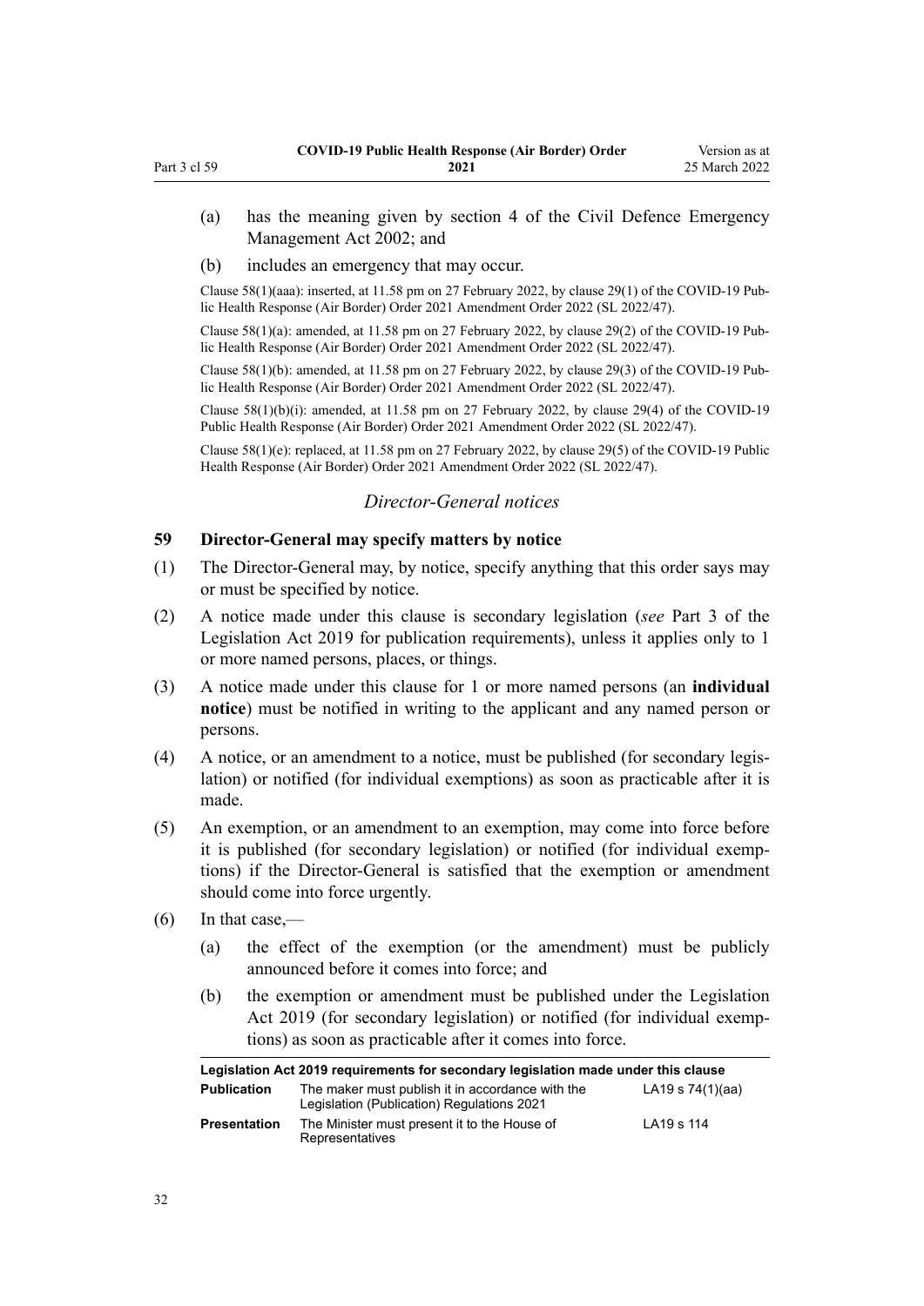(a) has the meaning given by section 4 of the Civil Defence Emergency Management Act 2002; and

(b) includes an emergency that may occur.

Clause 58(1)(aaa): inserted, at 11.58 pm on 27 February 2022, by clause 29(1) of the COVID-19 Public Health Response (Air Border) Order 2021 Amendment Order 2022 (SL 2022/47).

Clause 58(1)(a): amended, at 11.58 pm on 27 February 2022, by clause 29(2) of the COVID-19 Public Health Response (Air Border) Order 2021 Amendment Order 2022 (SL 2022/47).

Clause 58(1)(b): amended, at 11.58 pm on 27 February 2022, by clause 29(3) of the COVID-19 Public Health Response (Air Border) Order 2021 Amendment Order 2022 (SL 2022/47).

Clause 58(1)(b)(i): amended, at 11.58 pm on 27 February 2022, by clause 29(4) of the COVID-19 Public Health Response (Air Border) Order 2021 Amendment Order 2022 (SL 2022/47).

Clause 58(1)(e): replaced, at 11.58 pm on 27 February 2022, by clause 29(5) of the COVID-19 Public Health Response (Air Border) Order 2021 Amendment Order 2022 (SL 2022/47).

### *Director-General notices*

### 59 Director-General may specify matters by notice

(1) The Director-General may, by notice, specify anything that this order says may or must be specified by notice.

(2) A notice made under this clause is secondary legislation (*see* Part 3 of the Legislation Act 2019 for publication requirements), unless it applies only to 1 or more named persons, places, or things.

(3) A notice made under this clause for 1 or more named persons (an **individual notice**) must be notified in writing to the applicant and any named person or persons.

(4) A notice, or an amendment to a notice, must be published (for secondary legislation) or notified (for individual exemptions) as soon as practicable after it is made.

(5) An exemption, or an amendment to an exemption, may come into force before it is published (for secondary legislation) or notified (for individual exemptions) if the Director-General is satisfied that the exemption or amendment should come into force urgently.

(6) In that case,—

(a) the effect of the exemption (or the amendment) must be publicly announced before it comes into force; and

(b) the exemption or amendment must be published under the Legislation Act 2019 (for secondary legislation) or notified (for individual exemptions) as soon as practicable after it comes into force.

| Legislation Act 2019 requirements for secondary legislation made under this clause | | |
|---|---|---|
| **Publication** | The maker must publish it in accordance with the Legislation (Publication) Regulations 2021 | LA19 s 74(1)(aa) |
| **Presentation** | The Minister must present it to the House of Representatives | LA19 s 114 |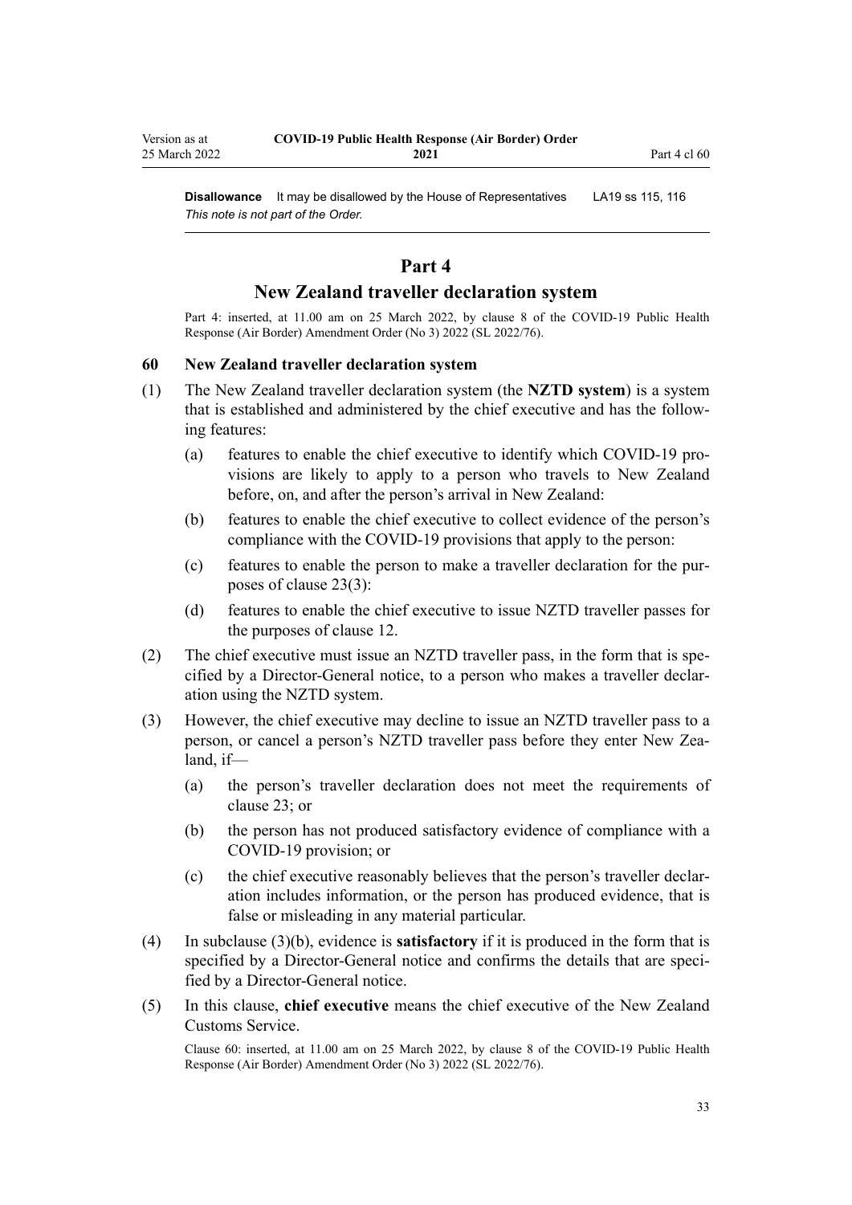**Disallowance** It may be disallowed by the House of Representatives LA19 ss 115, 116
*This note is not part of the Order.*

## Part 4
## New Zealand traveller declaration system

Part 4: inserted, at 11.00 am on 25 March 2022, by clause 8 of the COVID-19 Public Health Response (Air Border) Amendment Order (No 3) 2022 (SL 2022/76).

### 60 New Zealand traveller declaration system

(1) The New Zealand traveller declaration system (the **NZTD system**) is a system that is established and administered by the chief executive and has the following features:

   (a) features to enable the chief executive to identify which COVID-19 provisions are likely to apply to a person who travels to New Zealand before, on, and after the person's arrival in New Zealand:

   (b) features to enable the chief executive to collect evidence of the person's compliance with the COVID-19 provisions that apply to the person:

   (c) features to enable the person to make a traveller declaration for the purposes of clause 23(3):

   (d) features to enable the chief executive to issue NZTD traveller passes for the purposes of clause 12.

(2) The chief executive must issue an NZTD traveller pass, in the form that is specified by a Director-General notice, to a person who makes a traveller declaration using the NZTD system.

(3) However, the chief executive may decline to issue an NZTD traveller pass to a person, or cancel a person's NZTD traveller pass before they enter New Zealand, if—

   (a) the person's traveller declaration does not meet the requirements of clause 23; or

   (b) the person has not produced satisfactory evidence of compliance with a COVID-19 provision; or

   (c) the chief executive reasonably believes that the person's traveller declaration includes information, or the person has produced evidence, that is false or misleading in any material particular.

(4) In subclause (3)(b), evidence is **satisfactory** if it is produced in the form that is specified by a Director-General notice and confirms the details that are specified by a Director-General notice.

(5) In this clause, **chief executive** means the chief executive of the New Zealand Customs Service.

Clause 60: inserted, at 11.00 am on 25 March 2022, by clause 8 of the COVID-19 Public Health Response (Air Border) Amendment Order (No 3) 2022 (SL 2022/76).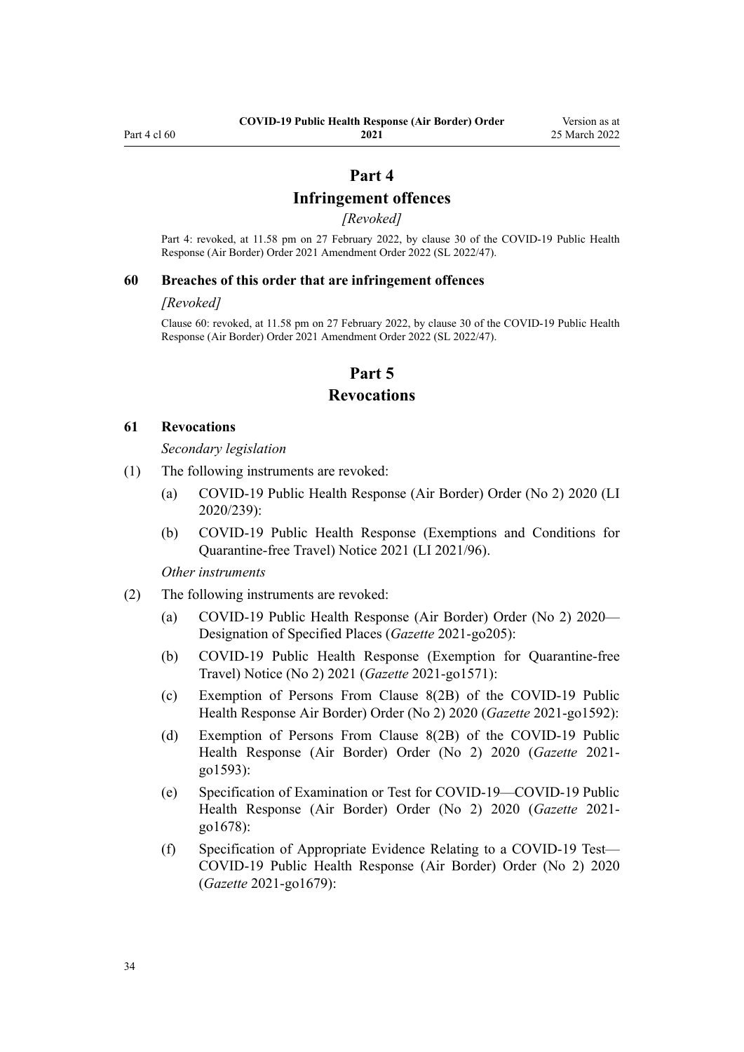# Part 4
## Infringement offences

*[Revoked]*

Part 4: revoked, at 11.58 pm on 27 February 2022, by clause 30 of the COVID-19 Public Health Response (Air Border) Order 2021 Amendment Order 2022 (SL 2022/47).

### 60 Breaches of this order that are infringement offences

*[Revoked]*

Clause 60: revoked, at 11.58 pm on 27 February 2022, by clause 30 of the COVID-19 Public Health Response (Air Border) Order 2021 Amendment Order 2022 (SL 2022/47).

# Part 5
## Revocations

### 61 Revocations

*Secondary legislation*

(1) The following instruments are revoked:

(a) COVID-19 Public Health Response (Air Border) Order (No 2) 2020 (LI 2020/239):

(b) COVID-19 Public Health Response (Exemptions and Conditions for Quarantine-free Travel) Notice 2021 (LI 2021/96).

*Other instruments*

(2) The following instruments are revoked:

(a) COVID-19 Public Health Response (Air Border) Order (No 2) 2020—Designation of Specified Places (*Gazette* 2021-go205):

(b) COVID-19 Public Health Response (Exemption for Quarantine-free Travel) Notice (No 2) 2021 (*Gazette* 2021-go1571):

(c) Exemption of Persons From Clause 8(2B) of the COVID-19 Public Health Response Air Border) Order (No 2) 2020 (*Gazette* 2021-go1592):

(d) Exemption of Persons From Clause 8(2B) of the COVID-19 Public Health Response (Air Border) Order (No 2) 2020 (*Gazette* 2021-go1593):

(e) Specification of Examination or Test for COVID-19—COVID-19 Public Health Response (Air Border) Order (No 2) 2020 (*Gazette* 2021-go1678):

(f) Specification of Appropriate Evidence Relating to a COVID-19 Test—COVID-19 Public Health Response (Air Border) Order (No 2) 2020 (*Gazette* 2021-go1679):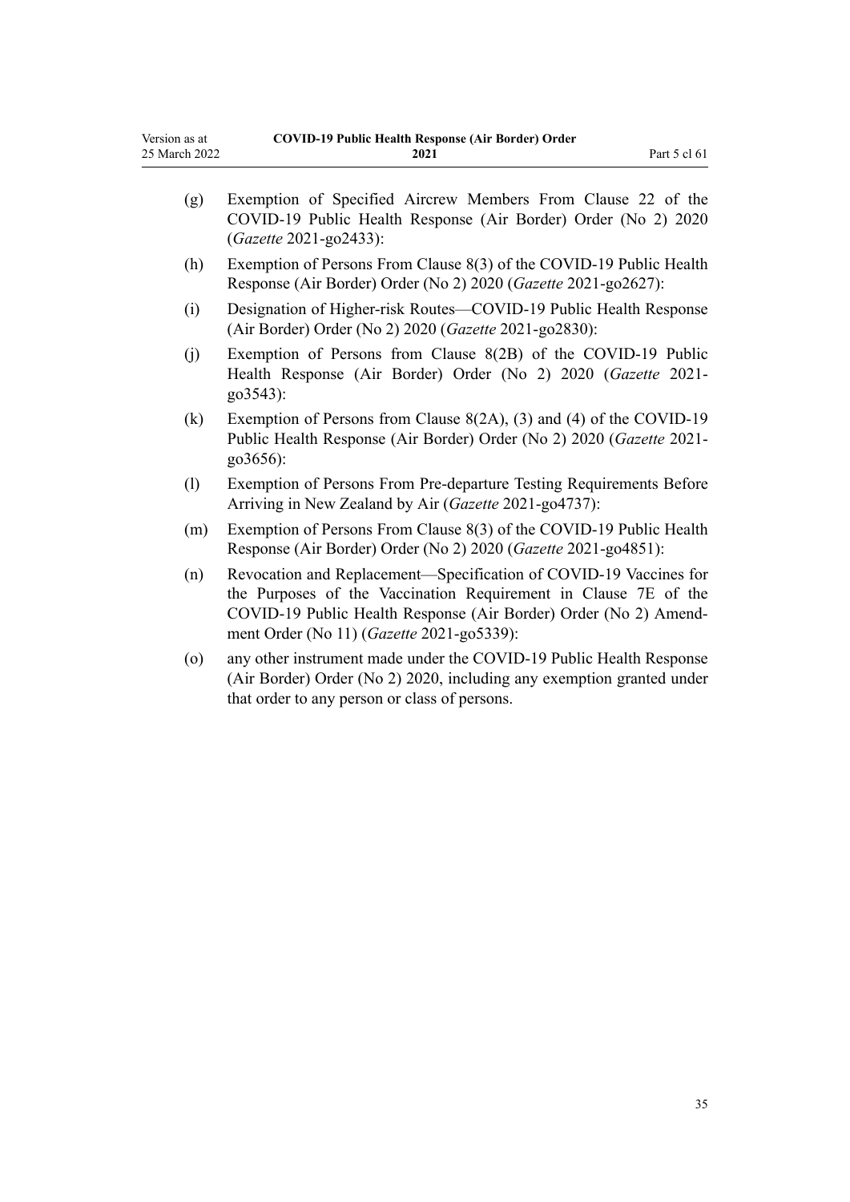(g) Exemption of Specified Aircrew Members From Clause 22 of the COVID-19 Public Health Response (Air Border) Order (No 2) 2020 (*Gazette* 2021-go2433):

(h) Exemption of Persons From Clause 8(3) of the COVID-19 Public Health Response (Air Border) Order (No 2) 2020 (*Gazette* 2021-go2627):

(i) Designation of Higher-risk Routes—COVID-19 Public Health Response (Air Border) Order (No 2) 2020 (*Gazette* 2021-go2830):

(j) Exemption of Persons from Clause 8(2B) of the COVID-19 Public Health Response (Air Border) Order (No 2) 2020 (*Gazette* 2021-go3543):

(k) Exemption of Persons from Clause 8(2A), (3) and (4) of the COVID-19 Public Health Response (Air Border) Order (No 2) 2020 (*Gazette* 2021-go3656):

(l) Exemption of Persons From Pre-departure Testing Requirements Before Arriving in New Zealand by Air (*Gazette* 2021-go4737):

(m) Exemption of Persons From Clause 8(3) of the COVID-19 Public Health Response (Air Border) Order (No 2) 2020 (*Gazette* 2021-go4851):

(n) Revocation and Replacement—Specification of COVID-19 Vaccines for the Purposes of the Vaccination Requirement in Clause 7E of the COVID-19 Public Health Response (Air Border) Order (No 2) Amendment Order (No 11) (*Gazette* 2021-go5339):

(o) any other instrument made under the COVID-19 Public Health Response (Air Border) Order (No 2) 2020, including any exemption granted under that order to any person or class of persons.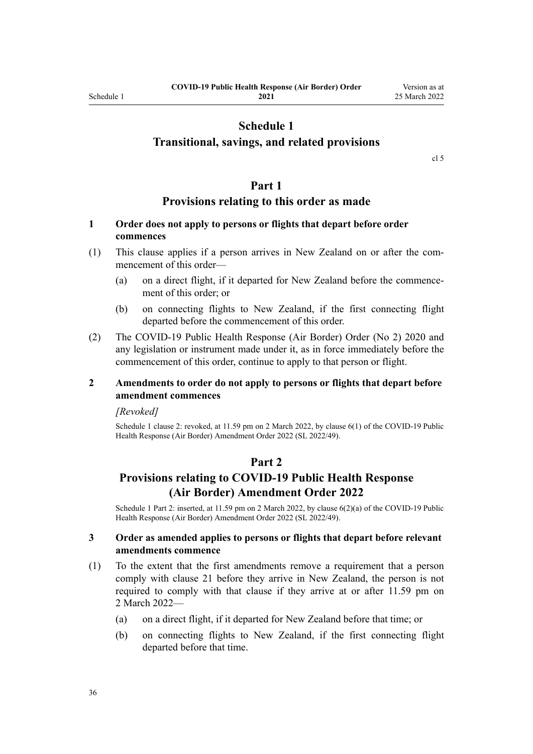# Schedule 1
## Transitional, savings, and related provisions

cl 5

## Part 1
## Provisions relating to this order as made

**1 Order does not apply to persons or flights that depart before order commences**

(1) This clause applies if a person arrives in New Zealand on or after the commencement of this order—

(a) on a direct flight, if it departed for New Zealand before the commencement of this order; or

(b) on connecting flights to New Zealand, if the first connecting flight departed before the commencement of this order.

(2) The COVID-19 Public Health Response (Air Border) Order (No 2) 2020 and any legislation or instrument made under it, as in force immediately before the commencement of this order, continue to apply to that person or flight.

**2 Amendments to order do not apply to persons or flights that depart before amendment commences**

*[Revoked]*

Schedule 1 clause 2: revoked, at 11.59 pm on 2 March 2022, by clause 6(1) of the COVID-19 Public Health Response (Air Border) Amendment Order 2022 (SL 2022/49).

## Part 2
## Provisions relating to COVID-19 Public Health Response (Air Border) Amendment Order 2022

Schedule 1 Part 2: inserted, at 11.59 pm on 2 March 2022, by clause 6(2)(a) of the COVID-19 Public Health Response (Air Border) Amendment Order 2022 (SL 2022/49).

**3 Order as amended applies to persons or flights that depart before relevant amendments commence**

(1) To the extent that the first amendments remove a requirement that a person comply with clause 21 before they arrive in New Zealand, the person is not required to comply with that clause if they arrive at or after 11.59 pm on 2 March 2022—

(a) on a direct flight, if it departed for New Zealand before that time; or

(b) on connecting flights to New Zealand, if the first connecting flight departed before that time.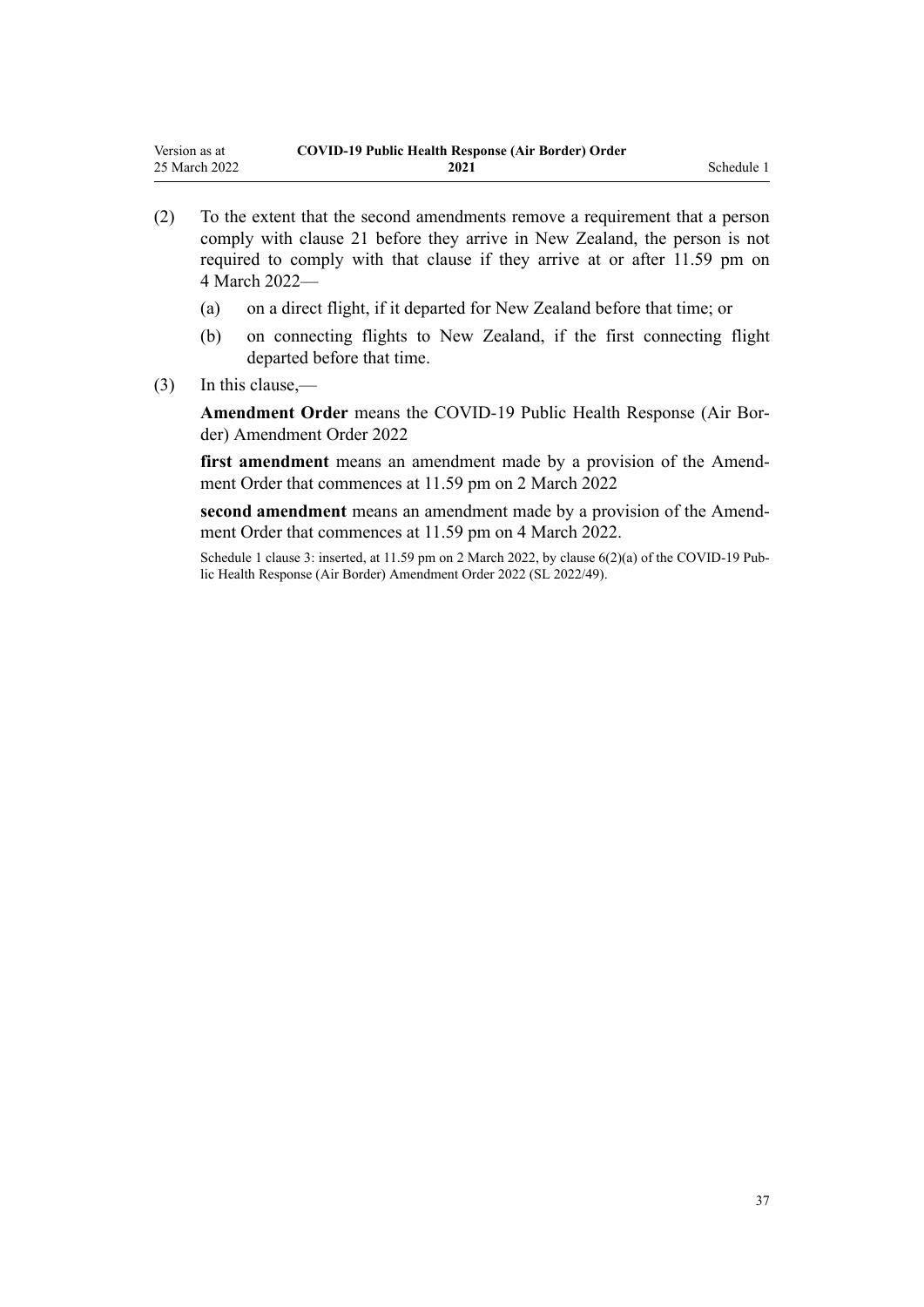(2) To the extent that the second amendments remove a requirement that a person comply with clause 21 before they arrive in New Zealand, the person is not required to comply with that clause if they arrive at or after 11.59 pm on 4 March 2022—

(a) on a direct flight, if it departed for New Zealand before that time; or

(b) on connecting flights to New Zealand, if the first connecting flight departed before that time.

(3) In this clause,—

**Amendment Order** means the COVID-19 Public Health Response (Air Border) Amendment Order 2022

**first amendment** means an amendment made by a provision of the Amendment Order that commences at 11.59 pm on 2 March 2022

**second amendment** means an amendment made by a provision of the Amendment Order that commences at 11.59 pm on 4 March 2022.

Schedule 1 clause 3: inserted, at 11.59 pm on 2 March 2022, by clause 6(2)(a) of the COVID-19 Public Health Response (Air Border) Amendment Order 2022 (SL 2022/49).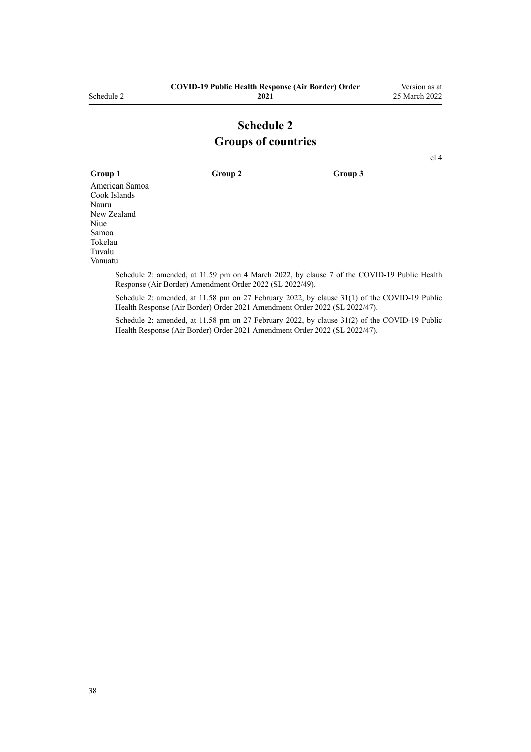# Schedule 2
# Groups of countries

cl 4

| Group 1 | Group 2 | Group 3 |
|---|---|---|
| American Samoa | | |
| Cook Islands | | |
| Nauru | | |
| New Zealand | | |
| Niue | | |
| Samoa | | |
| Tokelau | | |
| Tuvalu | | |
| Vanuatu | | |

Schedule 2: amended, at 11.59 pm on 4 March 2022, by clause 7 of the COVID-19 Public Health Response (Air Border) Amendment Order 2022 (SL 2022/49).

Schedule 2: amended, at 11.58 pm on 27 February 2022, by clause 31(1) of the COVID-19 Public Health Response (Air Border) Order 2021 Amendment Order 2022 (SL 2022/47).

Schedule 2: amended, at 11.58 pm on 27 February 2022, by clause 31(2) of the COVID-19 Public Health Response (Air Border) Order 2021 Amendment Order 2022 (SL 2022/47).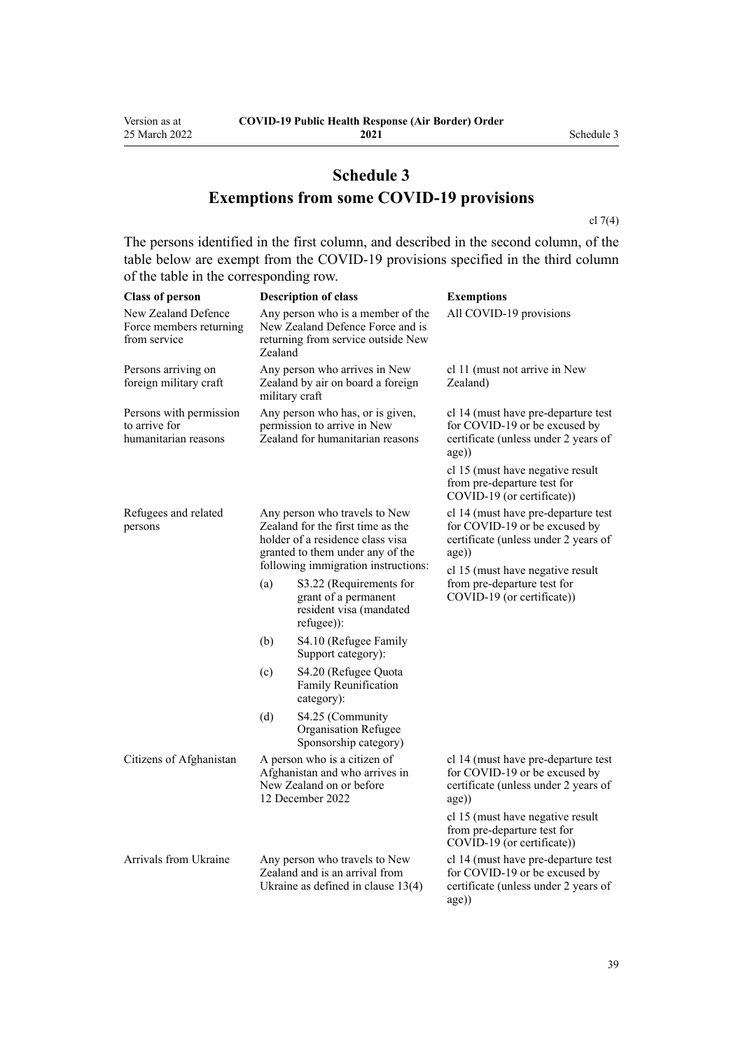# Schedule 3
# Exemptions from some COVID-19 provisions

cl 7(4)

The persons identified in the first column, and described in the second column, of the table below are exempt from the COVID-19 provisions specified in the third column of the table in the corresponding row.

| Class of person | Description of class | Exemptions |
|---|---|---|
| New Zealand Defence Force members returning from service | Any person who is a member of the New Zealand Defence Force and is returning from service outside New Zealand | All COVID-19 provisions |
| Persons arriving on foreign military craft | Any person who arrives in New Zealand by air on board a foreign military craft | cl 11 (must not arrive in New Zealand) |
| Persons with permission to arrive for humanitarian reasons | Any person who has, or is given, permission to arrive in New Zealand for humanitarian reasons | cl 14 (must have pre-departure test for COVID-19 or be excused by certificate (unless under 2 years of age))<br>cl 15 (must have negative result from pre-departure test for COVID-19 (or certificate)) |
| Refugees and related persons | Any person who travels to New Zealand for the first time as the holder of a residence class visa granted to them under any of the following immigration instructions:<br>(a) S3.22 (Requirements for grant of a permanent resident visa (mandated refugee)):<br>(b) S4.10 (Refugee Family Support category):<br>(c) S4.20 (Refugee Quota Family Reunification category):<br>(d) S4.25 (Community Organisation Refugee Sponsorship category) | cl 14 (must have pre-departure test for COVID-19 or be excused by certificate (unless under 2 years of age))<br>cl 15 (must have negative result from pre-departure test for COVID-19 (or certificate)) |
| Citizens of Afghanistan | A person who is a citizen of Afghanistan and who arrives in New Zealand on or before 12 December 2022 | cl 14 (must have pre-departure test for COVID-19 or be excused by certificate (unless under 2 years of age))<br>cl 15 (must have negative result from pre-departure test for COVID-19 (or certificate)) |
| Arrivals from Ukraine | Any person who travels to New Zealand and is an arrival from Ukraine as defined in clause 13(4) | cl 14 (must have pre-departure test for COVID-19 or be excused by certificate (unless under 2 years of age)) |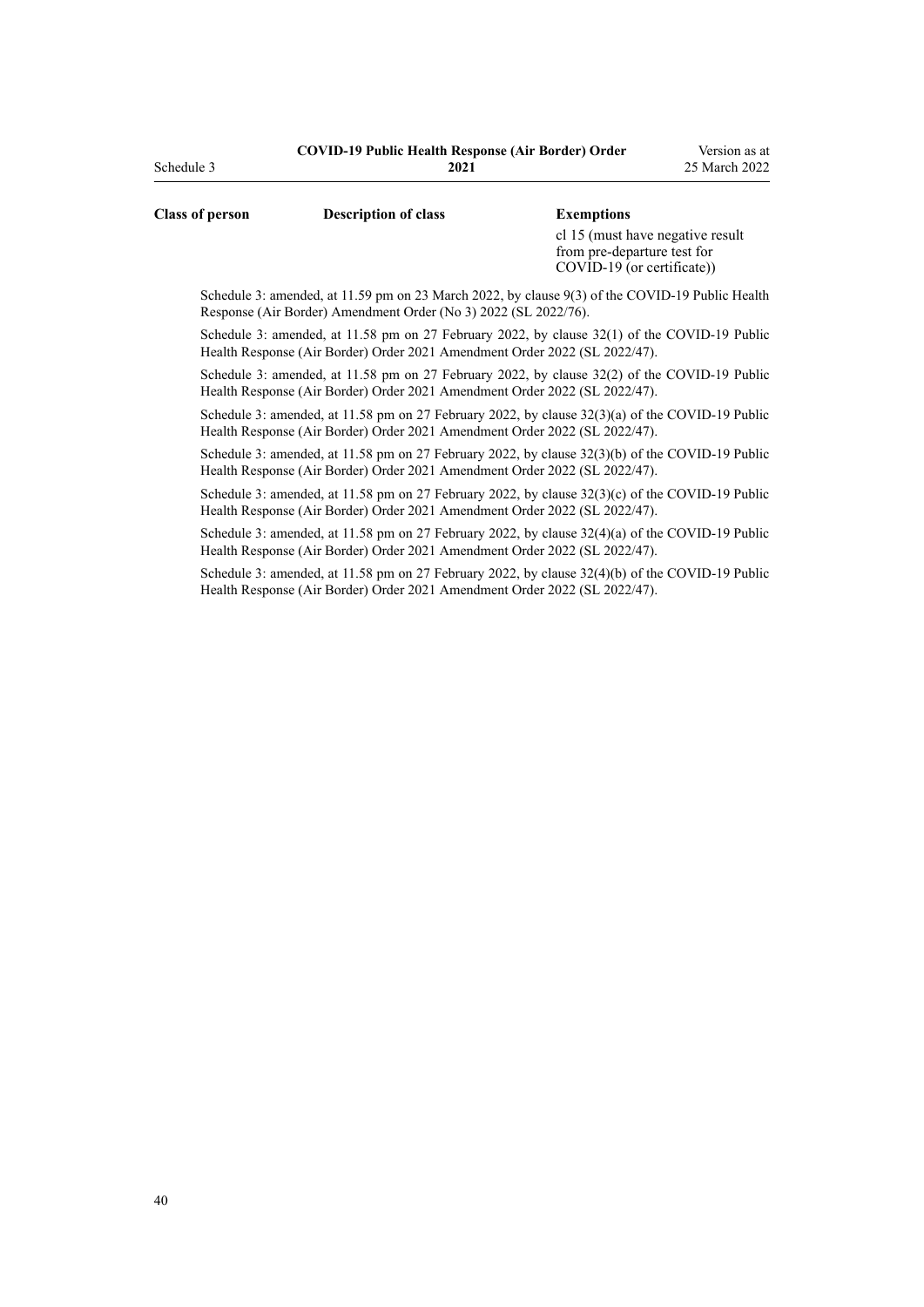| Class of person | Description of class | Exemptions |
|---|---|---|
| | | cl 15 (must have negative result from pre-departure test for COVID-19 (or certificate)) |

Schedule 3: amended, at 11.59 pm on 23 March 2022, by clause 9(3) of the COVID-19 Public Health Response (Air Border) Amendment Order (No 3) 2022 (SL 2022/76).

Schedule 3: amended, at 11.58 pm on 27 February 2022, by clause 32(1) of the COVID-19 Public Health Response (Air Border) Order 2021 Amendment Order 2022 (SL 2022/47).

Schedule 3: amended, at 11.58 pm on 27 February 2022, by clause 32(2) of the COVID-19 Public Health Response (Air Border) Order 2021 Amendment Order 2022 (SL 2022/47).

Schedule 3: amended, at 11.58 pm on 27 February 2022, by clause 32(3)(a) of the COVID-19 Public Health Response (Air Border) Order 2021 Amendment Order 2022 (SL 2022/47).

Schedule 3: amended, at 11.58 pm on 27 February 2022, by clause 32(3)(b) of the COVID-19 Public Health Response (Air Border) Order 2021 Amendment Order 2022 (SL 2022/47).

Schedule 3: amended, at 11.58 pm on 27 February 2022, by clause 32(3)(c) of the COVID-19 Public Health Response (Air Border) Order 2021 Amendment Order 2022 (SL 2022/47).

Schedule 3: amended, at 11.58 pm on 27 February 2022, by clause 32(4)(a) of the COVID-19 Public Health Response (Air Border) Order 2021 Amendment Order 2022 (SL 2022/47).

Schedule 3: amended, at 11.58 pm on 27 February 2022, by clause 32(4)(b) of the COVID-19 Public Health Response (Air Border) Order 2021 Amendment Order 2022 (SL 2022/47).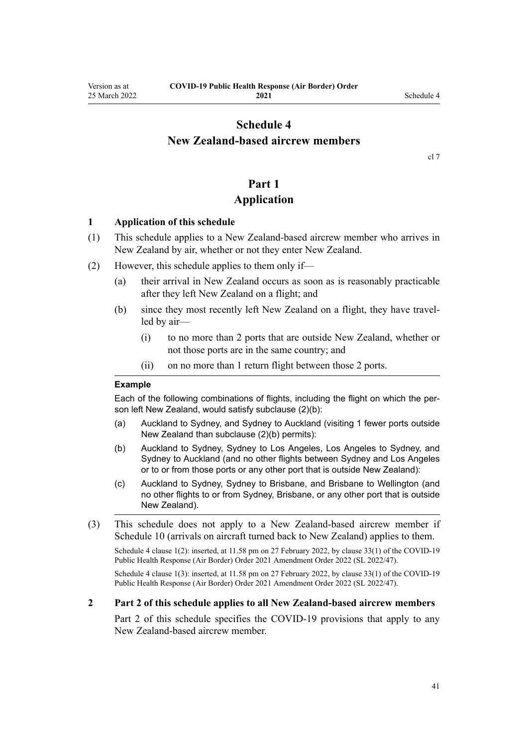# Schedule 4
# New Zealand-based aircrew members

cl 7

## Part 1
## Application

### 1 Application of this schedule

(1) This schedule applies to a New Zealand-based aircrew member who arrives in New Zealand by air, whether or not they enter New Zealand.

(2) However, this schedule applies to them only if—

   (a) their arrival in New Zealand occurs as soon as is reasonably practicable after they left New Zealand on a flight; and

   (b) since they most recently left New Zealand on a flight, they have travelled by air—

      (i) to no more than 2 ports that are outside New Zealand, whether or not those ports are in the same country; and

      (ii) on no more than 1 return flight between those 2 ports.

**Example**

Each of the following combinations of flights, including the flight on which the person left New Zealand, would satisfy subclause (2)(b):

(a) Auckland to Sydney, and Sydney to Auckland (visiting 1 fewer ports outside New Zealand than subclause (2)(b) permits):

(b) Auckland to Sydney, Sydney to Los Angeles, Los Angeles to Sydney, and Sydney to Auckland (and no other flights between Sydney and Los Angeles or to or from those ports or any other port that is outside New Zealand):

(c) Auckland to Sydney, Sydney to Brisbane, and Brisbane to Wellington (and no other flights to or from Sydney, Brisbane, or any other port that is outside New Zealand).

(3) This schedule does not apply to a New Zealand-based aircrew member if Schedule 10 (arrivals on aircraft turned back to New Zealand) applies to them.

Schedule 4 clause 1(2): inserted, at 11.58 pm on 27 February 2022, by clause 33(1) of the COVID-19 Public Health Response (Air Border) Order 2021 Amendment Order 2022 (SL 2022/47).

Schedule 4 clause 1(3): inserted, at 11.58 pm on 27 February 2022, by clause 33(1) of the COVID-19 Public Health Response (Air Border) Order 2021 Amendment Order 2022 (SL 2022/47).

### 2 Part 2 of this schedule applies to all New Zealand-based aircrew members

Part 2 of this schedule specifies the COVID-19 provisions that apply to any New Zealand-based aircrew member.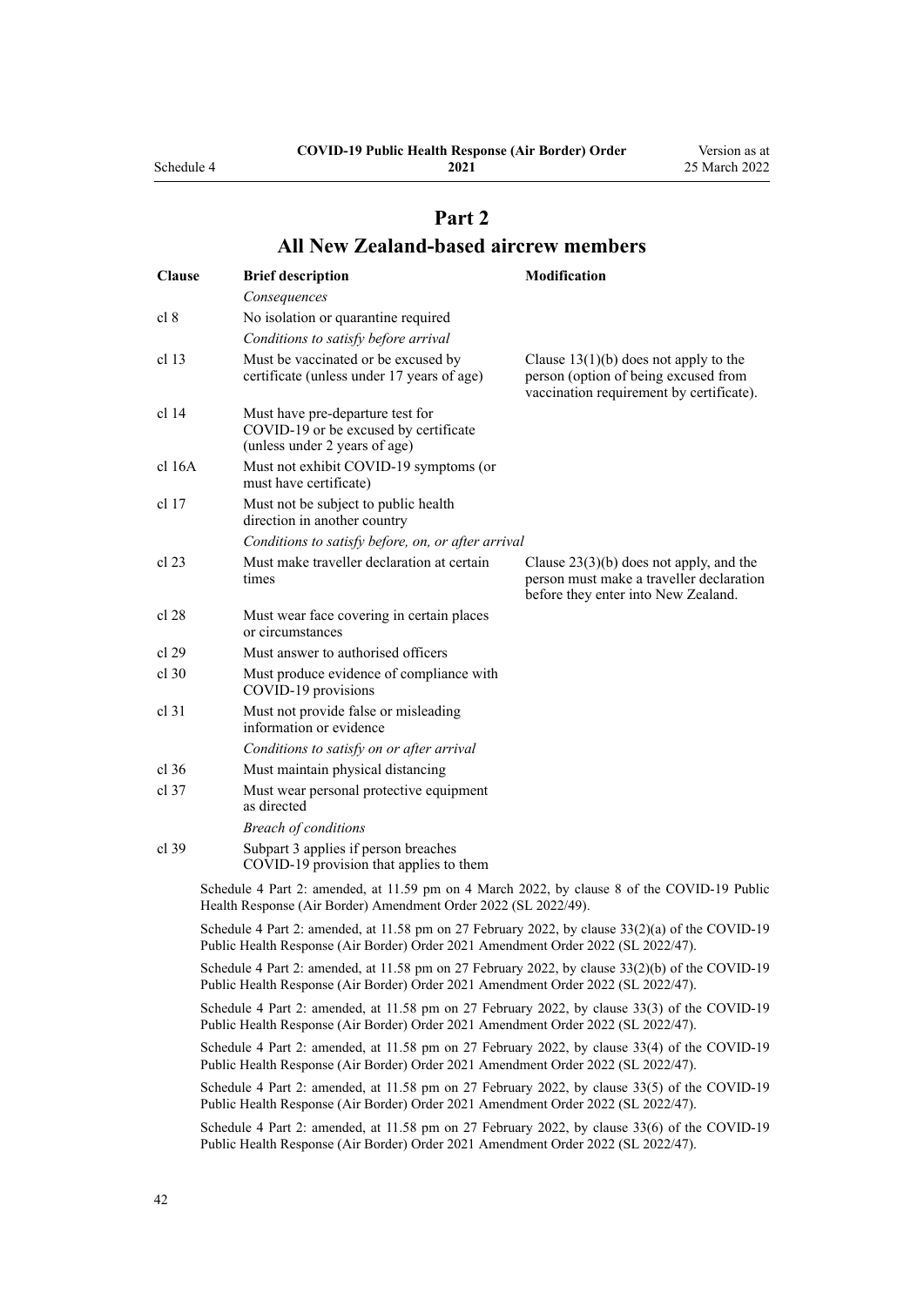# Part 2

## All New Zealand-based aircrew members

| Clause | Brief description | Modification |
|---|---|---|
| | *Consequences* | |
| cl 8 | No isolation or quarantine required | |
| | *Conditions to satisfy before arrival* | |
| cl 13 | Must be vaccinated or be excused by certificate (unless under 17 years of age) | Clause 13(1)(b) does not apply to the person (option of being excused from vaccination requirement by certificate). |
| cl 14 | Must have pre-departure test for COVID-19 or be excused by certificate (unless under 2 years of age) | |
| cl 16A | Must not exhibit COVID-19 symptoms (or must have certificate) | |
| cl 17 | Must not be subject to public health direction in another country | |
| | *Conditions to satisfy before, on, or after arrival* | |
| cl 23 | Must make traveller declaration at certain times | Clause 23(3)(b) does not apply, and the person must make a traveller declaration before they enter into New Zealand. |
| cl 28 | Must wear face covering in certain places or circumstances | |
| cl 29 | Must answer to authorised officers | |
| cl 30 | Must produce evidence of compliance with COVID-19 provisions | |
| cl 31 | Must not provide false or misleading information or evidence | |
| | *Conditions to satisfy on or after arrival* | |
| cl 36 | Must maintain physical distancing | |
| cl 37 | Must wear personal protective equipment as directed | |
| | *Breach of conditions* | |
| cl 39 | Subpart 3 applies if person breaches COVID-19 provision that applies to them | |

Schedule 4 Part 2: amended, at 11.59 pm on 4 March 2022, by clause 8 of the COVID-19 Public Health Response (Air Border) Amendment Order 2022 (SL 2022/49).

Schedule 4 Part 2: amended, at 11.58 pm on 27 February 2022, by clause 33(2)(a) of the COVID-19 Public Health Response (Air Border) Order 2021 Amendment Order 2022 (SL 2022/47).

Schedule 4 Part 2: amended, at 11.58 pm on 27 February 2022, by clause 33(2)(b) of the COVID-19 Public Health Response (Air Border) Order 2021 Amendment Order 2022 (SL 2022/47).

Schedule 4 Part 2: amended, at 11.58 pm on 27 February 2022, by clause 33(3) of the COVID-19 Public Health Response (Air Border) Order 2021 Amendment Order 2022 (SL 2022/47).

Schedule 4 Part 2: amended, at 11.58 pm on 27 February 2022, by clause 33(4) of the COVID-19 Public Health Response (Air Border) Order 2021 Amendment Order 2022 (SL 2022/47).

Schedule 4 Part 2: amended, at 11.58 pm on 27 February 2022, by clause 33(5) of the COVID-19 Public Health Response (Air Border) Order 2021 Amendment Order 2022 (SL 2022/47).

Schedule 4 Part 2: amended, at 11.58 pm on 27 February 2022, by clause 33(6) of the COVID-19 Public Health Response (Air Border) Order 2021 Amendment Order 2022 (SL 2022/47).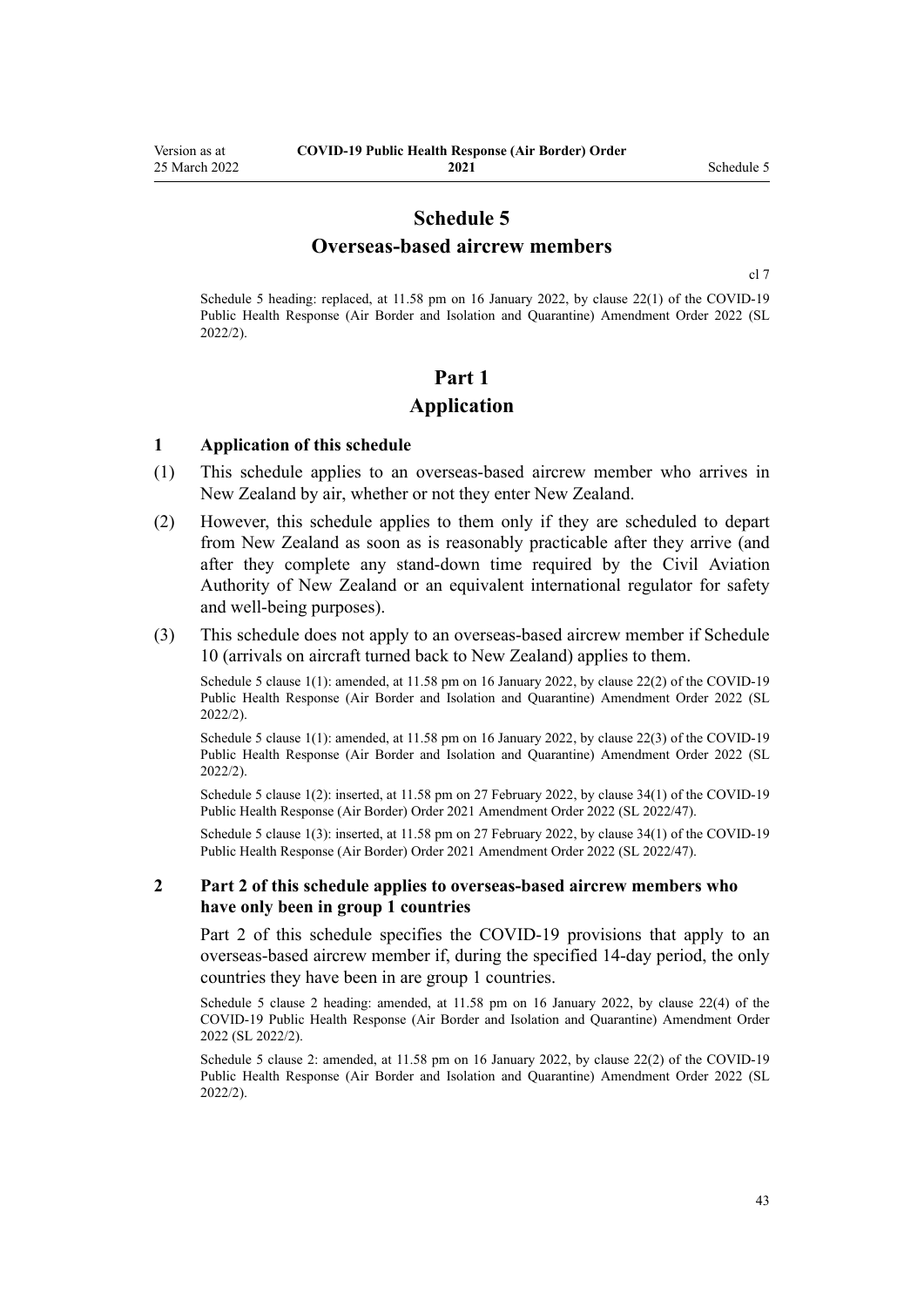# Schedule 5
# Overseas-based aircrew members

cl 7

Schedule 5 heading: replaced, at 11.58 pm on 16 January 2022, by clause 22(1) of the COVID-19 Public Health Response (Air Border and Isolation and Quarantine) Amendment Order 2022 (SL 2022/2).

## Part 1
## Application

### 1 Application of this schedule

(1) This schedule applies to an overseas-based aircrew member who arrives in New Zealand by air, whether or not they enter New Zealand.

(2) However, this schedule applies to them only if they are scheduled to depart from New Zealand as soon as is reasonably practicable after they arrive (and after they complete any stand-down time required by the Civil Aviation Authority of New Zealand or an equivalent international regulator for safety and well-being purposes).

(3) This schedule does not apply to an overseas-based aircrew member if Schedule 10 (arrivals on aircraft turned back to New Zealand) applies to them.

Schedule 5 clause 1(1): amended, at 11.58 pm on 16 January 2022, by clause 22(2) of the COVID-19 Public Health Response (Air Border and Isolation and Quarantine) Amendment Order 2022 (SL 2022/2).

Schedule 5 clause 1(1): amended, at 11.58 pm on 16 January 2022, by clause 22(3) of the COVID-19 Public Health Response (Air Border and Isolation and Quarantine) Amendment Order 2022 (SL 2022/2).

Schedule 5 clause 1(2): inserted, at 11.58 pm on 27 February 2022, by clause 34(1) of the COVID-19 Public Health Response (Air Border) Order 2021 Amendment Order 2022 (SL 2022/47).

Schedule 5 clause 1(3): inserted, at 11.58 pm on 27 February 2022, by clause 34(1) of the COVID-19 Public Health Response (Air Border) Order 2021 Amendment Order 2022 (SL 2022/47).

### 2 Part 2 of this schedule applies to overseas-based aircrew members who have only been in group 1 countries

Part 2 of this schedule specifies the COVID-19 provisions that apply to an overseas-based aircrew member if, during the specified 14-day period, the only countries they have been in are group 1 countries.

Schedule 5 clause 2 heading: amended, at 11.58 pm on 16 January 2022, by clause 22(4) of the COVID-19 Public Health Response (Air Border and Isolation and Quarantine) Amendment Order 2022 (SL 2022/2).

Schedule 5 clause 2: amended, at 11.58 pm on 16 January 2022, by clause 22(2) of the COVID-19 Public Health Response (Air Border and Isolation and Quarantine) Amendment Order 2022 (SL 2022/2).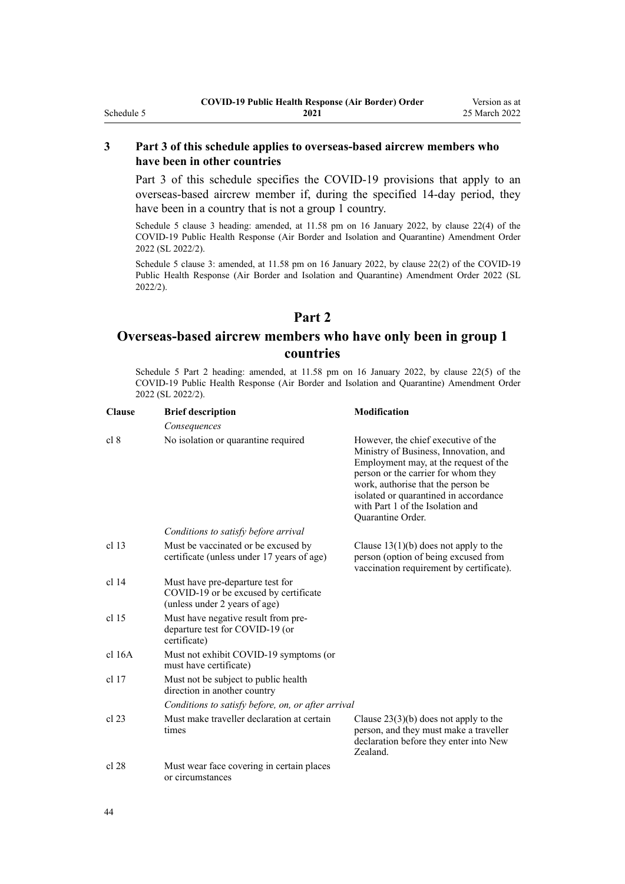### 3 Part 3 of this schedule applies to overseas-based aircrew members who have been in other countries

Part 3 of this schedule specifies the COVID-19 provisions that apply to an overseas-based aircrew member if, during the specified 14-day period, they have been in a country that is not a group 1 country.

Schedule 5 clause 3 heading: amended, at 11.58 pm on 16 January 2022, by clause 22(4) of the COVID-19 Public Health Response (Air Border and Isolation and Quarantine) Amendment Order 2022 (SL 2022/2).

Schedule 5 clause 3: amended, at 11.58 pm on 16 January 2022, by clause 22(2) of the COVID-19 Public Health Response (Air Border and Isolation and Quarantine) Amendment Order 2022 (SL 2022/2).

## Part 2
## Overseas-based aircrew members who have only been in group 1 countries

Schedule 5 Part 2 heading: amended, at 11.58 pm on 16 January 2022, by clause 22(5) of the COVID-19 Public Health Response (Air Border and Isolation and Quarantine) Amendment Order 2022 (SL 2022/2).

| Clause | Brief description | Modification |
|---|---|---|
| | *Consequences* | |
| cl 8 | No isolation or quarantine required | However, the chief executive of the Ministry of Business, Innovation, and Employment may, at the request of the person or the carrier for whom they work, authorise that the person be isolated or quarantined in accordance with Part 1 of the Isolation and Quarantine Order. |
| | *Conditions to satisfy before arrival* | |
| cl 13 | Must be vaccinated or be excused by certificate (unless under 17 years of age) | Clause 13(1)(b) does not apply to the person (option of being excused from vaccination requirement by certificate). |
| cl 14 | Must have pre-departure test for COVID-19 or be excused by certificate (unless under 2 years of age) | |
| cl 15 | Must have negative result from pre-departure test for COVID-19 (or certificate) | |
| cl 16A | Must not exhibit COVID-19 symptoms (or must have certificate) | |
| cl 17 | Must not be subject to public health direction in another country | |
| | *Conditions to satisfy before, on, or after arrival* | |
| cl 23 | Must make traveller declaration at certain times | Clause 23(3)(b) does not apply to the person, and they must make a traveller declaration before they enter into New Zealand. |
| cl 28 | Must wear face covering in certain places or circumstances | |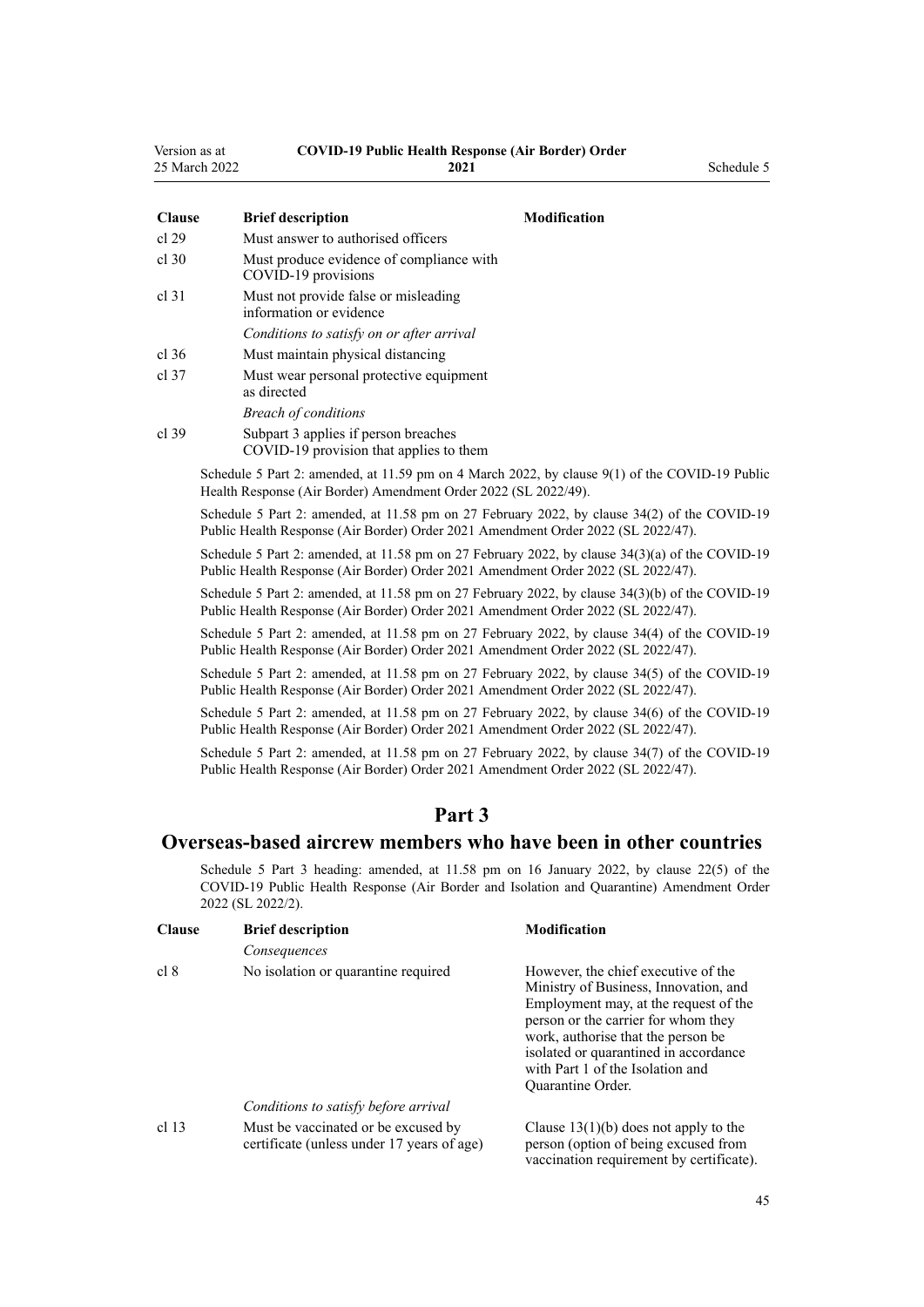| Clause | Brief description | Modification |
|---|---|---|
| cl 29 | Must answer to authorised officers | |
| cl 30 | Must produce evidence of compliance with COVID-19 provisions | |
| cl 31 | Must not provide false or misleading information or evidence | |
| | *Conditions to satisfy on or after arrival* | |
| cl 36 | Must maintain physical distancing | |
| cl 37 | Must wear personal protective equipment as directed | |
| | *Breach of conditions* | |
| cl 39 | Subpart 3 applies if person breaches COVID-19 provision that applies to them | |

Schedule 5 Part 2: amended, at 11.59 pm on 4 March 2022, by clause 9(1) of the COVID-19 Public Health Response (Air Border) Amendment Order 2022 (SL 2022/49).

Schedule 5 Part 2: amended, at 11.58 pm on 27 February 2022, by clause 34(2) of the COVID-19 Public Health Response (Air Border) Order 2021 Amendment Order 2022 (SL 2022/47).

Schedule 5 Part 2: amended, at 11.58 pm on 27 February 2022, by clause 34(3)(a) of the COVID-19 Public Health Response (Air Border) Order 2021 Amendment Order 2022 (SL 2022/47).

Schedule 5 Part 2: amended, at 11.58 pm on 27 February 2022, by clause 34(3)(b) of the COVID-19 Public Health Response (Air Border) Order 2021 Amendment Order 2022 (SL 2022/47).

Schedule 5 Part 2: amended, at 11.58 pm on 27 February 2022, by clause 34(4) of the COVID-19 Public Health Response (Air Border) Order 2021 Amendment Order 2022 (SL 2022/47).

Schedule 5 Part 2: amended, at 11.58 pm on 27 February 2022, by clause 34(5) of the COVID-19 Public Health Response (Air Border) Order 2021 Amendment Order 2022 (SL 2022/47).

Schedule 5 Part 2: amended, at 11.58 pm on 27 February 2022, by clause 34(6) of the COVID-19 Public Health Response (Air Border) Order 2021 Amendment Order 2022 (SL 2022/47).

Schedule 5 Part 2: amended, at 11.58 pm on 27 February 2022, by clause 34(7) of the COVID-19 Public Health Response (Air Border) Order 2021 Amendment Order 2022 (SL 2022/47).

## Part 3
## Overseas-based aircrew members who have been in other countries

Schedule 5 Part 3 heading: amended, at 11.58 pm on 16 January 2022, by clause 22(5) of the COVID-19 Public Health Response (Air Border and Isolation and Quarantine) Amendment Order 2022 (SL 2022/2).

| Clause | Brief description | Modification |
|---|---|---|
| | *Consequences* | |
| cl 8 | No isolation or quarantine required | However, the chief executive of the Ministry of Business, Innovation, and Employment may, at the request of the person or the carrier for whom they work, authorise that the person be isolated or quarantined in accordance with Part 1 of the Isolation and Quarantine Order. |
| | *Conditions to satisfy before arrival* | |
| cl 13 | Must be vaccinated or be excused by certificate (unless under 17 years of age) | Clause 13(1)(b) does not apply to the person (option of being excused from vaccination requirement by certificate). |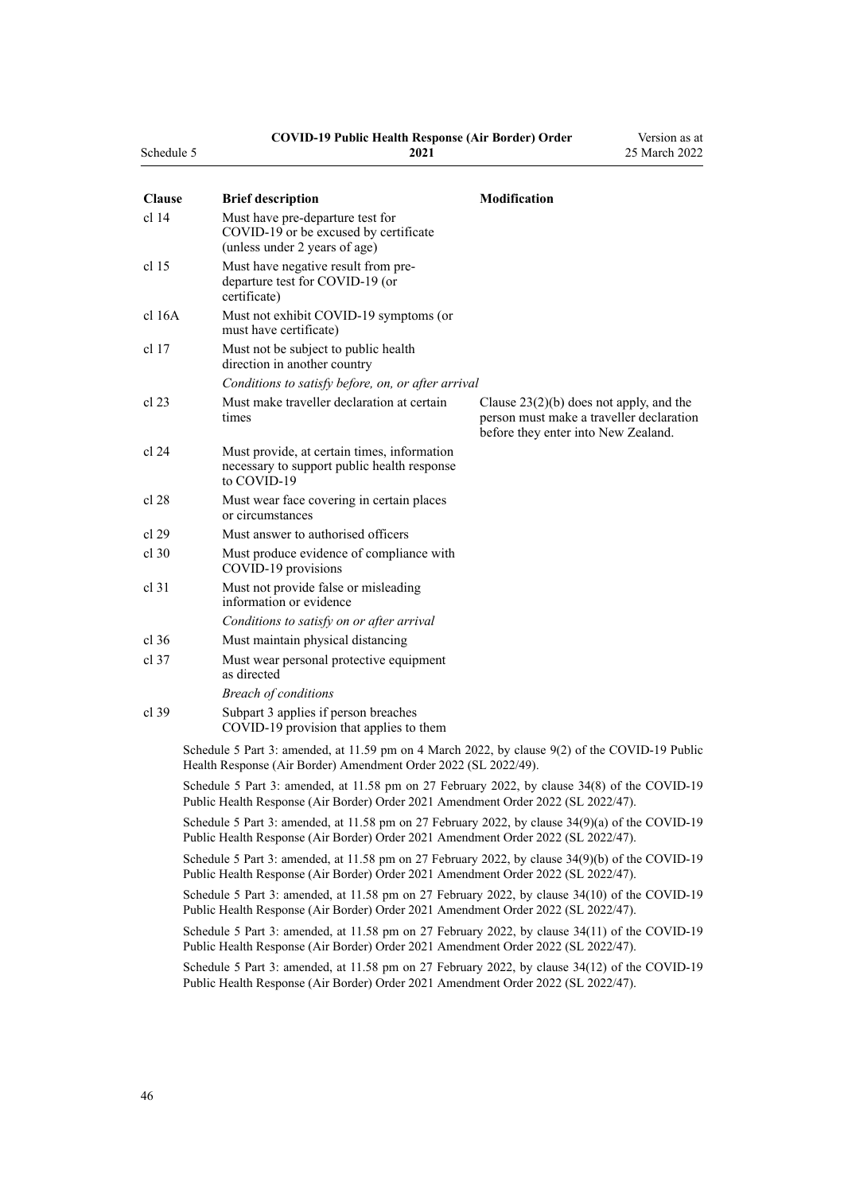| Clause | Brief description | Modification |
|---|---|---|
| cl 14 | Must have pre-departure test for COVID-19 or be excused by certificate (unless under 2 years of age) | |
| cl 15 | Must have negative result from pre-departure test for COVID-19 (or certificate) | |
| cl 16A | Must not exhibit COVID-19 symptoms (or must have certificate) | |
| cl 17 | Must not be subject to public health direction in another country | |
| | *Conditions to satisfy before, on, or after arrival* | |
| cl 23 | Must make traveller declaration at certain times | Clause 23(2)(b) does not apply, and the person must make a traveller declaration before they enter into New Zealand. |
| cl 24 | Must provide, at certain times, information necessary to support public health response to COVID-19 | |
| cl 28 | Must wear face covering in certain places or circumstances | |
| cl 29 | Must answer to authorised officers | |
| cl 30 | Must produce evidence of compliance with COVID-19 provisions | |
| cl 31 | Must not provide false or misleading information or evidence | |
| | *Conditions to satisfy on or after arrival* | |
| cl 36 | Must maintain physical distancing | |
| cl 37 | Must wear personal protective equipment as directed | |
| | *Breach of conditions* | |
| cl 39 | Subpart 3 applies if person breaches COVID-19 provision that applies to them | |

Schedule 5 Part 3: amended, at 11.59 pm on 4 March 2022, by clause 9(2) of the COVID-19 Public Health Response (Air Border) Amendment Order 2022 (SL 2022/49).

Schedule 5 Part 3: amended, at 11.58 pm on 27 February 2022, by clause 34(8) of the COVID-19 Public Health Response (Air Border) Order 2021 Amendment Order 2022 (SL 2022/47).

Schedule 5 Part 3: amended, at 11.58 pm on 27 February 2022, by clause 34(9)(a) of the COVID-19 Public Health Response (Air Border) Order 2021 Amendment Order 2022 (SL 2022/47).

Schedule 5 Part 3: amended, at 11.58 pm on 27 February 2022, by clause 34(9)(b) of the COVID-19 Public Health Response (Air Border) Order 2021 Amendment Order 2022 (SL 2022/47).

Schedule 5 Part 3: amended, at 11.58 pm on 27 February 2022, by clause 34(10) of the COVID-19 Public Health Response (Air Border) Order 2021 Amendment Order 2022 (SL 2022/47).

Schedule 5 Part 3: amended, at 11.58 pm on 27 February 2022, by clause 34(11) of the COVID-19 Public Health Response (Air Border) Order 2021 Amendment Order 2022 (SL 2022/47).

Schedule 5 Part 3: amended, at 11.58 pm on 27 February 2022, by clause 34(12) of the COVID-19 Public Health Response (Air Border) Order 2021 Amendment Order 2022 (SL 2022/47).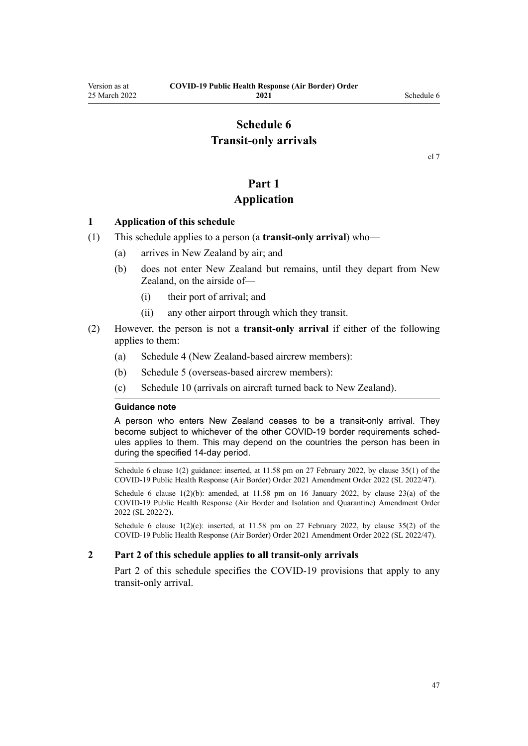# Schedule 6
# Transit-only arrivals

cl 7

## Part 1
## Application

### 1 Application of this schedule

(1) This schedule applies to a person (a **transit-only arrival**) who—

(a) arrives in New Zealand by air; and

(b) does not enter New Zealand but remains, until they depart from New Zealand, on the airside of—

(i) their port of arrival; and

(ii) any other airport through which they transit.

(2) However, the person is not a **transit-only arrival** if either of the following applies to them:

(a) Schedule 4 (New Zealand-based aircrew members):

(b) Schedule 5 (overseas-based aircrew members):

(c) Schedule 10 (arrivals on aircraft turned back to New Zealand).

**Guidance note**

A person who enters New Zealand ceases to be a transit-only arrival. They become subject to whichever of the other COVID-19 border requirements schedules applies to them. This may depend on the countries the person has been in during the specified 14-day period.

Schedule 6 clause 1(2) guidance: inserted, at 11.58 pm on 27 February 2022, by clause 35(1) of the COVID-19 Public Health Response (Air Border) Order 2021 Amendment Order 2022 (SL 2022/47).

Schedule 6 clause 1(2)(b): amended, at 11.58 pm on 16 January 2022, by clause 23(a) of the COVID-19 Public Health Response (Air Border and Isolation and Quarantine) Amendment Order 2022 (SL 2022/2).

Schedule 6 clause 1(2)(c): inserted, at 11.58 pm on 27 February 2022, by clause 35(2) of the COVID-19 Public Health Response (Air Border) Order 2021 Amendment Order 2022 (SL 2022/47).

### 2 Part 2 of this schedule applies to all transit-only arrivals

Part 2 of this schedule specifies the COVID-19 provisions that apply to any transit-only arrival.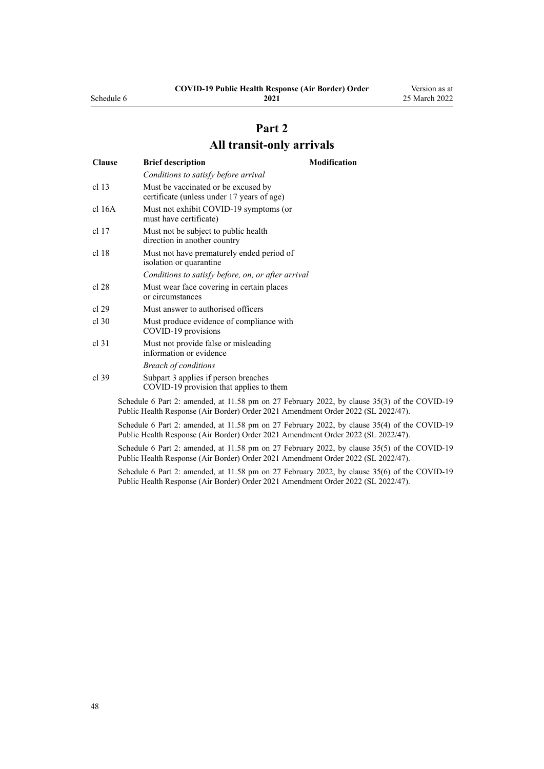# Part 2
# All transit-only arrivals

| Clause | Brief description | Modification |
|---|---|---|
| | *Conditions to satisfy before arrival* | |
| cl 13 | Must be vaccinated or be excused by certificate (unless under 17 years of age) | |
| cl 16A | Must not exhibit COVID-19 symptoms (or must have certificate) | |
| cl 17 | Must not be subject to public health direction in another country | |
| cl 18 | Must not have prematurely ended period of isolation or quarantine | |
| | *Conditions to satisfy before, on, or after arrival* | |
| cl 28 | Must wear face covering in certain places or circumstances | |
| cl 29 | Must answer to authorised officers | |
| cl 30 | Must produce evidence of compliance with COVID-19 provisions | |
| cl 31 | Must not provide false or misleading information or evidence | |
| | *Breach of conditions* | |
| cl 39 | Subpart 3 applies if person breaches COVID-19 provision that applies to them | |

Schedule 6 Part 2: amended, at 11.58 pm on 27 February 2022, by clause 35(3) of the COVID-19 Public Health Response (Air Border) Order 2021 Amendment Order 2022 (SL 2022/47).

Schedule 6 Part 2: amended, at 11.58 pm on 27 February 2022, by clause 35(4) of the COVID-19 Public Health Response (Air Border) Order 2021 Amendment Order 2022 (SL 2022/47).

Schedule 6 Part 2: amended, at 11.58 pm on 27 February 2022, by clause 35(5) of the COVID-19 Public Health Response (Air Border) Order 2021 Amendment Order 2022 (SL 2022/47).

Schedule 6 Part 2: amended, at 11.58 pm on 27 February 2022, by clause 35(6) of the COVID-19 Public Health Response (Air Border) Order 2021 Amendment Order 2022 (SL 2022/47).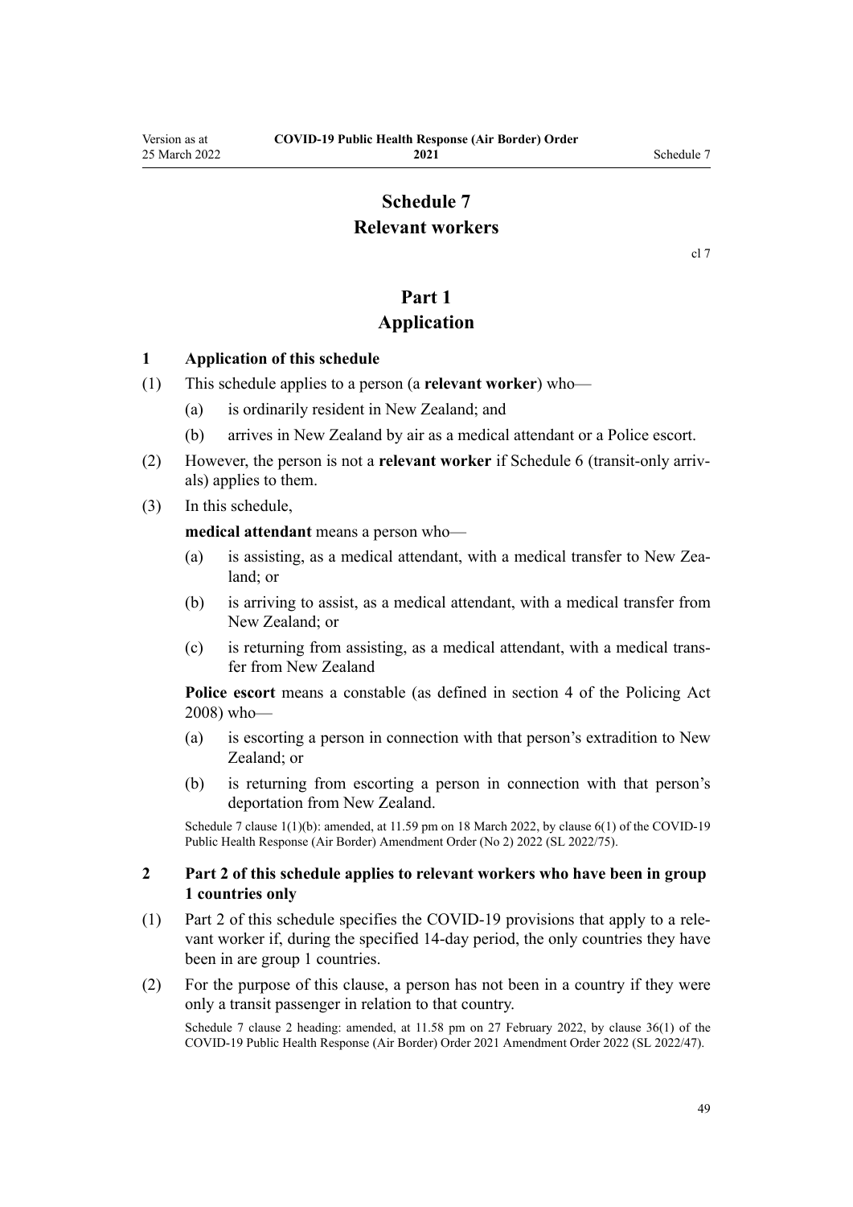# Schedule 7
# Relevant workers

cl 7

## Part 1
## Application

### 1 Application of this schedule

(1) This schedule applies to a person (a **relevant worker**) who—

   (a) is ordinarily resident in New Zealand; and

   (b) arrives in New Zealand by air as a medical attendant or a Police escort.

(2) However, the person is not a **relevant worker** if Schedule 6 (transit-only arrivals) applies to them.

(3) In this schedule,

**medical attendant** means a person who—

   (a) is assisting, as a medical attendant, with a medical transfer to New Zealand; or

   (b) is arriving to assist, as a medical attendant, with a medical transfer from New Zealand; or

   (c) is returning from assisting, as a medical attendant, with a medical transfer from New Zealand

**Police escort** means a constable (as defined in section 4 of the Policing Act 2008) who—

   (a) is escorting a person in connection with that person's extradition to New Zealand; or

   (b) is returning from escorting a person in connection with that person's deportation from New Zealand.

Schedule 7 clause 1(1)(b): amended, at 11.59 pm on 18 March 2022, by clause 6(1) of the COVID-19 Public Health Response (Air Border) Amendment Order (No 2) 2022 (SL 2022/75).

### 2 Part 2 of this schedule applies to relevant workers who have been in group 1 countries only

(1) Part 2 of this schedule specifies the COVID-19 provisions that apply to a relevant worker if, during the specified 14-day period, the only countries they have been in are group 1 countries.

(2) For the purpose of this clause, a person has not been in a country if they were only a transit passenger in relation to that country.

Schedule 7 clause 2 heading: amended, at 11.58 pm on 27 February 2022, by clause 36(1) of the COVID-19 Public Health Response (Air Border) Order 2021 Amendment Order 2022 (SL 2022/47).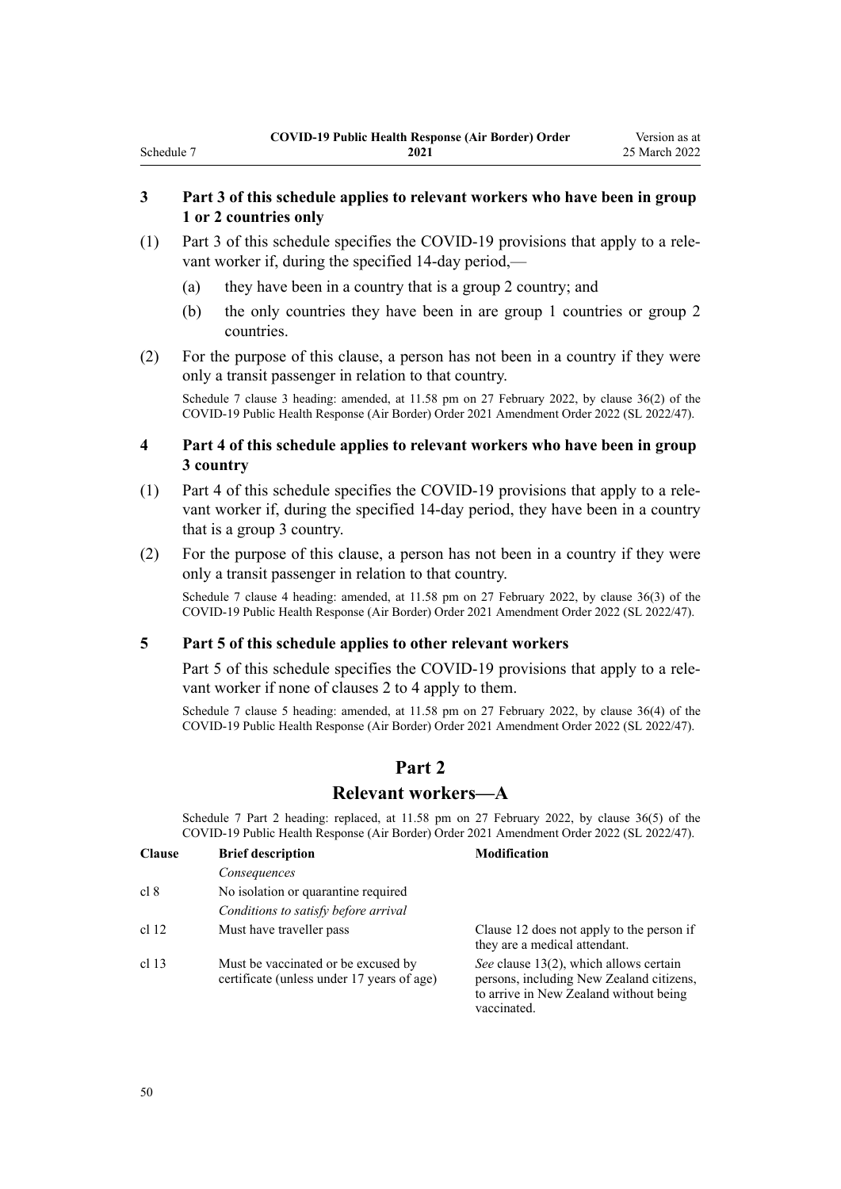### 3 Part 3 of this schedule applies to relevant workers who have been in group 1 or 2 countries only

(1) Part 3 of this schedule specifies the COVID-19 provisions that apply to a relevant worker if, during the specified 14-day period,—

(a) they have been in a country that is a group 2 country; and

(b) the only countries they have been in are group 1 countries or group 2 countries.

(2) For the purpose of this clause, a person has not been in a country if they were only a transit passenger in relation to that country.

Schedule 7 clause 3 heading: amended, at 11.58 pm on 27 February 2022, by clause 36(2) of the COVID-19 Public Health Response (Air Border) Order 2021 Amendment Order 2022 (SL 2022/47).

### 4 Part 4 of this schedule applies to relevant workers who have been in group 3 country

(1) Part 4 of this schedule specifies the COVID-19 provisions that apply to a relevant worker if, during the specified 14-day period, they have been in a country that is a group 3 country.

(2) For the purpose of this clause, a person has not been in a country if they were only a transit passenger in relation to that country.

Schedule 7 clause 4 heading: amended, at 11.58 pm on 27 February 2022, by clause 36(3) of the COVID-19 Public Health Response (Air Border) Order 2021 Amendment Order 2022 (SL 2022/47).

### 5 Part 5 of this schedule applies to other relevant workers

Part 5 of this schedule specifies the COVID-19 provisions that apply to a relevant worker if none of clauses 2 to 4 apply to them.

Schedule 7 clause 5 heading: amended, at 11.58 pm on 27 February 2022, by clause 36(4) of the COVID-19 Public Health Response (Air Border) Order 2021 Amendment Order 2022 (SL 2022/47).

## Part 2
## Relevant workers—A

Schedule 7 Part 2 heading: replaced, at 11.58 pm on 27 February 2022, by clause 36(5) of the COVID-19 Public Health Response (Air Border) Order 2021 Amendment Order 2022 (SL 2022/47).

| Clause | Brief description | Modification |
|---|---|---|
| | *Consequences* | |
| cl 8 | No isolation or quarantine required | |
| | *Conditions to satisfy before arrival* | |
| cl 12 | Must have traveller pass | Clause 12 does not apply to the person if they are a medical attendant. |
| cl 13 | Must be vaccinated or be excused by certificate (unless under 17 years of age) | *See* clause 13(2), which allows certain persons, including New Zealand citizens, to arrive in New Zealand without being vaccinated. |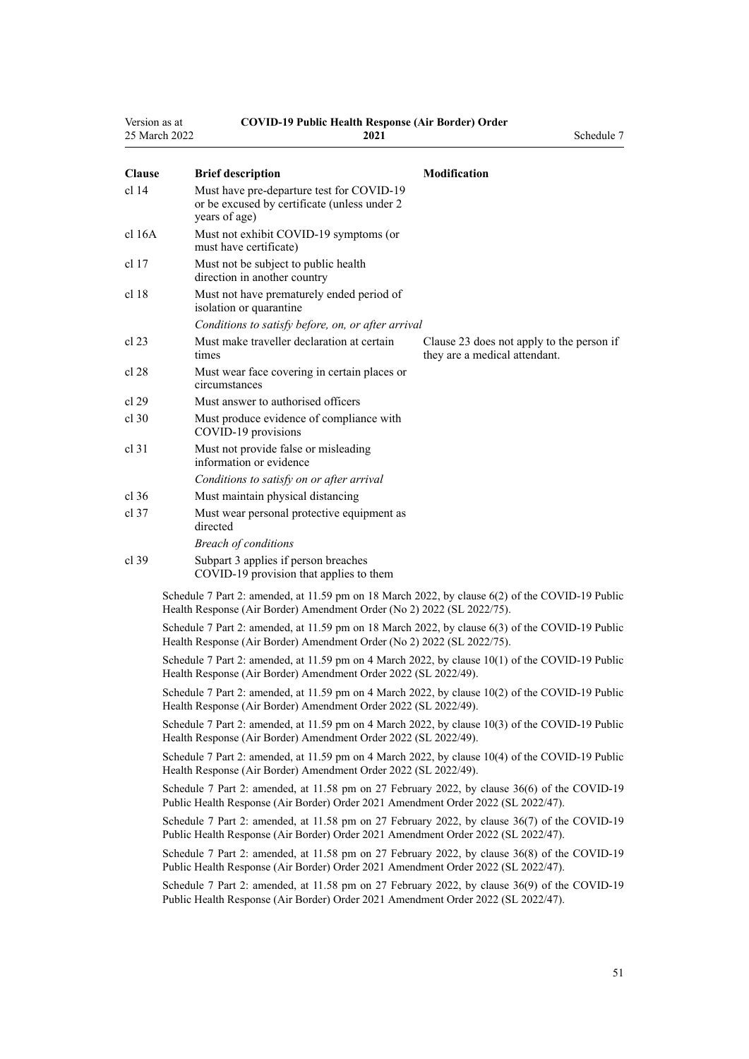| Clause | Brief description | Modification |
|---|---|---|
| cl 14 | Must have pre-departure test for COVID-19 or be excused by certificate (unless under 2 years of age) | |
| cl 16A | Must not exhibit COVID-19 symptoms (or must have certificate) | |
| cl 17 | Must not be subject to public health direction in another country | |
| cl 18 | Must not have prematurely ended period of isolation or quarantine | |
| | *Conditions to satisfy before, on, or after arrival* | |
| cl 23 | Must make traveller declaration at certain times | Clause 23 does not apply to the person if they are a medical attendant. |
| cl 28 | Must wear face covering in certain places or circumstances | |
| cl 29 | Must answer to authorised officers | |
| cl 30 | Must produce evidence of compliance with COVID-19 provisions | |
| cl 31 | Must not provide false or misleading information or evidence | |
| | *Conditions to satisfy on or after arrival* | |
| cl 36 | Must maintain physical distancing | |
| cl 37 | Must wear personal protective equipment as directed | |
| | *Breach of conditions* | |
| cl 39 | Subpart 3 applies if person breaches COVID-19 provision that applies to them | |

Schedule 7 Part 2: amended, at 11.59 pm on 18 March 2022, by clause 6(2) of the COVID-19 Public Health Response (Air Border) Amendment Order (No 2) 2022 (SL 2022/75).

Schedule 7 Part 2: amended, at 11.59 pm on 18 March 2022, by clause 6(3) of the COVID-19 Public Health Response (Air Border) Amendment Order (No 2) 2022 (SL 2022/75).

Schedule 7 Part 2: amended, at 11.59 pm on 4 March 2022, by clause 10(1) of the COVID-19 Public Health Response (Air Border) Amendment Order 2022 (SL 2022/49).

Schedule 7 Part 2: amended, at 11.59 pm on 4 March 2022, by clause 10(2) of the COVID-19 Public Health Response (Air Border) Amendment Order 2022 (SL 2022/49).

Schedule 7 Part 2: amended, at 11.59 pm on 4 March 2022, by clause 10(3) of the COVID-19 Public Health Response (Air Border) Amendment Order 2022 (SL 2022/49).

Schedule 7 Part 2: amended, at 11.59 pm on 4 March 2022, by clause 10(4) of the COVID-19 Public Health Response (Air Border) Amendment Order 2022 (SL 2022/49).

Schedule 7 Part 2: amended, at 11.58 pm on 27 February 2022, by clause 36(6) of the COVID-19 Public Health Response (Air Border) Order 2021 Amendment Order 2022 (SL 2022/47).

Schedule 7 Part 2: amended, at 11.58 pm on 27 February 2022, by clause 36(7) of the COVID-19 Public Health Response (Air Border) Order 2021 Amendment Order 2022 (SL 2022/47).

Schedule 7 Part 2: amended, at 11.58 pm on 27 February 2022, by clause 36(8) of the COVID-19 Public Health Response (Air Border) Order 2021 Amendment Order 2022 (SL 2022/47).

Schedule 7 Part 2: amended, at 11.58 pm on 27 February 2022, by clause 36(9) of the COVID-19 Public Health Response (Air Border) Order 2021 Amendment Order 2022 (SL 2022/47).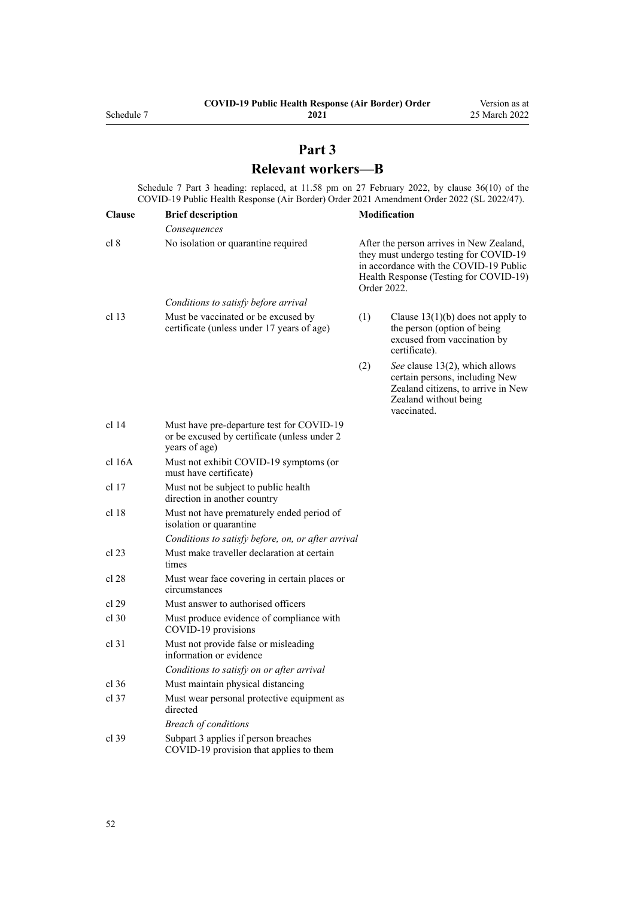## Part 3

## Relevant workers—B

Schedule 7 Part 3 heading: replaced, at 11.58 pm on 27 February 2022, by clause 36(10) of the COVID-19 Public Health Response (Air Border) Order 2021 Amendment Order 2022 (SL 2022/47).

| Clause | Brief description | Modification |
|---|---|---|
| | *Consequences* | |
| cl 8 | No isolation or quarantine required | After the person arrives in New Zealand, they must undergo testing for COVID-19 in accordance with the COVID-19 Public Health Response (Testing for COVID-19) Order 2022. |
| | *Conditions to satisfy before arrival* | |
| cl 13 | Must be vaccinated or be excused by certificate (unless under 17 years of age) | (1) Clause 13(1)(b) does not apply to the person (option of being excused from vaccination by certificate).<br>(2) *See* clause 13(2), which allows certain persons, including New Zealand citizens, to arrive in New Zealand without being vaccinated. |
| cl 14 | Must have pre-departure test for COVID-19 or be excused by certificate (unless under 2 years of age) | |
| cl 16A | Must not exhibit COVID-19 symptoms (or must have certificate) | |
| cl 17 | Must not be subject to public health direction in another country | |
| cl 18 | Must not have prematurely ended period of isolation or quarantine | |
| | *Conditions to satisfy before, on, or after arrival* | |
| cl 23 | Must make traveller declaration at certain times | |
| cl 28 | Must wear face covering in certain places or circumstances | |
| cl 29 | Must answer to authorised officers | |
| cl 30 | Must produce evidence of compliance with COVID-19 provisions | |
| cl 31 | Must not provide false or misleading information or evidence | |
| | *Conditions to satisfy on or after arrival* | |
| cl 36 | Must maintain physical distancing | |
| cl 37 | Must wear personal protective equipment as directed | |
| | *Breach of conditions* | |
| cl 39 | Subpart 3 applies if person breaches COVID-19 provision that applies to them | |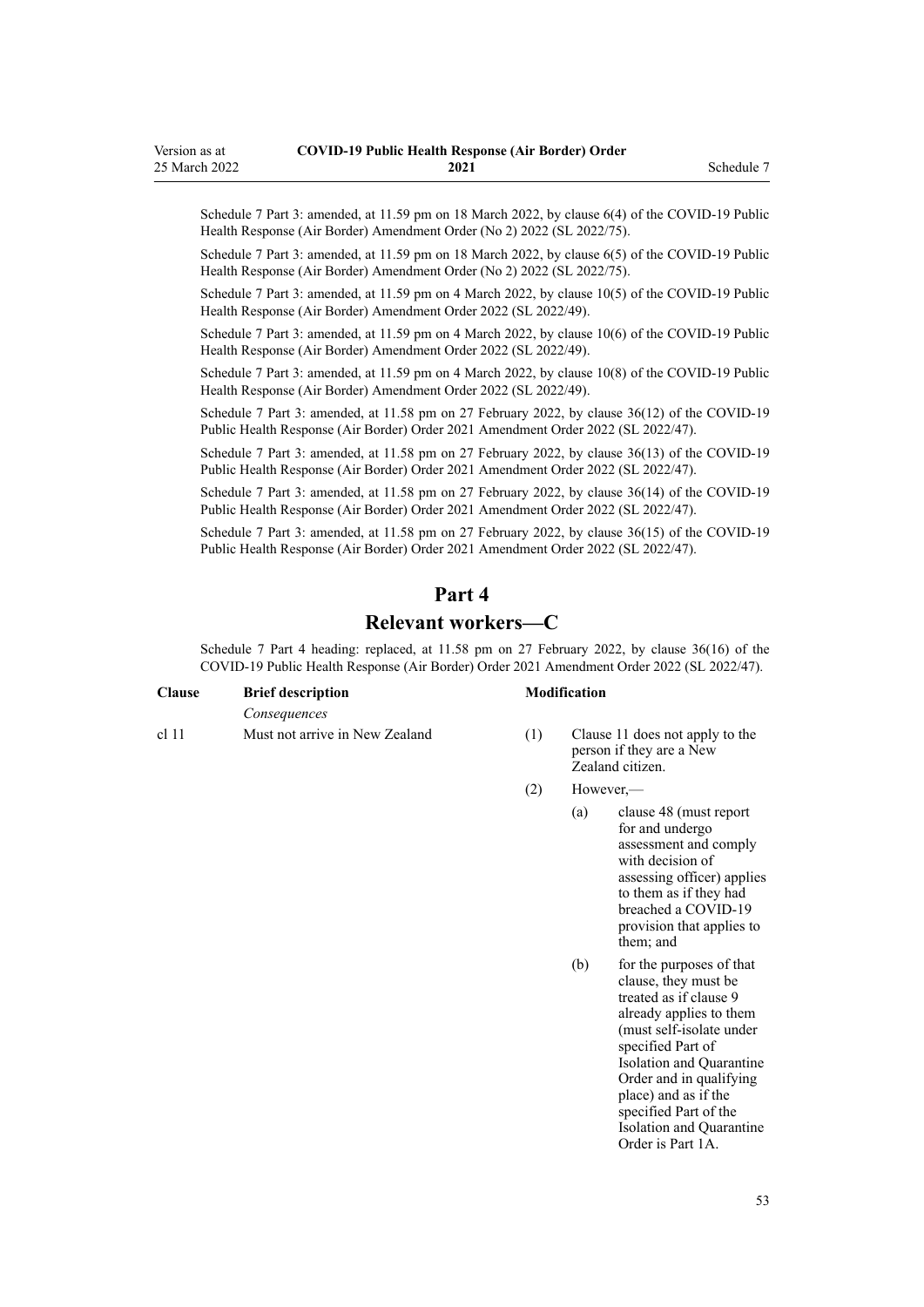Schedule 7 Part 3: amended, at 11.59 pm on 18 March 2022, by clause 6(4) of the COVID-19 Public Health Response (Air Border) Amendment Order (No 2) 2022 (SL 2022/75).

Schedule 7 Part 3: amended, at 11.59 pm on 18 March 2022, by clause 6(5) of the COVID-19 Public Health Response (Air Border) Amendment Order (No 2) 2022 (SL 2022/75).

Schedule 7 Part 3: amended, at 11.59 pm on 4 March 2022, by clause 10(5) of the COVID-19 Public Health Response (Air Border) Amendment Order 2022 (SL 2022/49).

Schedule 7 Part 3: amended, at 11.59 pm on 4 March 2022, by clause 10(6) of the COVID-19 Public Health Response (Air Border) Amendment Order 2022 (SL 2022/49).

Schedule 7 Part 3: amended, at 11.59 pm on 4 March 2022, by clause 10(8) of the COVID-19 Public Health Response (Air Border) Amendment Order 2022 (SL 2022/49).

Schedule 7 Part 3: amended, at 11.58 pm on 27 February 2022, by clause 36(12) of the COVID-19 Public Health Response (Air Border) Order 2021 Amendment Order 2022 (SL 2022/47).

Schedule 7 Part 3: amended, at 11.58 pm on 27 February 2022, by clause 36(13) of the COVID-19 Public Health Response (Air Border) Order 2021 Amendment Order 2022 (SL 2022/47).

Schedule 7 Part 3: amended, at 11.58 pm on 27 February 2022, by clause 36(14) of the COVID-19 Public Health Response (Air Border) Order 2021 Amendment Order 2022 (SL 2022/47).

Schedule 7 Part 3: amended, at 11.58 pm on 27 February 2022, by clause 36(15) of the COVID-19 Public Health Response (Air Border) Order 2021 Amendment Order 2022 (SL 2022/47).

## Part 4
## Relevant workers—C

Schedule 7 Part 4 heading: replaced, at 11.58 pm on 27 February 2022, by clause 36(16) of the COVID-19 Public Health Response (Air Border) Order 2021 Amendment Order 2022 (SL 2022/47).

| Clause | Brief description | Modification |
|---|---|---|
| | *Consequences* | |
| cl 11 | Must not arrive in New Zealand | (1) Clause 11 does not apply to the person if they are a New Zealand citizen. |
| | | (2) However,— |
| | | (a) clause 48 (must report for and undergo assessment and comply with decision of assessing officer) applies to them as if they had breached a COVID-19 provision that applies to them; and |
| | | (b) for the purposes of that clause, they must be treated as if clause 9 already applies to them (must self-isolate under specified Part of Isolation and Quarantine Order and in qualifying place) and as if the specified Part of the Isolation and Quarantine Order is Part 1A. |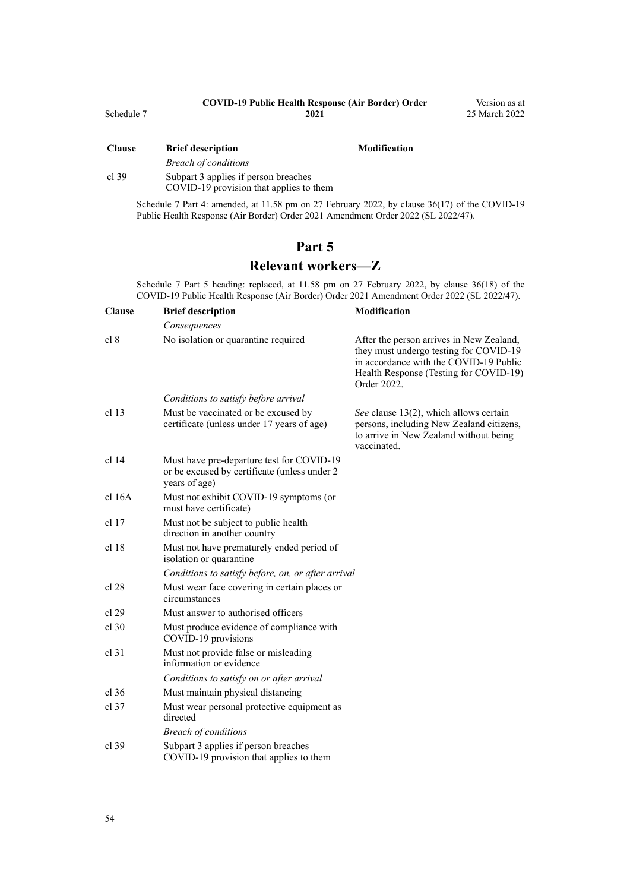| Clause | Brief description | Modification |
|---|---|---|
| | *Breach of conditions* | |
| cl 39 | Subpart 3 applies if person breaches COVID-19 provision that applies to them | |

Schedule 7 Part 4: amended, at 11.58 pm on 27 February 2022, by clause 36(17) of the COVID-19 Public Health Response (Air Border) Order 2021 Amendment Order 2022 (SL 2022/47).

## Part 5
## Relevant workers—Z

Schedule 7 Part 5 heading: replaced, at 11.58 pm on 27 February 2022, by clause 36(18) of the COVID-19 Public Health Response (Air Border) Order 2021 Amendment Order 2022 (SL 2022/47).

| Clause | Brief description | Modification |
|---|---|---|
| | *Consequences* | |
| cl 8 | No isolation or quarantine required | After the person arrives in New Zealand, they must undergo testing for COVID-19 in accordance with the COVID-19 Public Health Response (Testing for COVID-19) Order 2022. |
| | *Conditions to satisfy before arrival* | |
| cl 13 | Must be vaccinated or be excused by certificate (unless under 17 years of age) | *See* clause 13(2), which allows certain persons, including New Zealand citizens, to arrive in New Zealand without being vaccinated. |
| cl 14 | Must have pre-departure test for COVID-19 or be excused by certificate (unless under 2 years of age) | |
| cl 16A | Must not exhibit COVID-19 symptoms (or must have certificate) | |
| cl 17 | Must not be subject to public health direction in another country | |
| cl 18 | Must not have prematurely ended period of isolation or quarantine | |
| | *Conditions to satisfy before, on, or after arrival* | |
| cl 28 | Must wear face covering in certain places or circumstances | |
| cl 29 | Must answer to authorised officers | |
| cl 30 | Must produce evidence of compliance with COVID-19 provisions | |
| cl 31 | Must not provide false or misleading information or evidence | |
| | *Conditions to satisfy on or after arrival* | |
| cl 36 | Must maintain physical distancing | |
| cl 37 | Must wear personal protective equipment as directed | |
| | *Breach of conditions* | |
| cl 39 | Subpart 3 applies if person breaches COVID-19 provision that applies to them | |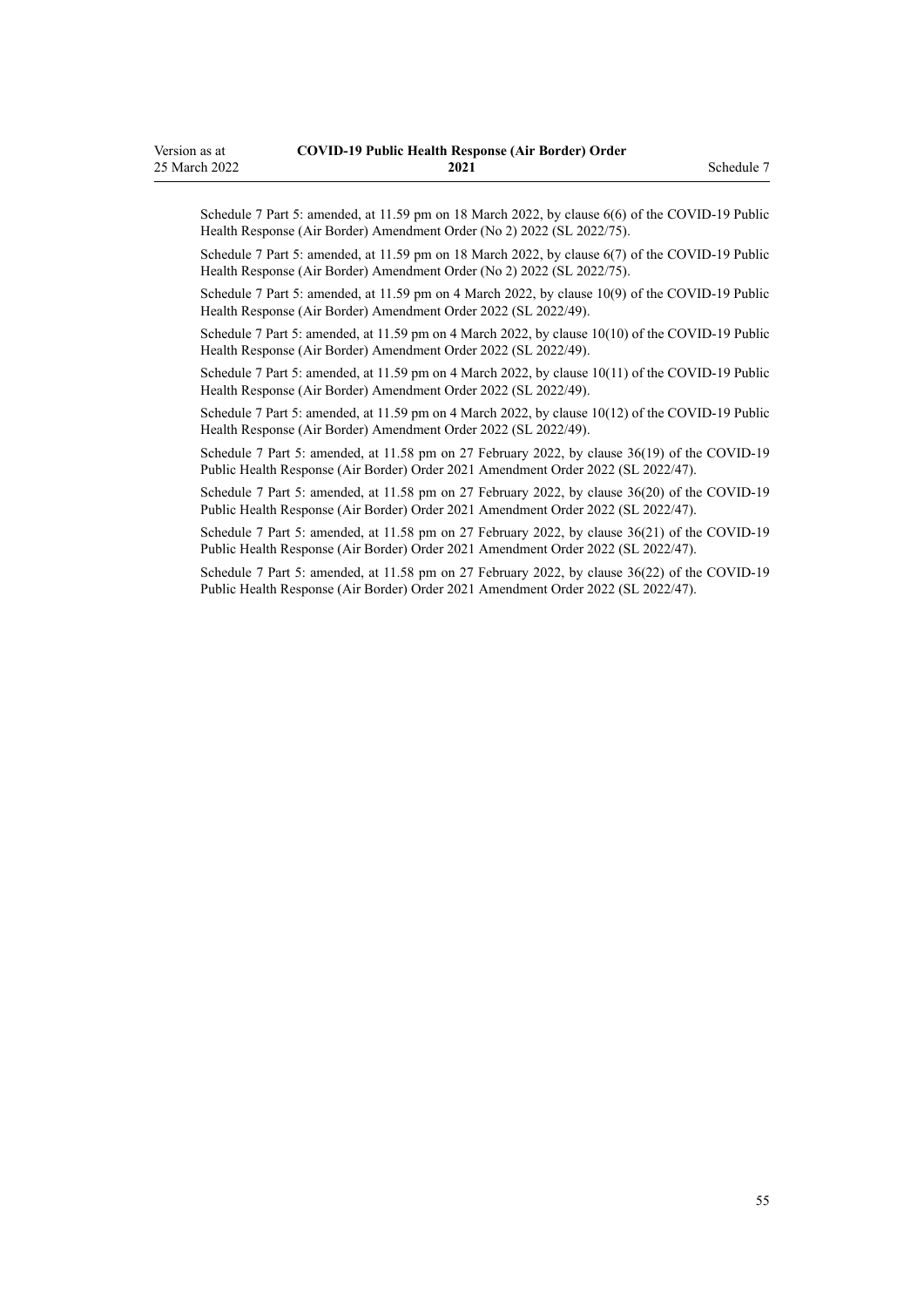Schedule 7 Part 5: amended, at 11.59 pm on 18 March 2022, by clause 6(6) of the COVID-19 Public Health Response (Air Border) Amendment Order (No 2) 2022 (SL 2022/75).

Schedule 7 Part 5: amended, at 11.59 pm on 18 March 2022, by clause 6(7) of the COVID-19 Public Health Response (Air Border) Amendment Order (No 2) 2022 (SL 2022/75).

Schedule 7 Part 5: amended, at 11.59 pm on 4 March 2022, by clause 10(9) of the COVID-19 Public Health Response (Air Border) Amendment Order 2022 (SL 2022/49).

Schedule 7 Part 5: amended, at 11.59 pm on 4 March 2022, by clause 10(10) of the COVID-19 Public Health Response (Air Border) Amendment Order 2022 (SL 2022/49).

Schedule 7 Part 5: amended, at 11.59 pm on 4 March 2022, by clause 10(11) of the COVID-19 Public Health Response (Air Border) Amendment Order 2022 (SL 2022/49).

Schedule 7 Part 5: amended, at 11.59 pm on 4 March 2022, by clause 10(12) of the COVID-19 Public Health Response (Air Border) Amendment Order 2022 (SL 2022/49).

Schedule 7 Part 5: amended, at 11.58 pm on 27 February 2022, by clause 36(19) of the COVID-19 Public Health Response (Air Border) Order 2021 Amendment Order 2022 (SL 2022/47).

Schedule 7 Part 5: amended, at 11.58 pm on 27 February 2022, by clause 36(20) of the COVID-19 Public Health Response (Air Border) Order 2021 Amendment Order 2022 (SL 2022/47).

Schedule 7 Part 5: amended, at 11.58 pm on 27 February 2022, by clause 36(21) of the COVID-19 Public Health Response (Air Border) Order 2021 Amendment Order 2022 (SL 2022/47).

Schedule 7 Part 5: amended, at 11.58 pm on 27 February 2022, by clause 36(22) of the COVID-19 Public Health Response (Air Border) Order 2021 Amendment Order 2022 (SL 2022/47).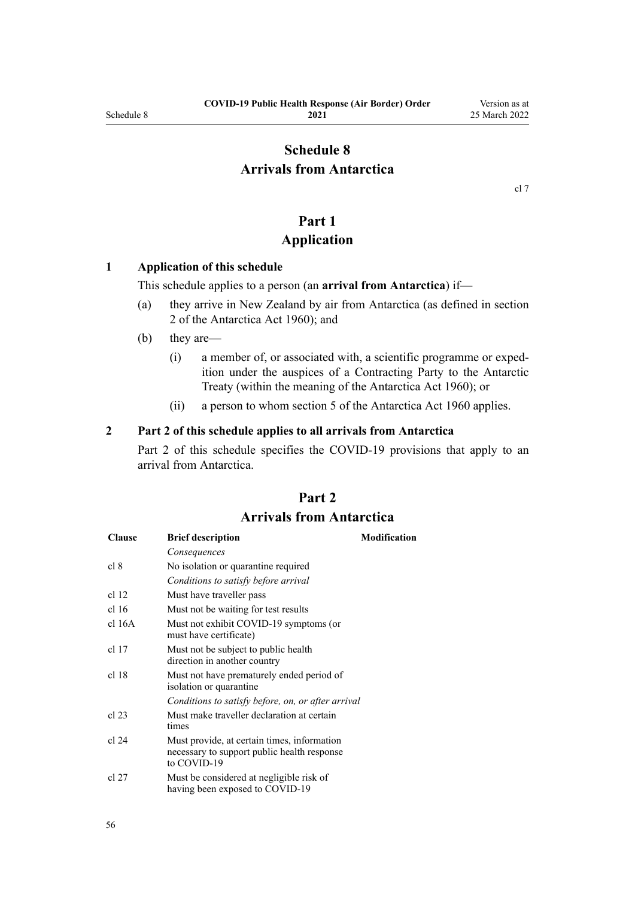# Schedule 8
# Arrivals from Antarctica

cl 7

## Part 1
## Application

### 1 Application of this schedule

This schedule applies to a person (an **arrival from Antarctica**) if—

(a) they arrive in New Zealand by air from Antarctica (as defined in section 2 of the Antarctica Act 1960); and

(b) they are—

   (i) a member of, or associated with, a scientific programme or expedition under the auspices of a Contracting Party to the Antarctic Treaty (within the meaning of the Antarctica Act 1960); or

   (ii) a person to whom section 5 of the Antarctica Act 1960 applies.

### 2 Part 2 of this schedule applies to all arrivals from Antarctica

Part 2 of this schedule specifies the COVID-19 provisions that apply to an arrival from Antarctica.

## Part 2
## Arrivals from Antarctica

| Clause | Brief description | Modification |
|---|---|---|
| | *Consequences* | |
| cl 8 | No isolation or quarantine required | |
| | *Conditions to satisfy before arrival* | |
| cl 12 | Must have traveller pass | |
| cl 16 | Must not be waiting for test results | |
| cl 16A | Must not exhibit COVID-19 symptoms (or must have certificate) | |
| cl 17 | Must not be subject to public health direction in another country | |
| cl 18 | Must not have prematurely ended period of isolation or quarantine | |
| | *Conditions to satisfy before, on, or after arrival* | |
| cl 23 | Must make traveller declaration at certain times | |
| cl 24 | Must provide, at certain times, information necessary to support public health response to COVID-19 | |
| cl 27 | Must be considered at negligible risk of having been exposed to COVID-19 | |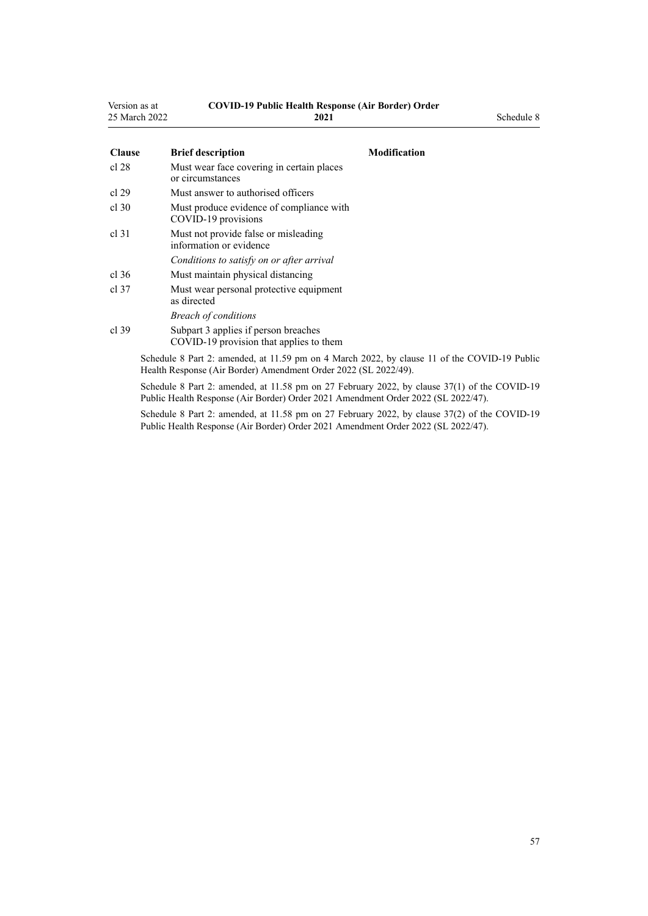| Clause | Brief description | Modification |
|---|---|---|
| cl 28 | Must wear face covering in certain places or circumstances | |
| cl 29 | Must answer to authorised officers | |
| cl 30 | Must produce evidence of compliance with COVID-19 provisions | |
| cl 31 | Must not provide false or misleading information or evidence | |
| | *Conditions to satisfy on or after arrival* | |
| cl 36 | Must maintain physical distancing | |
| cl 37 | Must wear personal protective equipment as directed | |
| | *Breach of conditions* | |
| cl 39 | Subpart 3 applies if person breaches COVID-19 provision that applies to them | |

Schedule 8 Part 2: amended, at 11.59 pm on 4 March 2022, by clause 11 of the COVID-19 Public Health Response (Air Border) Amendment Order 2022 (SL 2022/49).

Schedule 8 Part 2: amended, at 11.58 pm on 27 February 2022, by clause 37(1) of the COVID-19 Public Health Response (Air Border) Order 2021 Amendment Order 2022 (SL 2022/47).

Schedule 8 Part 2: amended, at 11.58 pm on 27 February 2022, by clause 37(2) of the COVID-19 Public Health Response (Air Border) Order 2021 Amendment Order 2022 (SL 2022/47).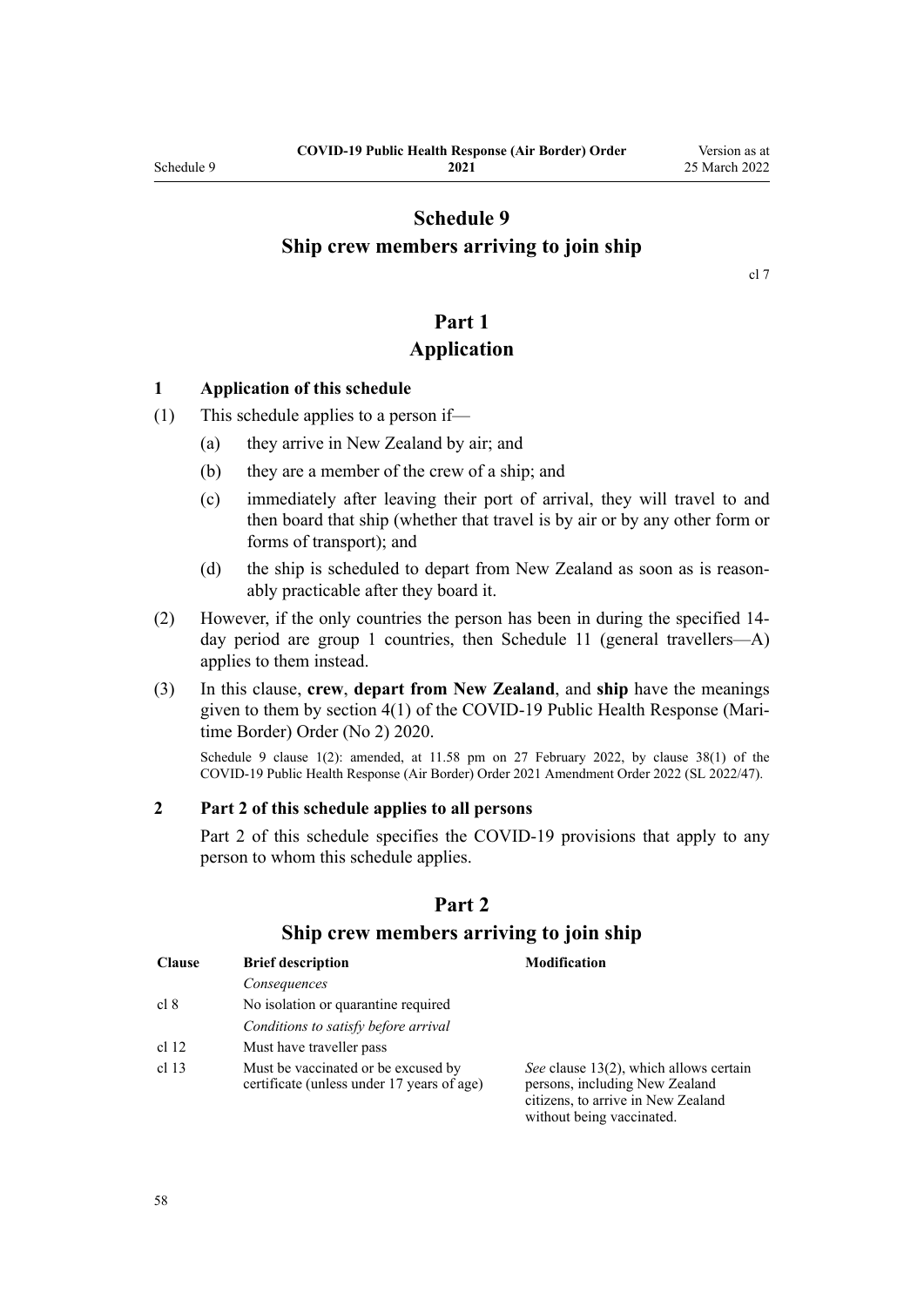# Schedule 9
# Ship crew members arriving to join ship

cl 7

## Part 1
## Application

### 1 Application of this schedule

(1) This schedule applies to a person if—

(a) they arrive in New Zealand by air; and

(b) they are a member of the crew of a ship; and

(c) immediately after leaving their port of arrival, they will travel to and then board that ship (whether that travel is by air or by any other form or forms of transport); and

(d) the ship is scheduled to depart from New Zealand as soon as is reasonably practicable after they board it.

(2) However, if the only countries the person has been in during the specified 14-day period are group 1 countries, then Schedule 11 (general travellers—A) applies to them instead.

(3) In this clause, **crew**, **depart from New Zealand**, and **ship** have the meanings given to them by section 4(1) of the COVID-19 Public Health Response (Maritime Border) Order (No 2) 2020.

Schedule 9 clause 1(2): amended, at 11.58 pm on 27 February 2022, by clause 38(1) of the COVID-19 Public Health Response (Air Border) Order 2021 Amendment Order 2022 (SL 2022/47).

### 2 Part 2 of this schedule applies to all persons

Part 2 of this schedule specifies the COVID-19 provisions that apply to any person to whom this schedule applies.

## Part 2
## Ship crew members arriving to join ship

| Clause | Brief description | Modification |
|---|---|---|
| | *Consequences* | |
| cl 8 | No isolation or quarantine required | |
| | *Conditions to satisfy before arrival* | |
| cl 12 | Must have traveller pass | |
| cl 13 | Must be vaccinated or be excused by certificate (unless under 17 years of age) | *See* clause 13(2), which allows certain persons, including New Zealand citizens, to arrive in New Zealand without being vaccinated. |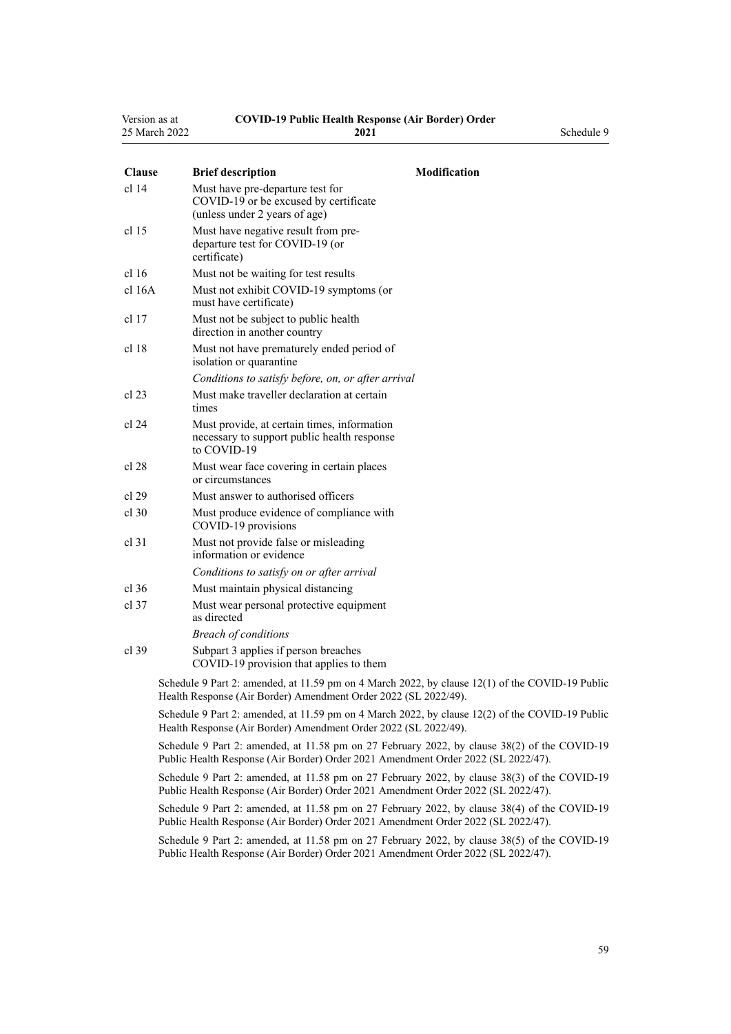| Clause | Brief description | Modification |
|---|---|---|
| cl 14 | Must have pre-departure test for COVID-19 or be excused by certificate (unless under 2 years of age) | |
| cl 15 | Must have negative result from pre-departure test for COVID-19 (or certificate) | |
| cl 16 | Must not be waiting for test results | |
| cl 16A | Must not exhibit COVID-19 symptoms (or must have certificate) | |
| cl 17 | Must not be subject to public health direction in another country | |
| cl 18 | Must not have prematurely ended period of isolation or quarantine | |
| | *Conditions to satisfy before, on, or after arrival* | |
| cl 23 | Must make traveller declaration at certain times | |
| cl 24 | Must provide, at certain times, information necessary to support public health response to COVID-19 | |
| cl 28 | Must wear face covering in certain places or circumstances | |
| cl 29 | Must answer to authorised officers | |
| cl 30 | Must produce evidence of compliance with COVID-19 provisions | |
| cl 31 | Must not provide false or misleading information or evidence | |
| | *Conditions to satisfy on or after arrival* | |
| cl 36 | Must maintain physical distancing | |
| cl 37 | Must wear personal protective equipment as directed | |
| | *Breach of conditions* | |
| cl 39 | Subpart 3 applies if person breaches COVID-19 provision that applies to them | |

Schedule 9 Part 2: amended, at 11.59 pm on 4 March 2022, by clause 12(1) of the COVID-19 Public Health Response (Air Border) Amendment Order 2022 (SL 2022/49).

Schedule 9 Part 2: amended, at 11.59 pm on 4 March 2022, by clause 12(2) of the COVID-19 Public Health Response (Air Border) Amendment Order 2022 (SL 2022/49).

Schedule 9 Part 2: amended, at 11.58 pm on 27 February 2022, by clause 38(2) of the COVID-19 Public Health Response (Air Border) Order 2021 Amendment Order 2022 (SL 2022/47).

Schedule 9 Part 2: amended, at 11.58 pm on 27 February 2022, by clause 38(3) of the COVID-19 Public Health Response (Air Border) Order 2021 Amendment Order 2022 (SL 2022/47).

Schedule 9 Part 2: amended, at 11.58 pm on 27 February 2022, by clause 38(4) of the COVID-19 Public Health Response (Air Border) Order 2021 Amendment Order 2022 (SL 2022/47).

Schedule 9 Part 2: amended, at 11.58 pm on 27 February 2022, by clause 38(5) of the COVID-19 Public Health Response (Air Border) Order 2021 Amendment Order 2022 (SL 2022/47).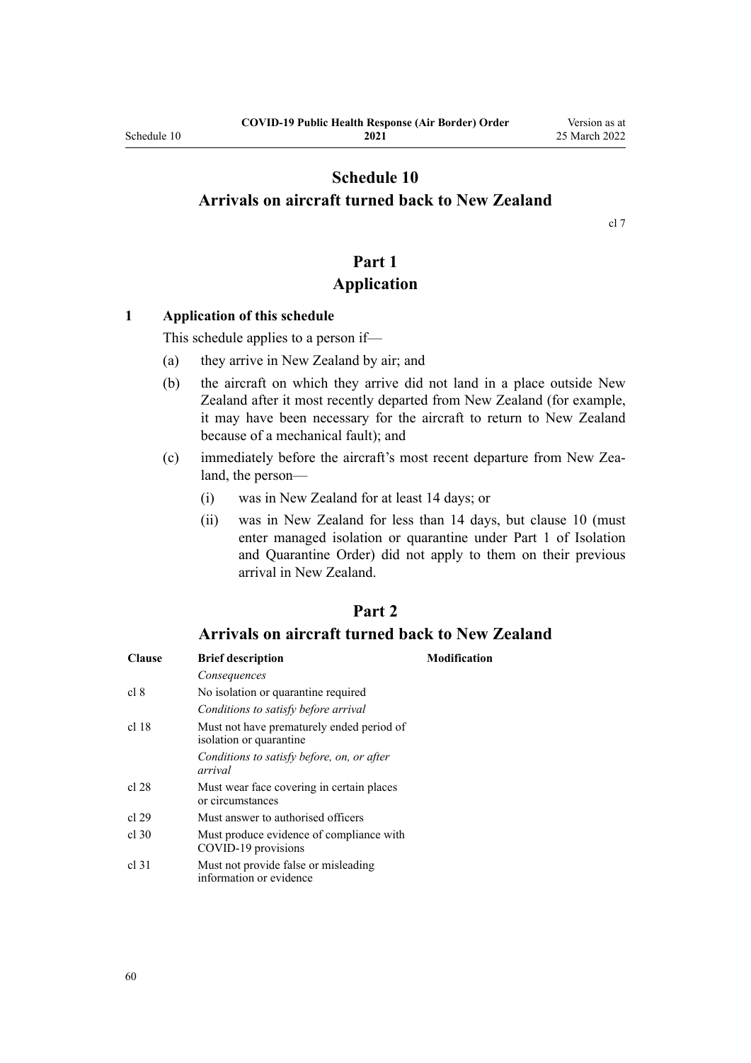# Schedule 10
## Arrivals on aircraft turned back to New Zealand

cl 7

## Part 1
## Application

### 1 Application of this schedule

This schedule applies to a person if—

(a) they arrive in New Zealand by air; and

(b) the aircraft on which they arrive did not land in a place outside New Zealand after it most recently departed from New Zealand (for example, it may have been necessary for the aircraft to return to New Zealand because of a mechanical fault); and

(c) immediately before the aircraft's most recent departure from New Zealand, the person—

  (i) was in New Zealand for at least 14 days; or

  (ii) was in New Zealand for less than 14 days, but clause 10 (must enter managed isolation or quarantine under Part 1 of Isolation and Quarantine Order) did not apply to them on their previous arrival in New Zealand.

## Part 2
## Arrivals on aircraft turned back to New Zealand

| Clause | Brief description | Modification |
|---|---|---|
| | *Consequences* | |
| cl 8 | No isolation or quarantine required | |
| | *Conditions to satisfy before arrival* | |
| cl 18 | Must not have prematurely ended period of isolation or quarantine | |
| | *Conditions to satisfy before, on, or after arrival* | |
| cl 28 | Must wear face covering in certain places or circumstances | |
| cl 29 | Must answer to authorised officers | |
| cl 30 | Must produce evidence of compliance with COVID-19 provisions | |
| cl 31 | Must not provide false or misleading information or evidence | |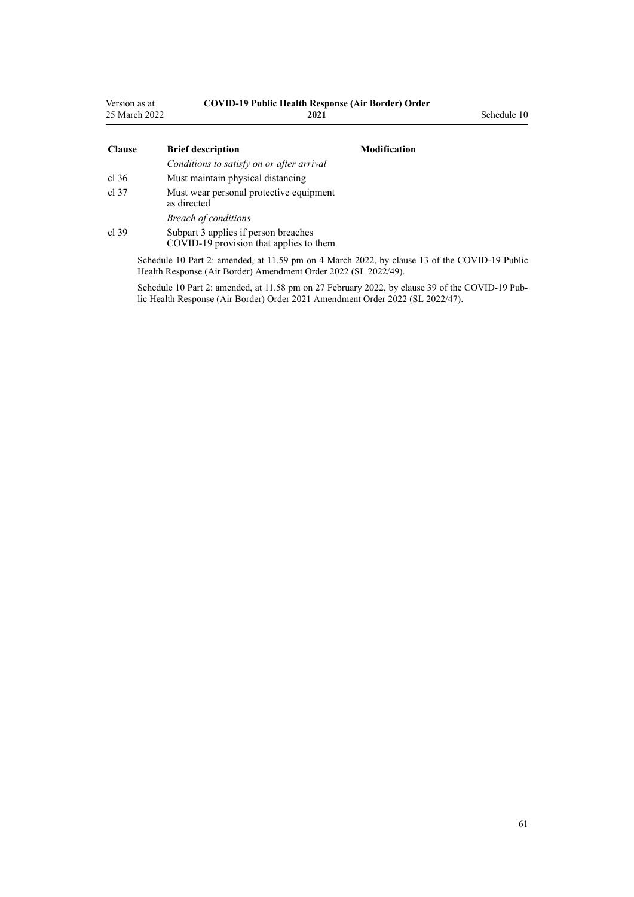| Clause | Brief description | Modification |
|---|---|---|
| | *Conditions to satisfy on or after arrival* | |
| cl 36 | Must maintain physical distancing | |
| cl 37 | Must wear personal protective equipment as directed | |
| | *Breach of conditions* | |
| cl 39 | Subpart 3 applies if person breaches COVID-19 provision that applies to them | |

Schedule 10 Part 2: amended, at 11.59 pm on 4 March 2022, by clause 13 of the COVID-19 Public Health Response (Air Border) Amendment Order 2022 (SL 2022/49).

Schedule 10 Part 2: amended, at 11.58 pm on 27 February 2022, by clause 39 of the COVID-19 Public Health Response (Air Border) Order 2021 Amendment Order 2022 (SL 2022/47).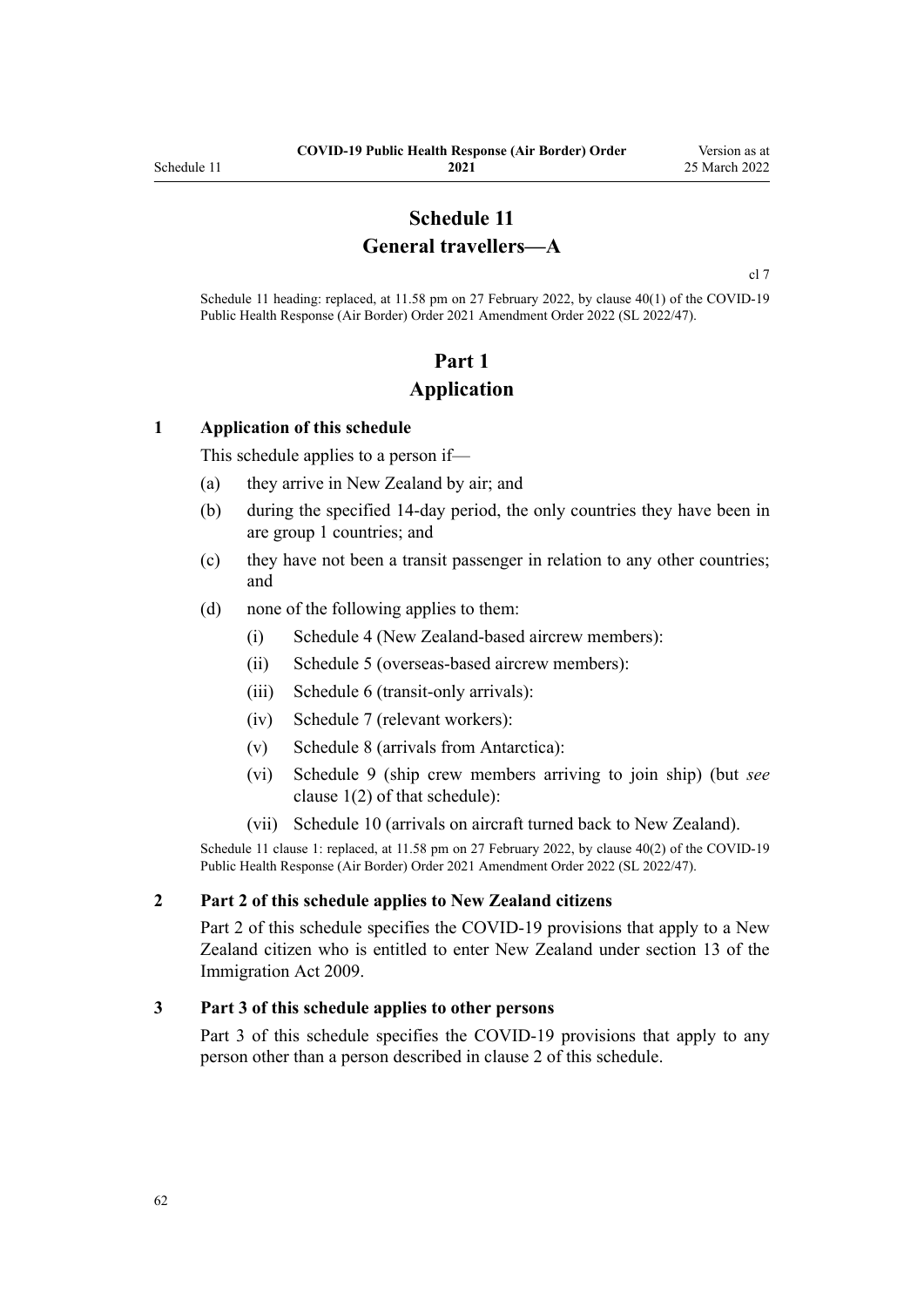# Schedule 11
# General travellers—A

cl 7

Schedule 11 heading: replaced, at 11.58 pm on 27 February 2022, by clause 40(1) of the COVID-19 Public Health Response (Air Border) Order 2021 Amendment Order 2022 (SL 2022/47).

## Part 1
## Application

### 1 Application of this schedule

This schedule applies to a person if—

(a) they arrive in New Zealand by air; and

(b) during the specified 14-day period, the only countries they have been in are group 1 countries; and

(c) they have not been a transit passenger in relation to any other countries; and

(d) none of the following applies to them:

  (i) Schedule 4 (New Zealand-based aircrew members):

  (ii) Schedule 5 (overseas-based aircrew members):

  (iii) Schedule 6 (transit-only arrivals):

  (iv) Schedule 7 (relevant workers):

  (v) Schedule 8 (arrivals from Antarctica):

  (vi) Schedule 9 (ship crew members arriving to join ship) (but *see* clause 1(2) of that schedule):

  (vii) Schedule 10 (arrivals on aircraft turned back to New Zealand).

Schedule 11 clause 1: replaced, at 11.58 pm on 27 February 2022, by clause 40(2) of the COVID-19 Public Health Response (Air Border) Order 2021 Amendment Order 2022 (SL 2022/47).

### 2 Part 2 of this schedule applies to New Zealand citizens

Part 2 of this schedule specifies the COVID-19 provisions that apply to a New Zealand citizen who is entitled to enter New Zealand under section 13 of the Immigration Act 2009.

### 3 Part 3 of this schedule applies to other persons

Part 3 of this schedule specifies the COVID-19 provisions that apply to any person other than a person described in clause 2 of this schedule.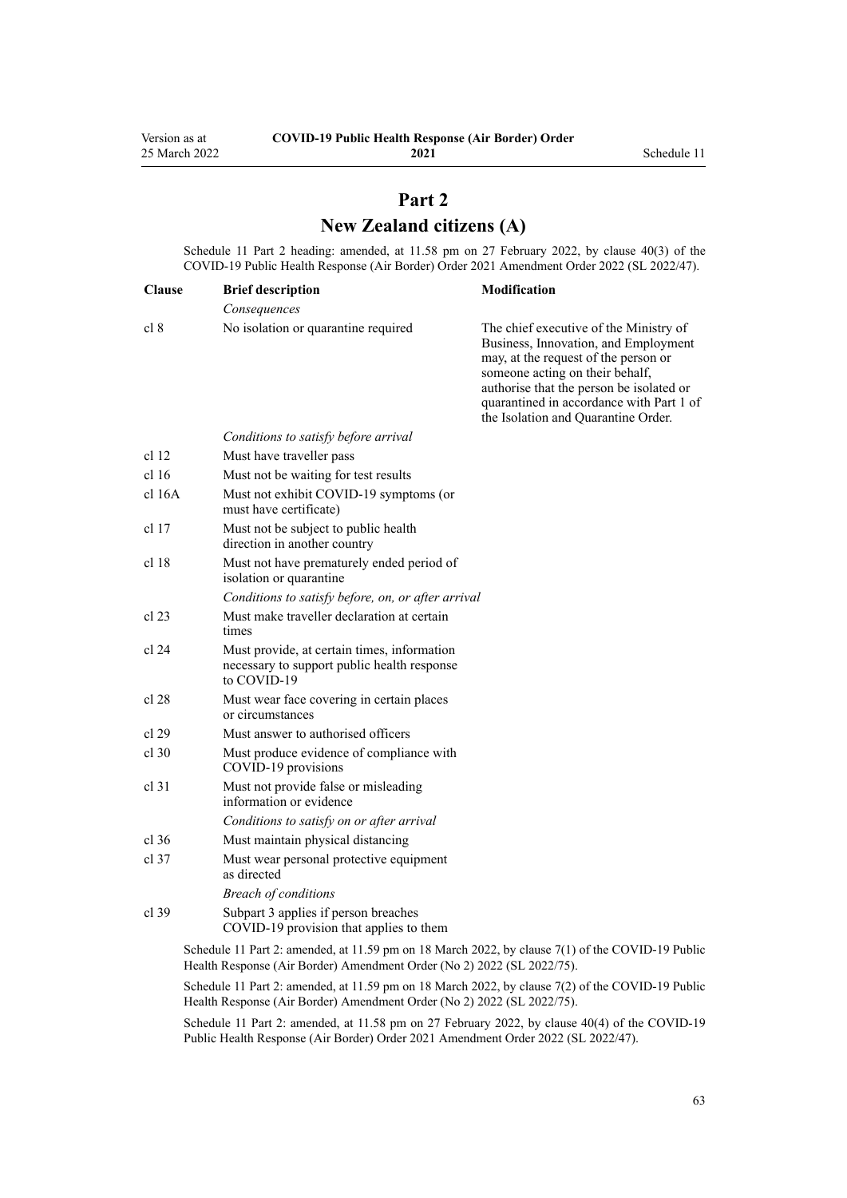## Part 2

## New Zealand citizens (A)

Schedule 11 Part 2 heading: amended, at 11.58 pm on 27 February 2022, by clause 40(3) of the COVID-19 Public Health Response (Air Border) Order 2021 Amendment Order 2022 (SL 2022/47).

| Clause | Brief description | Modification |
|---|---|---|
| | *Consequences* | |
| cl 8 | No isolation or quarantine required | The chief executive of the Ministry of Business, Innovation, and Employment may, at the request of the person or someone acting on their behalf, authorise that the person be isolated or quarantined in accordance with Part 1 of the Isolation and Quarantine Order. |
| | *Conditions to satisfy before arrival* | |
| cl 12 | Must have traveller pass | |
| cl 16 | Must not be waiting for test results | |
| cl 16A | Must not exhibit COVID-19 symptoms (or must have certificate) | |
| cl 17 | Must not be subject to public health direction in another country | |
| cl 18 | Must not have prematurely ended period of isolation or quarantine | |
| | *Conditions to satisfy before, on, or after arrival* | |
| cl 23 | Must make traveller declaration at certain times | |
| cl 24 | Must provide, at certain times, information necessary to support public health response to COVID-19 | |
| cl 28 | Must wear face covering in certain places or circumstances | |
| cl 29 | Must answer to authorised officers | |
| cl 30 | Must produce evidence of compliance with COVID-19 provisions | |
| cl 31 | Must not provide false or misleading information or evidence | |
| | *Conditions to satisfy on or after arrival* | |
| cl 36 | Must maintain physical distancing | |
| cl 37 | Must wear personal protective equipment as directed | |
| | *Breach of conditions* | |
| cl 39 | Subpart 3 applies if person breaches COVID-19 provision that applies to them | |

Schedule 11 Part 2: amended, at 11.59 pm on 18 March 2022, by clause 7(1) of the COVID-19 Public Health Response (Air Border) Amendment Order (No 2) 2022 (SL 2022/75).

Schedule 11 Part 2: amended, at 11.59 pm on 18 March 2022, by clause 7(2) of the COVID-19 Public Health Response (Air Border) Amendment Order (No 2) 2022 (SL 2022/75).

Schedule 11 Part 2: amended, at 11.58 pm on 27 February 2022, by clause 40(4) of the COVID-19 Public Health Response (Air Border) Order 2021 Amendment Order 2022 (SL 2022/47).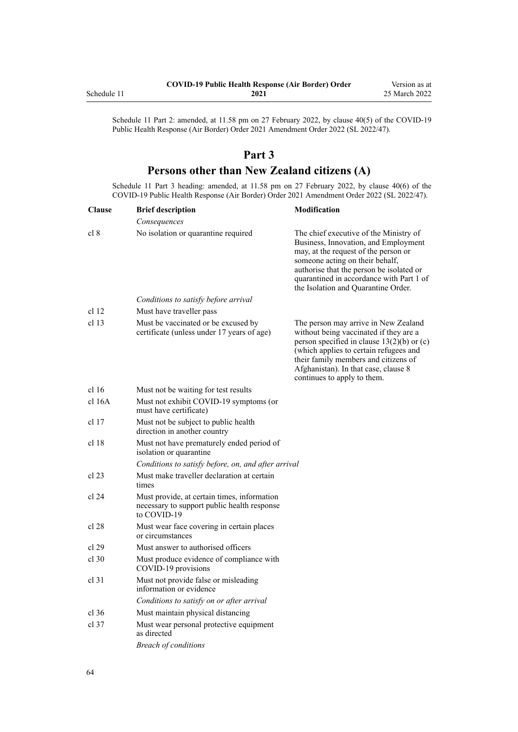Schedule 11 Part 2: amended, at 11.58 pm on 27 February 2022, by clause 40(5) of the COVID-19 Public Health Response (Air Border) Order 2021 Amendment Order 2022 (SL 2022/47).

## Part 3
## Persons other than New Zealand citizens (A)

Schedule 11 Part 3 heading: amended, at 11.58 pm on 27 February 2022, by clause 40(6) of the COVID-19 Public Health Response (Air Border) Order 2021 Amendment Order 2022 (SL 2022/47).

| Clause | Brief description | Modification |
|---|---|---|
| | *Consequences* | |
| cl 8 | No isolation or quarantine required | The chief executive of the Ministry of Business, Innovation, and Employment may, at the request of the person or someone acting on their behalf, authorise that the person be isolated or quarantined in accordance with Part 1 of the Isolation and Quarantine Order. |
| | *Conditions to satisfy before arrival* | |
| cl 12 | Must have traveller pass | |
| cl 13 | Must be vaccinated or be excused by certificate (unless under 17 years of age) | The person may arrive in New Zealand without being vaccinated if they are a person specified in clause 13(2)(b) or (c) (which applies to certain refugees and their family members and citizens of Afghanistan). In that case, clause 8 continues to apply to them. |
| cl 16 | Must not be waiting for test results | |
| cl 16A | Must not exhibit COVID-19 symptoms (or must have certificate) | |
| cl 17 | Must not be subject to public health direction in another country | |
| cl 18 | Must not have prematurely ended period of isolation or quarantine | |
| | *Conditions to satisfy before, on, and after arrival* | |
| cl 23 | Must make traveller declaration at certain times | |
| cl 24 | Must provide, at certain times, information necessary to support public health response to COVID-19 | |
| cl 28 | Must wear face covering in certain places or circumstances | |
| cl 29 | Must answer to authorised officers | |
| cl 30 | Must produce evidence of compliance with COVID-19 provisions | |
| cl 31 | Must not provide false or misleading information or evidence | |
| | *Conditions to satisfy on or after arrival* | |
| cl 36 | Must maintain physical distancing | |
| cl 37 | Must wear personal protective equipment as directed | |
| | *Breach of conditions* | |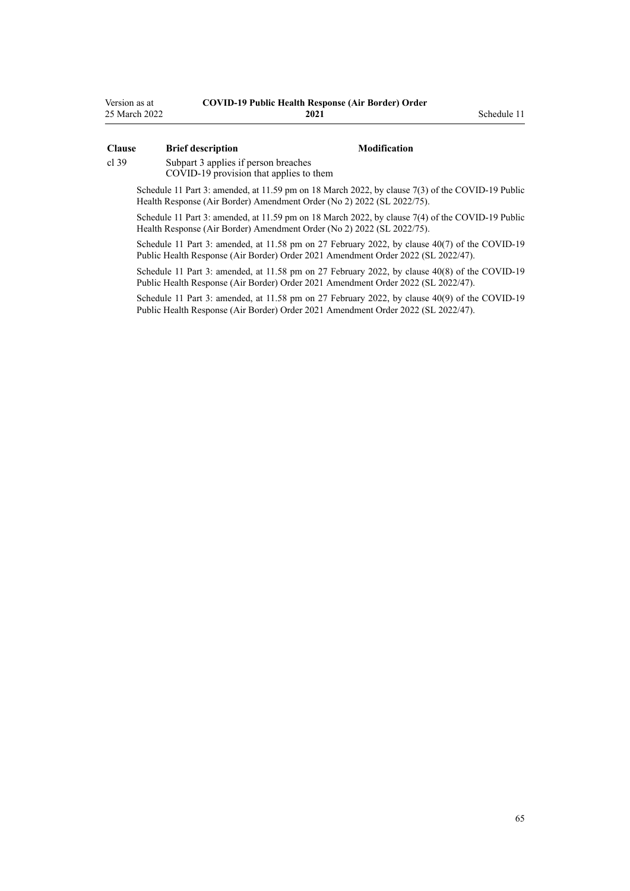| Clause | Brief description | Modification |
|---|---|---|
| cl 39 | Subpart 3 applies if person breaches COVID-19 provision that applies to them | |

Schedule 11 Part 3: amended, at 11.59 pm on 18 March 2022, by clause 7(3) of the COVID-19 Public Health Response (Air Border) Amendment Order (No 2) 2022 (SL 2022/75).

Schedule 11 Part 3: amended, at 11.59 pm on 18 March 2022, by clause 7(4) of the COVID-19 Public Health Response (Air Border) Amendment Order (No 2) 2022 (SL 2022/75).

Schedule 11 Part 3: amended, at 11.58 pm on 27 February 2022, by clause 40(7) of the COVID-19 Public Health Response (Air Border) Order 2021 Amendment Order 2022 (SL 2022/47).

Schedule 11 Part 3: amended, at 11.58 pm on 27 February 2022, by clause 40(8) of the COVID-19 Public Health Response (Air Border) Order 2021 Amendment Order 2022 (SL 2022/47).

Schedule 11 Part 3: amended, at 11.58 pm on 27 February 2022, by clause 40(9) of the COVID-19 Public Health Response (Air Border) Order 2021 Amendment Order 2022 (SL 2022/47).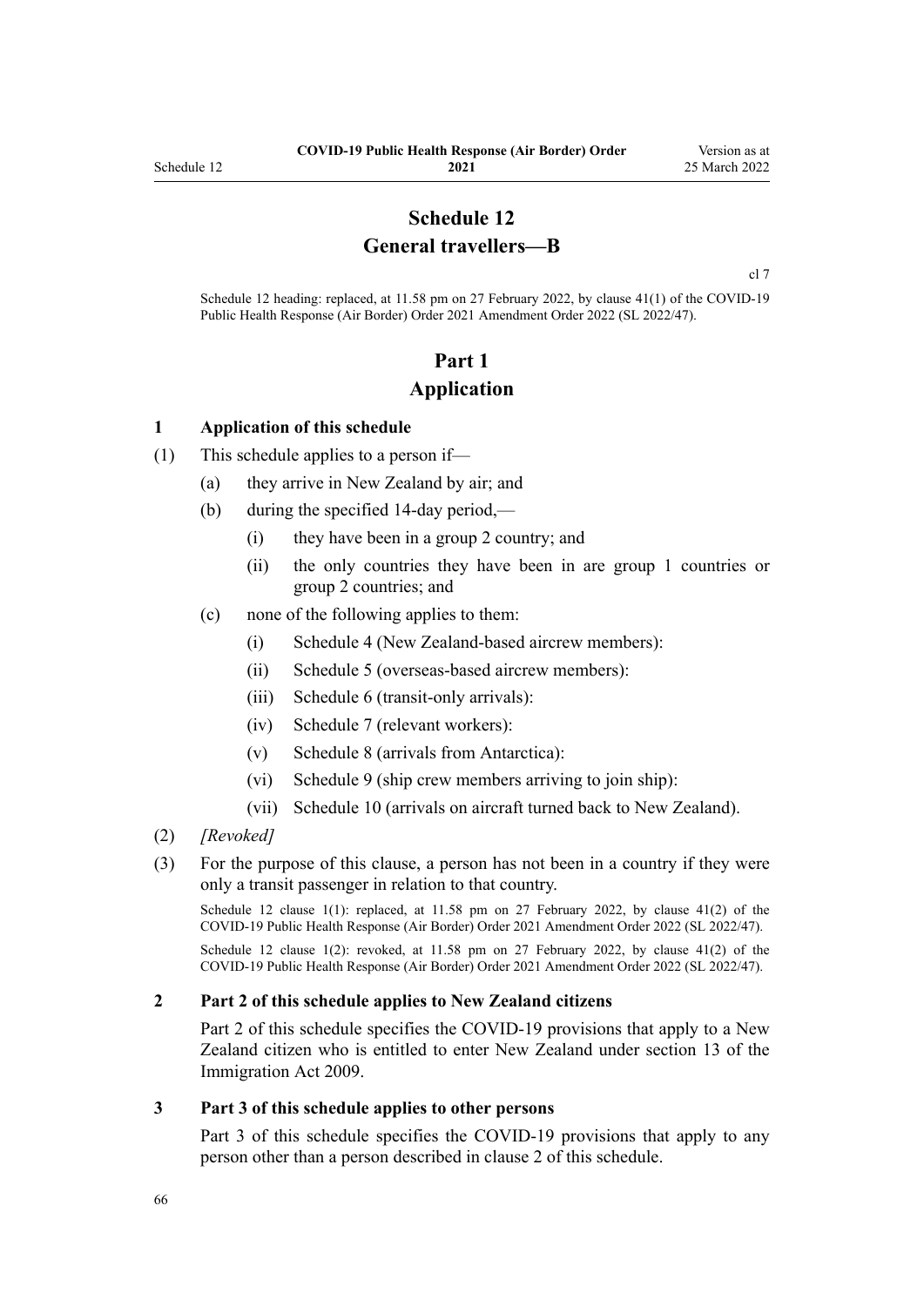# Schedule 12
## General travellers—B

cl 7

Schedule 12 heading: replaced, at 11.58 pm on 27 February 2022, by clause 41(1) of the COVID-19 Public Health Response (Air Border) Order 2021 Amendment Order 2022 (SL 2022/47).

# Part 1
## Application

### 1 Application of this schedule

(1) This schedule applies to a person if—

  (a) they arrive in New Zealand by air; and

  (b) during the specified 14-day period,—

    (i) they have been in a group 2 country; and

    (ii) the only countries they have been in are group 1 countries or group 2 countries; and

  (c) none of the following applies to them:

    (i) Schedule 4 (New Zealand-based aircrew members):

    (ii) Schedule 5 (overseas-based aircrew members):

    (iii) Schedule 6 (transit-only arrivals):

    (iv) Schedule 7 (relevant workers):

    (v) Schedule 8 (arrivals from Antarctica):

    (vi) Schedule 9 (ship crew members arriving to join ship):

    (vii) Schedule 10 (arrivals on aircraft turned back to New Zealand).

(2) *[Revoked]*

(3) For the purpose of this clause, a person has not been in a country if they were only a transit passenger in relation to that country.

Schedule 12 clause 1(1): replaced, at 11.58 pm on 27 February 2022, by clause 41(2) of the COVID-19 Public Health Response (Air Border) Order 2021 Amendment Order 2022 (SL 2022/47).

Schedule 12 clause 1(2): revoked, at 11.58 pm on 27 February 2022, by clause 41(2) of the COVID-19 Public Health Response (Air Border) Order 2021 Amendment Order 2022 (SL 2022/47).

### 2 Part 2 of this schedule applies to New Zealand citizens

Part 2 of this schedule specifies the COVID-19 provisions that apply to a New Zealand citizen who is entitled to enter New Zealand under section 13 of the Immigration Act 2009.

### 3 Part 3 of this schedule applies to other persons

Part 3 of this schedule specifies the COVID-19 provisions that apply to any person other than a person described in clause 2 of this schedule.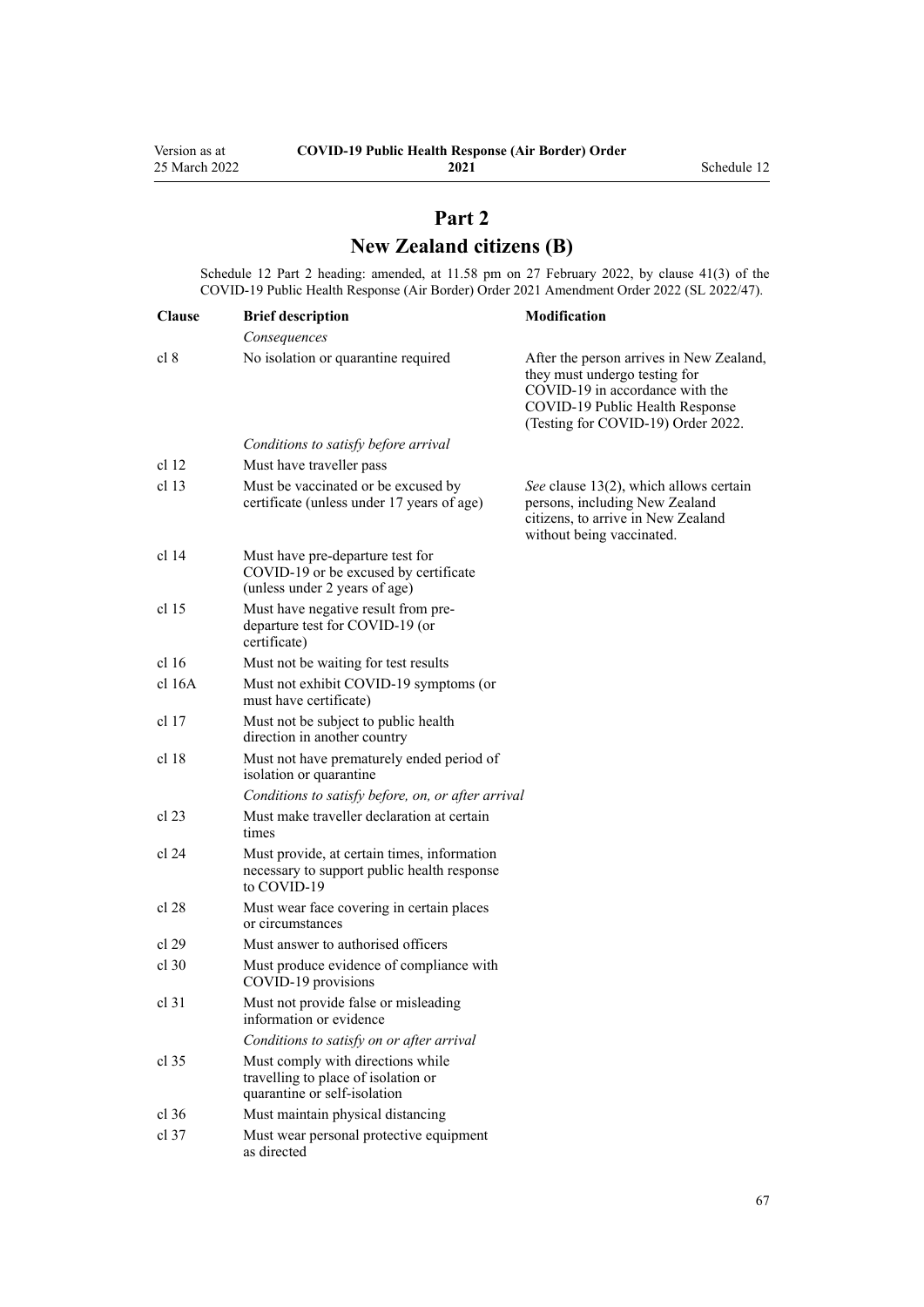# Part 2

# New Zealand citizens (B)

Schedule 12 Part 2 heading: amended, at 11.58 pm on 27 February 2022, by clause 41(3) of the COVID-19 Public Health Response (Air Border) Order 2021 Amendment Order 2022 (SL 2022/47).

| Clause | Brief description | Modification |
|---|---|---|
| | *Consequences* | |
| cl 8 | No isolation or quarantine required | After the person arrives in New Zealand, they must undergo testing for COVID-19 in accordance with the COVID-19 Public Health Response (Testing for COVID-19) Order 2022. |
| | *Conditions to satisfy before arrival* | |
| cl 12 | Must have traveller pass | |
| cl 13 | Must be vaccinated or be excused by certificate (unless under 17 years of age) | *See* clause 13(2), which allows certain persons, including New Zealand citizens, to arrive in New Zealand without being vaccinated. |
| cl 14 | Must have pre-departure test for COVID-19 or be excused by certificate (unless under 2 years of age) | |
| cl 15 | Must have negative result from pre-departure test for COVID-19 (or certificate) | |
| cl 16 | Must not be waiting for test results | |
| cl 16A | Must not exhibit COVID-19 symptoms (or must have certificate) | |
| cl 17 | Must not be subject to public health direction in another country | |
| cl 18 | Must not have prematurely ended period of isolation or quarantine | |
| | *Conditions to satisfy before, on, or after arrival* | |
| cl 23 | Must make traveller declaration at certain times | |
| cl 24 | Must provide, at certain times, information necessary to support public health response to COVID-19 | |
| cl 28 | Must wear face covering in certain places or circumstances | |
| cl 29 | Must answer to authorised officers | |
| cl 30 | Must produce evidence of compliance with COVID-19 provisions | |
| cl 31 | Must not provide false or misleading information or evidence | |
| | *Conditions to satisfy on or after arrival* | |
| cl 35 | Must comply with directions while travelling to place of isolation or quarantine or self-isolation | |
| cl 36 | Must maintain physical distancing | |
| cl 37 | Must wear personal protective equipment as directed | |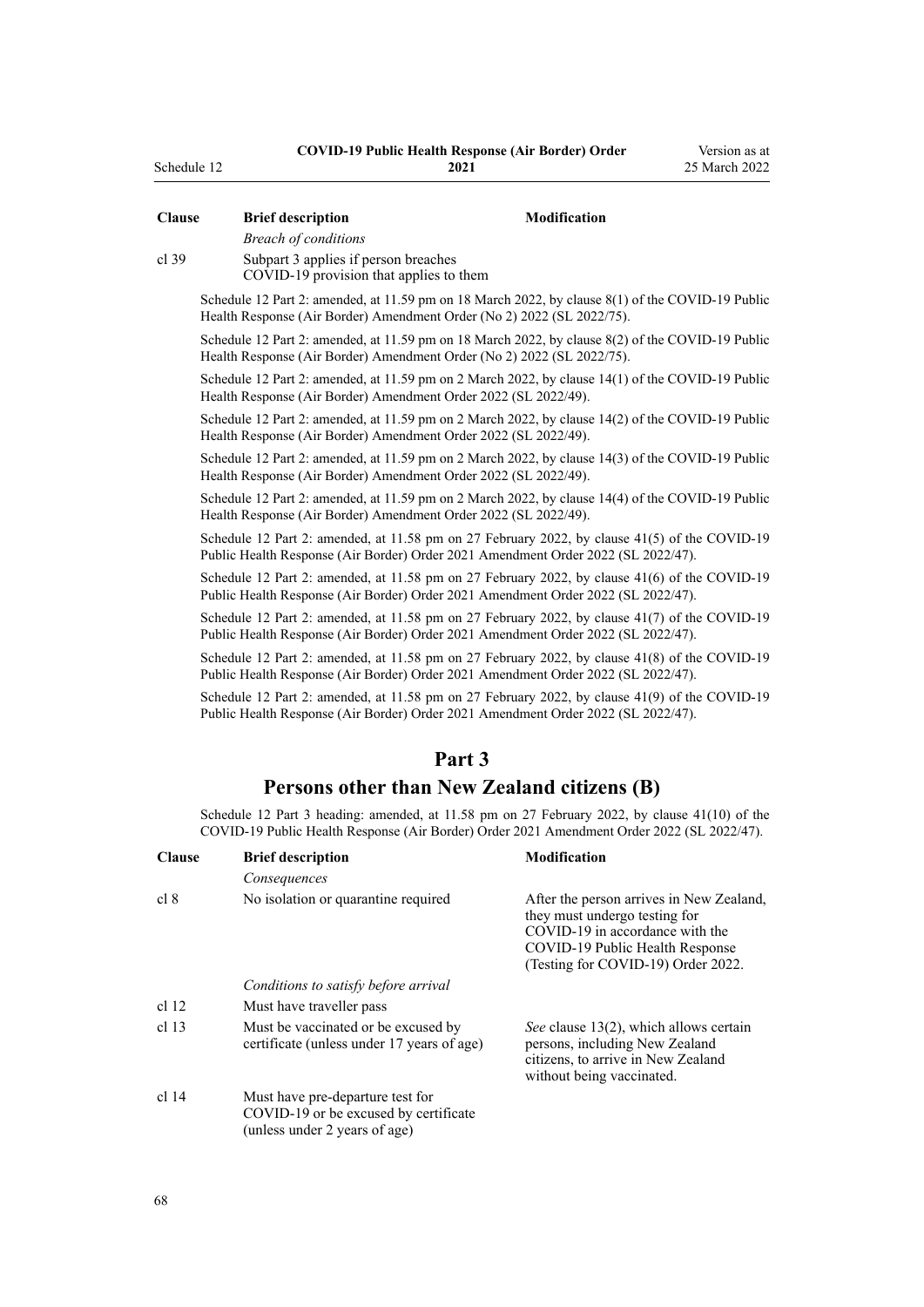| Clause | Brief description | Modification |
|---|---|---|
| | *Breach of conditions* | |
| cl 39 | Subpart 3 applies if person breaches COVID-19 provision that applies to them | |

Schedule 12 Part 2: amended, at 11.59 pm on 18 March 2022, by clause 8(1) of the COVID-19 Public Health Response (Air Border) Amendment Order (No 2) 2022 (SL 2022/75).

Schedule 12 Part 2: amended, at 11.59 pm on 18 March 2022, by clause 8(2) of the COVID-19 Public Health Response (Air Border) Amendment Order (No 2) 2022 (SL 2022/75).

Schedule 12 Part 2: amended, at 11.59 pm on 2 March 2022, by clause 14(1) of the COVID-19 Public Health Response (Air Border) Amendment Order 2022 (SL 2022/49).

Schedule 12 Part 2: amended, at 11.59 pm on 2 March 2022, by clause 14(2) of the COVID-19 Public Health Response (Air Border) Amendment Order 2022 (SL 2022/49).

Schedule 12 Part 2: amended, at 11.59 pm on 2 March 2022, by clause 14(3) of the COVID-19 Public Health Response (Air Border) Amendment Order 2022 (SL 2022/49).

Schedule 12 Part 2: amended, at 11.59 pm on 2 March 2022, by clause 14(4) of the COVID-19 Public Health Response (Air Border) Amendment Order 2022 (SL 2022/49).

Schedule 12 Part 2: amended, at 11.58 pm on 27 February 2022, by clause 41(5) of the COVID-19 Public Health Response (Air Border) Order 2021 Amendment Order 2022 (SL 2022/47).

Schedule 12 Part 2: amended, at 11.58 pm on 27 February 2022, by clause 41(6) of the COVID-19 Public Health Response (Air Border) Order 2021 Amendment Order 2022 (SL 2022/47).

Schedule 12 Part 2: amended, at 11.58 pm on 27 February 2022, by clause 41(7) of the COVID-19 Public Health Response (Air Border) Order 2021 Amendment Order 2022 (SL 2022/47).

Schedule 12 Part 2: amended, at 11.58 pm on 27 February 2022, by clause 41(8) of the COVID-19 Public Health Response (Air Border) Order 2021 Amendment Order 2022 (SL 2022/47).

Schedule 12 Part 2: amended, at 11.58 pm on 27 February 2022, by clause 41(9) of the COVID-19 Public Health Response (Air Border) Order 2021 Amendment Order 2022 (SL 2022/47).

## Part 3
## Persons other than New Zealand citizens (B)

Schedule 12 Part 3 heading: amended, at 11.58 pm on 27 February 2022, by clause 41(10) of the COVID-19 Public Health Response (Air Border) Order 2021 Amendment Order 2022 (SL 2022/47).

| Clause | Brief description | Modification |
|---|---|---|
| | *Consequences* | |
| cl 8 | No isolation or quarantine required | After the person arrives in New Zealand, they must undergo testing for COVID-19 in accordance with the COVID-19 Public Health Response (Testing for COVID-19) Order 2022. |
| | *Conditions to satisfy before arrival* | |
| cl 12 | Must have traveller pass | |
| cl 13 | Must be vaccinated or be excused by certificate (unless under 17 years of age) | *See* clause 13(2), which allows certain persons, including New Zealand citizens, to arrive in New Zealand without being vaccinated. |
| cl 14 | Must have pre-departure test for COVID-19 or be excused by certificate (unless under 2 years of age) | |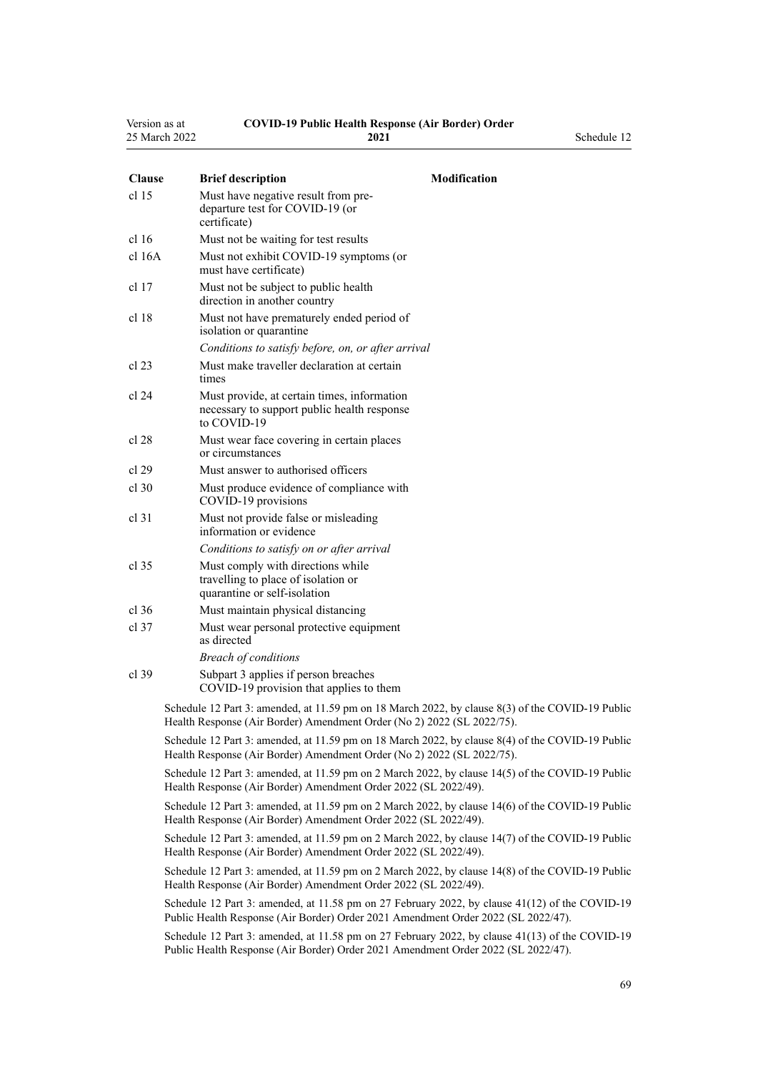| Clause | Brief description | Modification |
|---|---|---|
| cl 15 | Must have negative result from pre-departure test for COVID-19 (or certificate) | |
| cl 16 | Must not be waiting for test results | |
| cl 16A | Must not exhibit COVID-19 symptoms (or must have certificate) | |
| cl 17 | Must not be subject to public health direction in another country | |
| cl 18 | Must not have prematurely ended period of isolation or quarantine | |
| | *Conditions to satisfy before, on, or after arrival* | |
| cl 23 | Must make traveller declaration at certain times | |
| cl 24 | Must provide, at certain times, information necessary to support public health response to COVID-19 | |
| cl 28 | Must wear face covering in certain places or circumstances | |
| cl 29 | Must answer to authorised officers | |
| cl 30 | Must produce evidence of compliance with COVID-19 provisions | |
| cl 31 | Must not provide false or misleading information or evidence | |
| | *Conditions to satisfy on or after arrival* | |
| cl 35 | Must comply with directions while travelling to place of isolation or quarantine or self-isolation | |
| cl 36 | Must maintain physical distancing | |
| cl 37 | Must wear personal protective equipment as directed | |
| | *Breach of conditions* | |
| cl 39 | Subpart 3 applies if person breaches COVID-19 provision that applies to them | |

Schedule 12 Part 3: amended, at 11.59 pm on 18 March 2022, by clause 8(3) of the COVID-19 Public Health Response (Air Border) Amendment Order (No 2) 2022 (SL 2022/75).

Schedule 12 Part 3: amended, at 11.59 pm on 18 March 2022, by clause 8(4) of the COVID-19 Public Health Response (Air Border) Amendment Order (No 2) 2022 (SL 2022/75).

Schedule 12 Part 3: amended, at 11.59 pm on 2 March 2022, by clause 14(5) of the COVID-19 Public Health Response (Air Border) Amendment Order 2022 (SL 2022/49).

Schedule 12 Part 3: amended, at 11.59 pm on 2 March 2022, by clause 14(6) of the COVID-19 Public Health Response (Air Border) Amendment Order 2022 (SL 2022/49).

Schedule 12 Part 3: amended, at 11.59 pm on 2 March 2022, by clause 14(7) of the COVID-19 Public Health Response (Air Border) Amendment Order 2022 (SL 2022/49).

Schedule 12 Part 3: amended, at 11.59 pm on 2 March 2022, by clause 14(8) of the COVID-19 Public Health Response (Air Border) Amendment Order 2022 (SL 2022/49).

Schedule 12 Part 3: amended, at 11.58 pm on 27 February 2022, by clause 41(12) of the COVID-19 Public Health Response (Air Border) Order 2021 Amendment Order 2022 (SL 2022/47).

Schedule 12 Part 3: amended, at 11.58 pm on 27 February 2022, by clause 41(13) of the COVID-19 Public Health Response (Air Border) Order 2021 Amendment Order 2022 (SL 2022/47).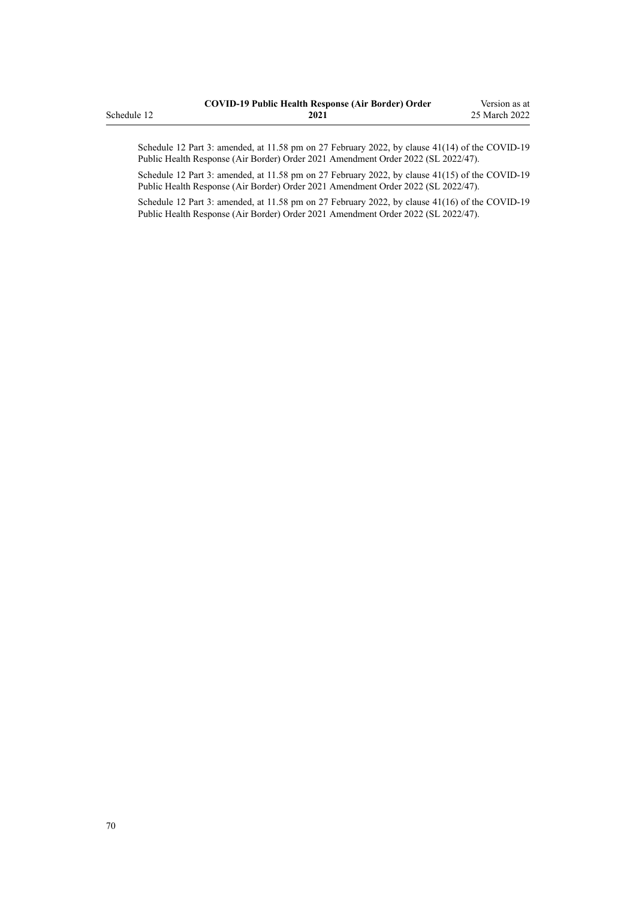Schedule 12 Part 3: amended, at 11.58 pm on 27 February 2022, by clause 41(14) of the COVID-19 Public Health Response (Air Border) Order 2021 Amendment Order 2022 (SL 2022/47).

Schedule 12 Part 3: amended, at 11.58 pm on 27 February 2022, by clause 41(15) of the COVID-19 Public Health Response (Air Border) Order 2021 Amendment Order 2022 (SL 2022/47).

Schedule 12 Part 3: amended, at 11.58 pm on 27 February 2022, by clause 41(16) of the COVID-19 Public Health Response (Air Border) Order 2021 Amendment Order 2022 (SL 2022/47).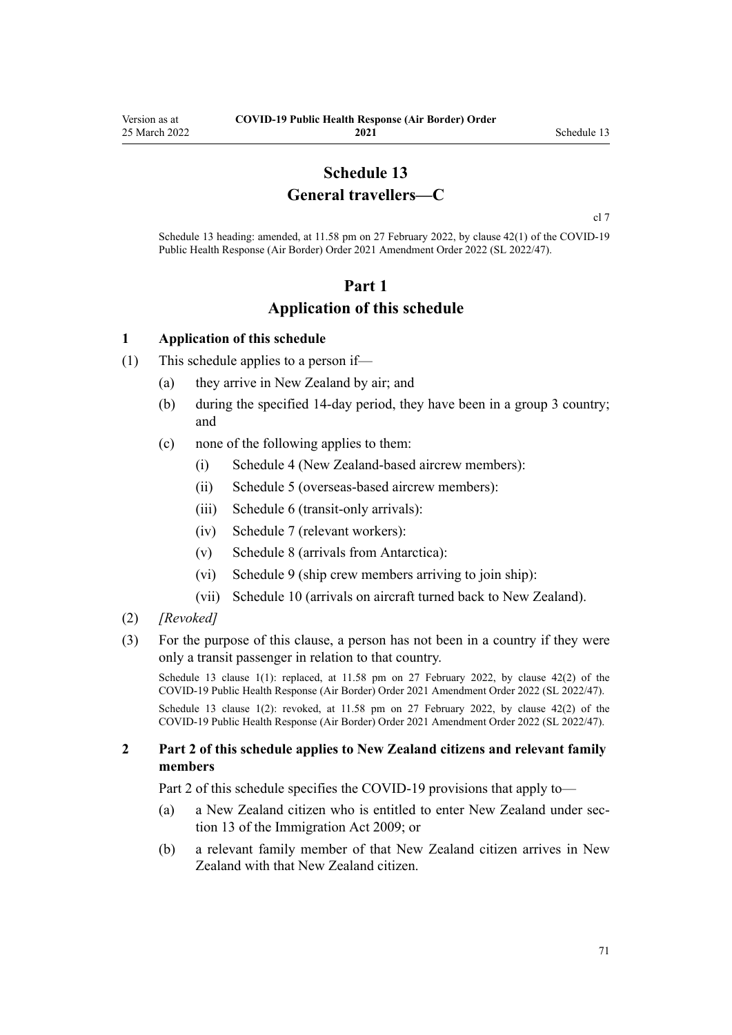# Schedule 13
## General travellers—C

cl 7

Schedule 13 heading: amended, at 11.58 pm on 27 February 2022, by clause 42(1) of the COVID-19 Public Health Response (Air Border) Order 2021 Amendment Order 2022 (SL 2022/47).

# Part 1
## Application of this schedule

### 1 Application of this schedule

(1) This schedule applies to a person if—

(a) they arrive in New Zealand by air; and

(b) during the specified 14-day period, they have been in a group 3 country; and

(c) none of the following applies to them:

(i) Schedule 4 (New Zealand-based aircrew members):

(ii) Schedule 5 (overseas-based aircrew members):

(iii) Schedule 6 (transit-only arrivals):

(iv) Schedule 7 (relevant workers):

(v) Schedule 8 (arrivals from Antarctica):

(vi) Schedule 9 (ship crew members arriving to join ship):

(vii) Schedule 10 (arrivals on aircraft turned back to New Zealand).

(2) *[Revoked]*

(3) For the purpose of this clause, a person has not been in a country if they were only a transit passenger in relation to that country.

Schedule 13 clause 1(1): replaced, at 11.58 pm on 27 February 2022, by clause 42(2) of the COVID-19 Public Health Response (Air Border) Order 2021 Amendment Order 2022 (SL 2022/47).

Schedule 13 clause 1(2): revoked, at 11.58 pm on 27 February 2022, by clause 42(2) of the COVID-19 Public Health Response (Air Border) Order 2021 Amendment Order 2022 (SL 2022/47).

### 2 Part 2 of this schedule applies to New Zealand citizens and relevant family members

Part 2 of this schedule specifies the COVID-19 provisions that apply to—

(a) a New Zealand citizen who is entitled to enter New Zealand under section 13 of the Immigration Act 2009; or

(b) a relevant family member of that New Zealand citizen arrives in New Zealand with that New Zealand citizen.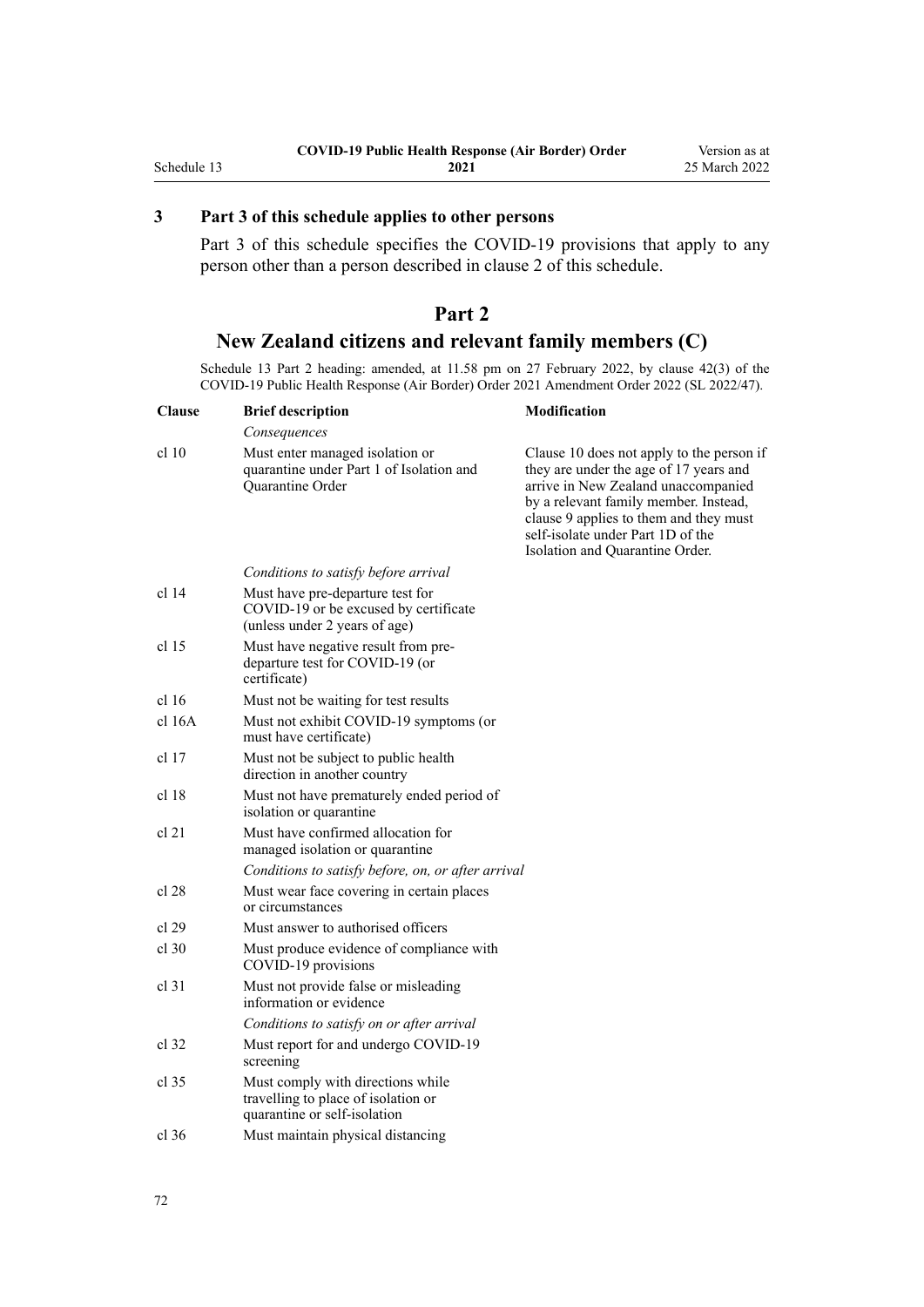## 3 Part 3 of this schedule applies to other persons

Part 3 of this schedule specifies the COVID-19 provisions that apply to any person other than a person described in clause 2 of this schedule.

# Part 2
# New Zealand citizens and relevant family members (C)

Schedule 13 Part 2 heading: amended, at 11.58 pm on 27 February 2022, by clause 42(3) of the COVID-19 Public Health Response (Air Border) Order 2021 Amendment Order 2022 (SL 2022/47).

| Clause | Brief description | Modification |
|---|---|---|
| | *Consequences* | |
| cl 10 | Must enter managed isolation or quarantine under Part 1 of Isolation and Quarantine Order | Clause 10 does not apply to the person if they are under the age of 17 years and arrive in New Zealand unaccompanied by a relevant family member. Instead, clause 9 applies to them and they must self-isolate under Part 1D of the Isolation and Quarantine Order. |
| | *Conditions to satisfy before arrival* | |
| cl 14 | Must have pre-departure test for COVID-19 or be excused by certificate (unless under 2 years of age) | |
| cl 15 | Must have negative result from pre-departure test for COVID-19 (or certificate) | |
| cl 16 | Must not be waiting for test results | |
| cl 16A | Must not exhibit COVID-19 symptoms (or must have certificate) | |
| cl 17 | Must not be subject to public health direction in another country | |
| cl 18 | Must not have prematurely ended period of isolation or quarantine | |
| cl 21 | Must have confirmed allocation for managed isolation or quarantine | |
| | *Conditions to satisfy before, on, or after arrival* | |
| cl 28 | Must wear face covering in certain places or circumstances | |
| cl 29 | Must answer to authorised officers | |
| cl 30 | Must produce evidence of compliance with COVID-19 provisions | |
| cl 31 | Must not provide false or misleading information or evidence | |
| | *Conditions to satisfy on or after arrival* | |
| cl 32 | Must report for and undergo COVID-19 screening | |
| cl 35 | Must comply with directions while travelling to place of isolation or quarantine or self-isolation | |
| cl 36 | Must maintain physical distancing | |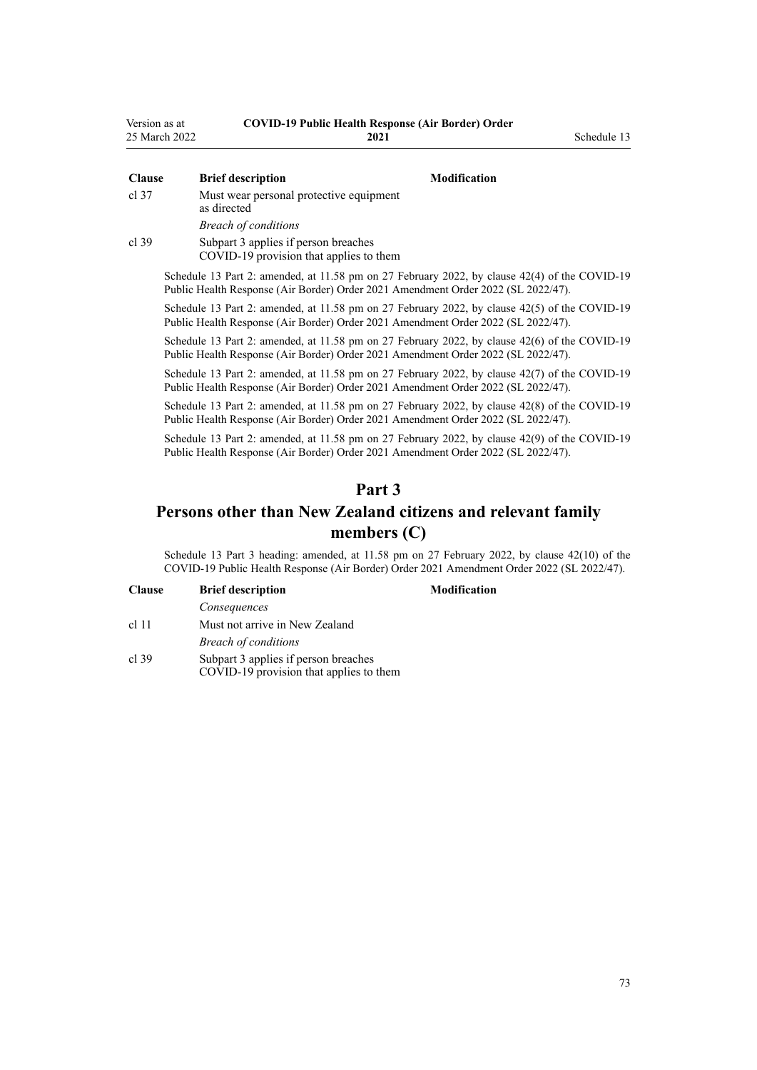| Clause | Brief description | Modification |
| --- | --- | --- |
| cl 37 | Must wear personal protective equipment as directed | |
| | *Breach of conditions* | |
| cl 39 | Subpart 3 applies if person breaches COVID-19 provision that applies to them | |

Schedule 13 Part 2: amended, at 11.58 pm on 27 February 2022, by clause 42(4) of the COVID-19 Public Health Response (Air Border) Order 2021 Amendment Order 2022 (SL 2022/47).

Schedule 13 Part 2: amended, at 11.58 pm on 27 February 2022, by clause 42(5) of the COVID-19 Public Health Response (Air Border) Order 2021 Amendment Order 2022 (SL 2022/47).

Schedule 13 Part 2: amended, at 11.58 pm on 27 February 2022, by clause 42(6) of the COVID-19 Public Health Response (Air Border) Order 2021 Amendment Order 2022 (SL 2022/47).

Schedule 13 Part 2: amended, at 11.58 pm on 27 February 2022, by clause 42(7) of the COVID-19 Public Health Response (Air Border) Order 2021 Amendment Order 2022 (SL 2022/47).

Schedule 13 Part 2: amended, at 11.58 pm on 27 February 2022, by clause 42(8) of the COVID-19 Public Health Response (Air Border) Order 2021 Amendment Order 2022 (SL 2022/47).

Schedule 13 Part 2: amended, at 11.58 pm on 27 February 2022, by clause 42(9) of the COVID-19 Public Health Response (Air Border) Order 2021 Amendment Order 2022 (SL 2022/47).

## Part 3
## Persons other than New Zealand citizens and relevant family members (C)

Schedule 13 Part 3 heading: amended, at 11.58 pm on 27 February 2022, by clause 42(10) of the COVID-19 Public Health Response (Air Border) Order 2021 Amendment Order 2022 (SL 2022/47).

| Clause | Brief description | Modification |
| --- | --- | --- |
| | *Consequences* | |
| cl 11 | Must not arrive in New Zealand | |
| | *Breach of conditions* | |
| cl 39 | Subpart 3 applies if person breaches COVID-19 provision that applies to them | |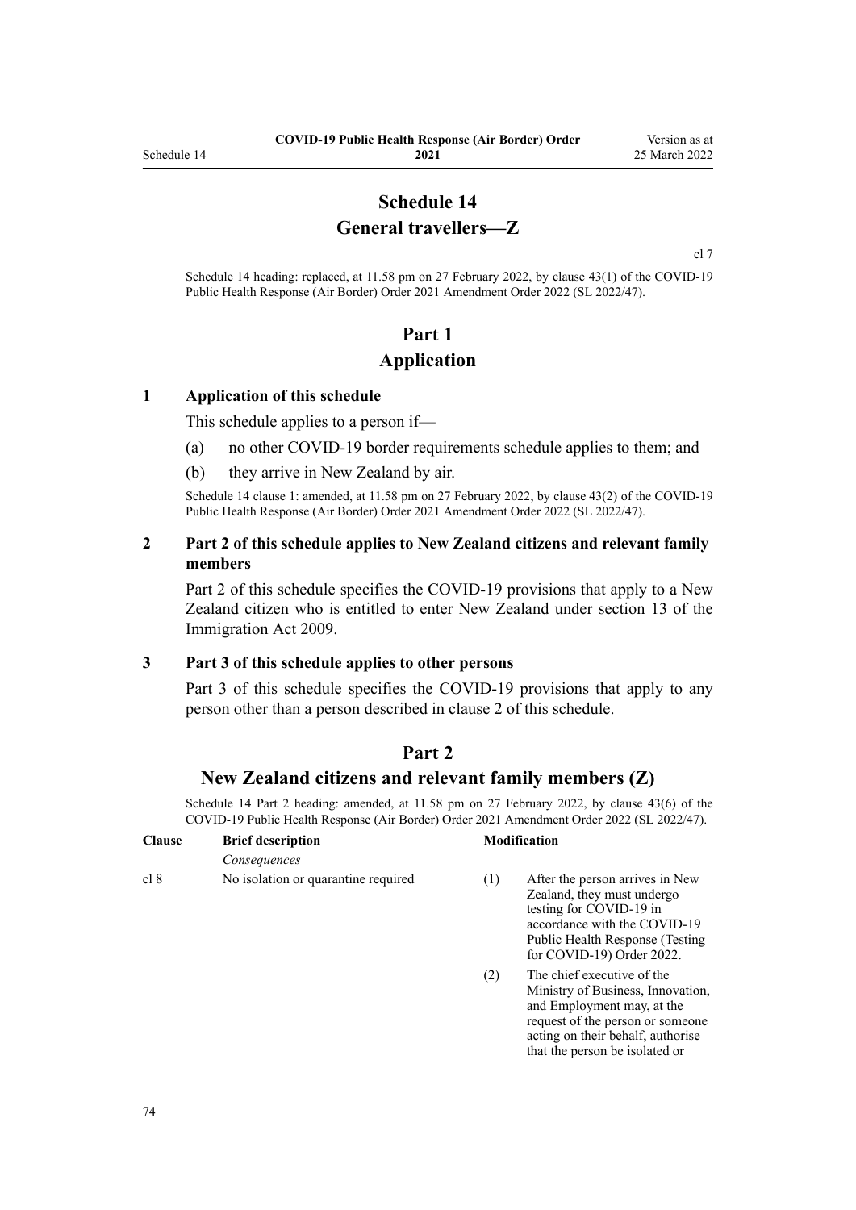# Schedule 14
# General travellers—Z

cl 7

Schedule 14 heading: replaced, at 11.58 pm on 27 February 2022, by clause 43(1) of the COVID-19 Public Health Response (Air Border) Order 2021 Amendment Order 2022 (SL 2022/47).

## Part 1
## Application

### 1 Application of this schedule

This schedule applies to a person if—

(a) no other COVID-19 border requirements schedule applies to them; and

(b) they arrive in New Zealand by air.

Schedule 14 clause 1: amended, at 11.58 pm on 27 February 2022, by clause 43(2) of the COVID-19 Public Health Response (Air Border) Order 2021 Amendment Order 2022 (SL 2022/47).

### 2 Part 2 of this schedule applies to New Zealand citizens and relevant family members

Part 2 of this schedule specifies the COVID-19 provisions that apply to a New Zealand citizen who is entitled to enter New Zealand under section 13 of the Immigration Act 2009.

### 3 Part 3 of this schedule applies to other persons

Part 3 of this schedule specifies the COVID-19 provisions that apply to any person other than a person described in clause 2 of this schedule.

## Part 2
## New Zealand citizens and relevant family members (Z)

Schedule 14 Part 2 heading: amended, at 11.58 pm on 27 February 2022, by clause 43(6) of the COVID-19 Public Health Response (Air Border) Order 2021 Amendment Order 2022 (SL 2022/47).

| Clause | Brief description | Modification | |
|---|---|---|---|
| | *Consequences* | | |
| cl 8 | No isolation or quarantine required | (1) | After the person arrives in New Zealand, they must undergo testing for COVID-19 in accordance with the COVID-19 Public Health Response (Testing for COVID-19) Order 2022. |
| | | (2) | The chief executive of the Ministry of Business, Innovation, and Employment may, at the request of the person or someone acting on their behalf, authorise that the person be isolated or |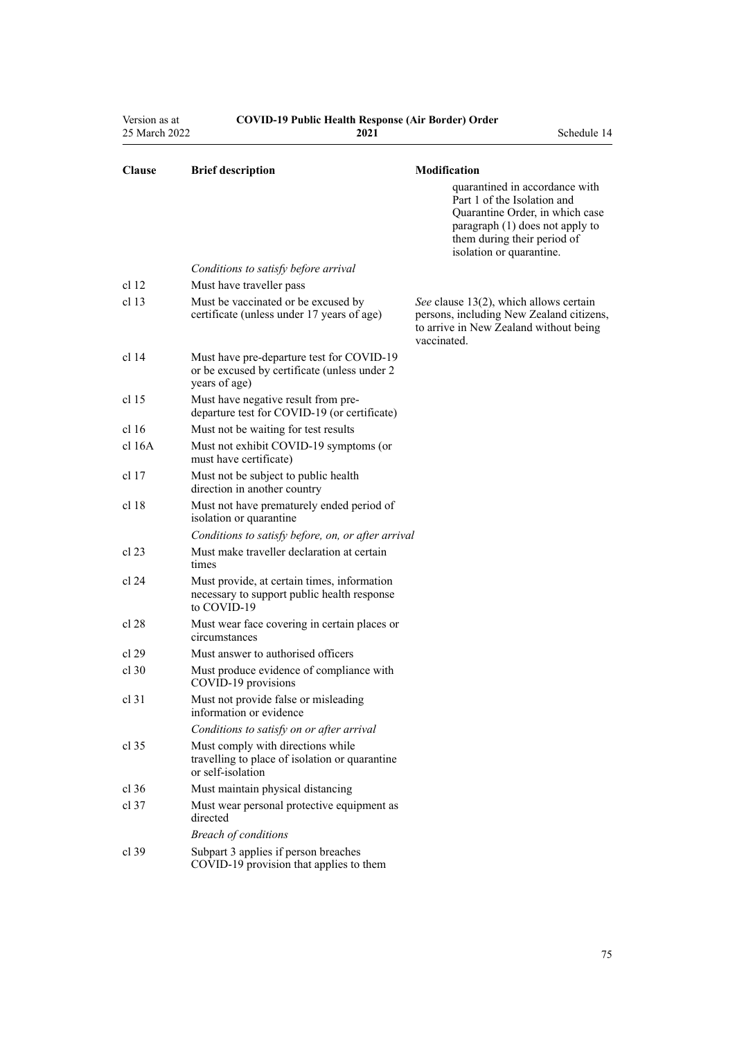| Clause | Brief description | Modification |
|---|---|---|
| | | quarantined in accordance with Part 1 of the Isolation and Quarantine Order, in which case paragraph (1) does not apply to them during their period of isolation or quarantine. |
| | *Conditions to satisfy before arrival* | |
| cl 12 | Must have traveller pass | |
| cl 13 | Must be vaccinated or be excused by certificate (unless under 17 years of age) | *See* clause 13(2), which allows certain persons, including New Zealand citizens, to arrive in New Zealand without being vaccinated. |
| cl 14 | Must have pre-departure test for COVID-19 or be excused by certificate (unless under 2 years of age) | |
| cl 15 | Must have negative result from pre-departure test for COVID-19 (or certificate) | |
| cl 16 | Must not be waiting for test results | |
| cl 16A | Must not exhibit COVID-19 symptoms (or must have certificate) | |
| cl 17 | Must not be subject to public health direction in another country | |
| cl 18 | Must not have prematurely ended period of isolation or quarantine | |
| | *Conditions to satisfy before, on, or after arrival* | |
| cl 23 | Must make traveller declaration at certain times | |
| cl 24 | Must provide, at certain times, information necessary to support public health response to COVID-19 | |
| cl 28 | Must wear face covering in certain places or circumstances | |
| cl 29 | Must answer to authorised officers | |
| cl 30 | Must produce evidence of compliance with COVID-19 provisions | |
| cl 31 | Must not provide false or misleading information or evidence | |
| | *Conditions to satisfy on or after arrival* | |
| cl 35 | Must comply with directions while travelling to place of isolation or quarantine or self-isolation | |
| cl 36 | Must maintain physical distancing | |
| cl 37 | Must wear personal protective equipment as directed | |
| | *Breach of conditions* | |
| cl 39 | Subpart 3 applies if person breaches COVID-19 provision that applies to them | |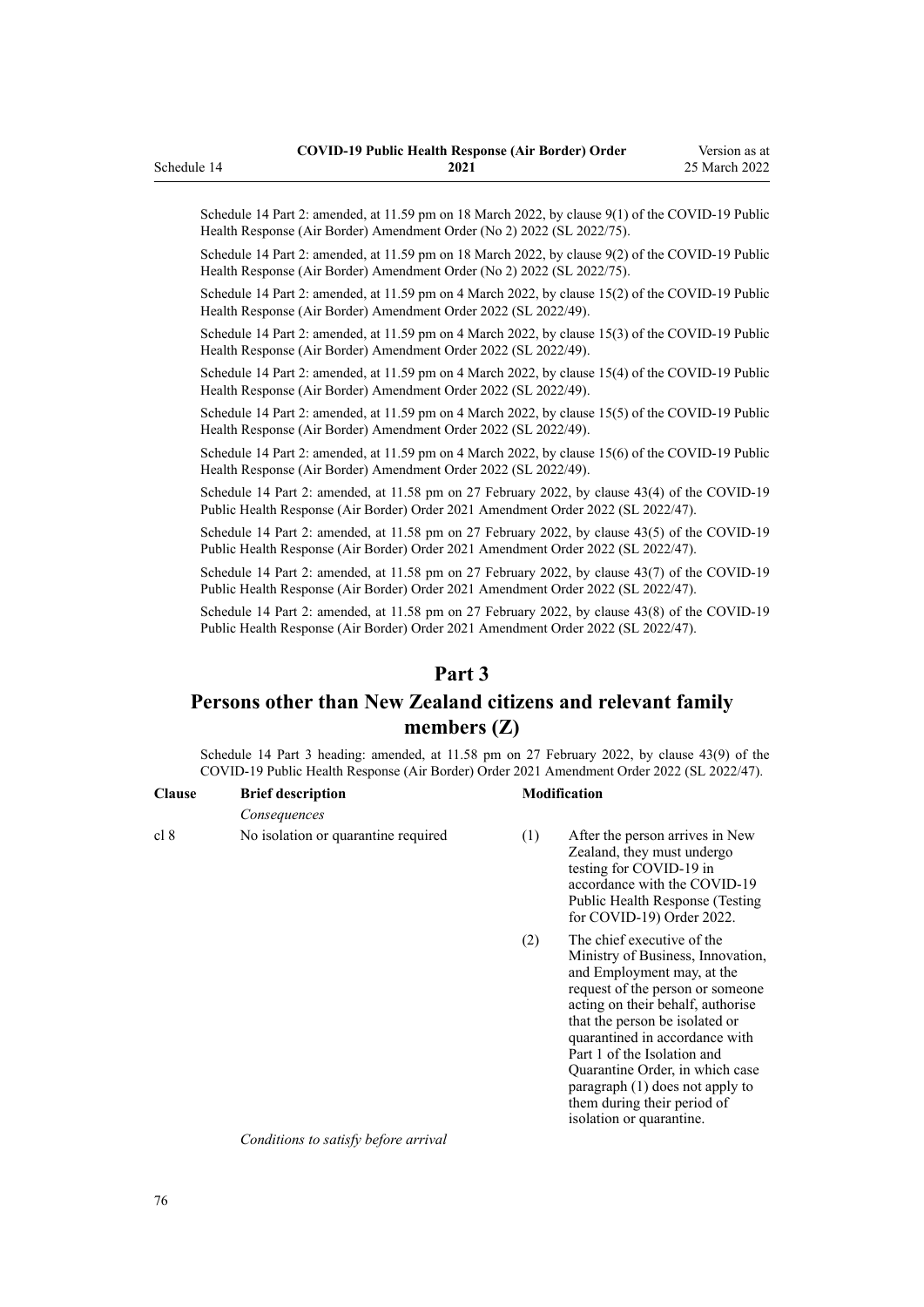Schedule 14 Part 2: amended, at 11.59 pm on 18 March 2022, by clause 9(1) of the COVID-19 Public Health Response (Air Border) Amendment Order (No 2) 2022 (SL 2022/75).

Schedule 14 Part 2: amended, at 11.59 pm on 18 March 2022, by clause 9(2) of the COVID-19 Public Health Response (Air Border) Amendment Order (No 2) 2022 (SL 2022/75).

Schedule 14 Part 2: amended, at 11.59 pm on 4 March 2022, by clause 15(2) of the COVID-19 Public Health Response (Air Border) Amendment Order 2022 (SL 2022/49).

Schedule 14 Part 2: amended, at 11.59 pm on 4 March 2022, by clause 15(3) of the COVID-19 Public Health Response (Air Border) Amendment Order 2022 (SL 2022/49).

Schedule 14 Part 2: amended, at 11.59 pm on 4 March 2022, by clause 15(4) of the COVID-19 Public Health Response (Air Border) Amendment Order 2022 (SL 2022/49).

Schedule 14 Part 2: amended, at 11.59 pm on 4 March 2022, by clause 15(5) of the COVID-19 Public Health Response (Air Border) Amendment Order 2022 (SL 2022/49).

Schedule 14 Part 2: amended, at 11.59 pm on 4 March 2022, by clause 15(6) of the COVID-19 Public Health Response (Air Border) Amendment Order 2022 (SL 2022/49).

Schedule 14 Part 2: amended, at 11.58 pm on 27 February 2022, by clause 43(4) of the COVID-19 Public Health Response (Air Border) Order 2021 Amendment Order 2022 (SL 2022/47).

Schedule 14 Part 2: amended, at 11.58 pm on 27 February 2022, by clause 43(5) of the COVID-19 Public Health Response (Air Border) Order 2021 Amendment Order 2022 (SL 2022/47).

Schedule 14 Part 2: amended, at 11.58 pm on 27 February 2022, by clause 43(7) of the COVID-19 Public Health Response (Air Border) Order 2021 Amendment Order 2022 (SL 2022/47).

Schedule 14 Part 2: amended, at 11.58 pm on 27 February 2022, by clause 43(8) of the COVID-19 Public Health Response (Air Border) Order 2021 Amendment Order 2022 (SL 2022/47).

## Part 3

## Persons other than New Zealand citizens and relevant family members (Z)

Schedule 14 Part 3 heading: amended, at 11.58 pm on 27 February 2022, by clause 43(9) of the COVID-19 Public Health Response (Air Border) Order 2021 Amendment Order 2022 (SL 2022/47).

| Clause | Brief description | Modification | |
|---|---|---|---|
| | *Consequences* | | |
| cl 8 | No isolation or quarantine required | (1) | After the person arrives in New Zealand, they must undergo testing for COVID-19 in accordance with the COVID-19 Public Health Response (Testing for COVID-19) Order 2022. |
| | | (2) | The chief executive of the Ministry of Business, Innovation, and Employment may, at the request of the person or someone acting on their behalf, authorise that the person be isolated or quarantined in accordance with Part 1 of the Isolation and Quarantine Order, in which case paragraph (1) does not apply to them during their period of isolation or quarantine. |
| | *Conditions to satisfy before arrival* | | |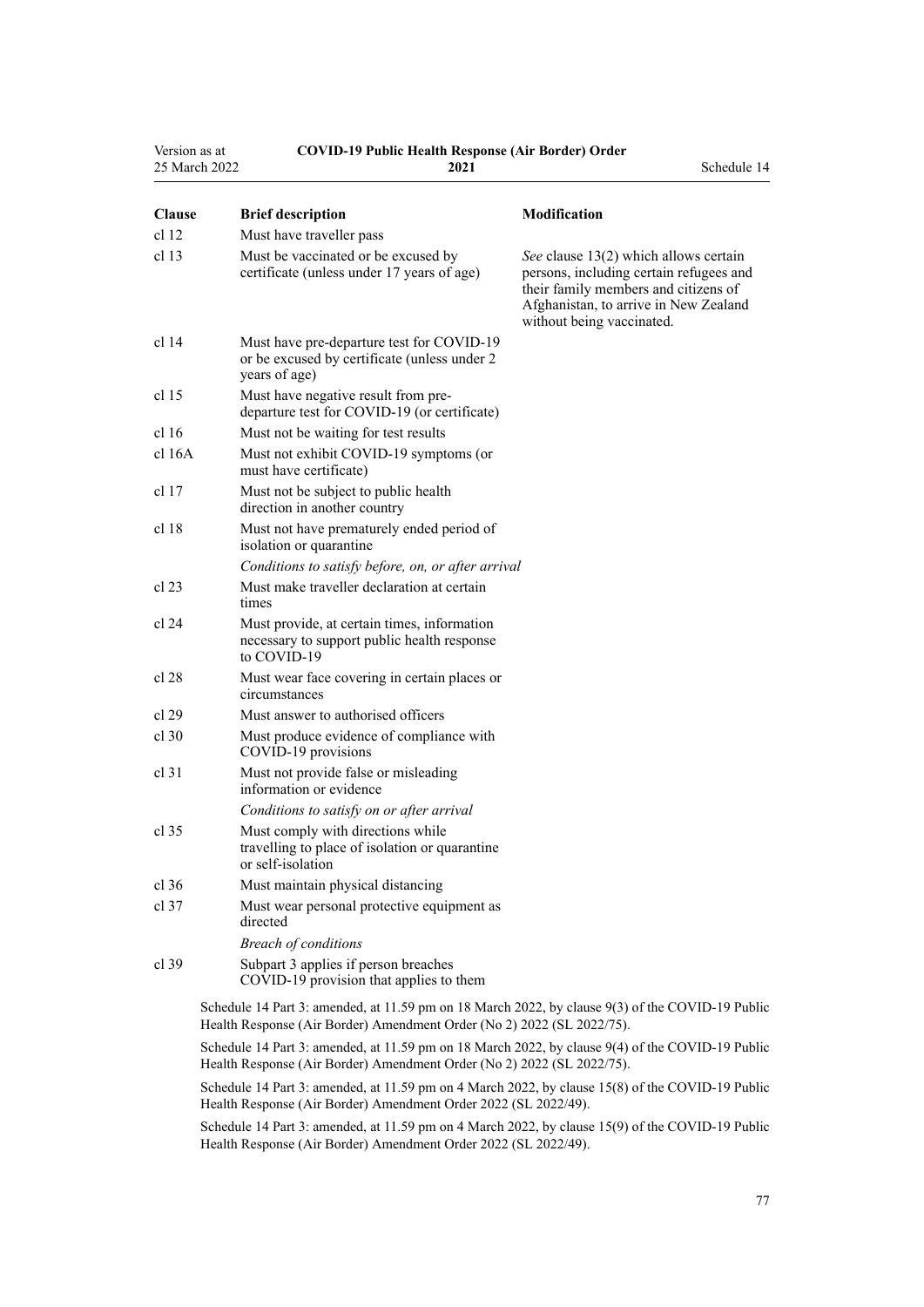| Clause | Brief description | Modification |
|---|---|---|
| cl 12 | Must have traveller pass | |
| cl 13 | Must be vaccinated or be excused by certificate (unless under 17 years of age) | *See* clause 13(2) which allows certain persons, including certain refugees and their family members and citizens of Afghanistan, to arrive in New Zealand without being vaccinated. |
| cl 14 | Must have pre-departure test for COVID-19 or be excused by certificate (unless under 2 years of age) | |
| cl 15 | Must have negative result from pre-departure test for COVID-19 (or certificate) | |
| cl 16 | Must not be waiting for test results | |
| cl 16A | Must not exhibit COVID-19 symptoms (or must have certificate) | |
| cl 17 | Must not be subject to public health direction in another country | |
| cl 18 | Must not have prematurely ended period of isolation or quarantine | |
| | *Conditions to satisfy before, on, or after arrival* | |
| cl 23 | Must make traveller declaration at certain times | |
| cl 24 | Must provide, at certain times, information necessary to support public health response to COVID-19 | |
| cl 28 | Must wear face covering in certain places or circumstances | |
| cl 29 | Must answer to authorised officers | |
| cl 30 | Must produce evidence of compliance with COVID-19 provisions | |
| cl 31 | Must not provide false or misleading information or evidence | |
| | *Conditions to satisfy on or after arrival* | |
| cl 35 | Must comply with directions while travelling to place of isolation or quarantine or self-isolation | |
| cl 36 | Must maintain physical distancing | |
| cl 37 | Must wear personal protective equipment as directed | |
| | *Breach of conditions* | |
| cl 39 | Subpart 3 applies if person breaches COVID-19 provision that applies to them | |

Schedule 14 Part 3: amended, at 11.59 pm on 18 March 2022, by clause 9(3) of the COVID-19 Public Health Response (Air Border) Amendment Order (No 2) 2022 (SL 2022/75).

Schedule 14 Part 3: amended, at 11.59 pm on 18 March 2022, by clause 9(4) of the COVID-19 Public Health Response (Air Border) Amendment Order (No 2) 2022 (SL 2022/75).

Schedule 14 Part 3: amended, at 11.59 pm on 4 March 2022, by clause 15(8) of the COVID-19 Public Health Response (Air Border) Amendment Order 2022 (SL 2022/49).

Schedule 14 Part 3: amended, at 11.59 pm on 4 March 2022, by clause 15(9) of the COVID-19 Public Health Response (Air Border) Amendment Order 2022 (SL 2022/49).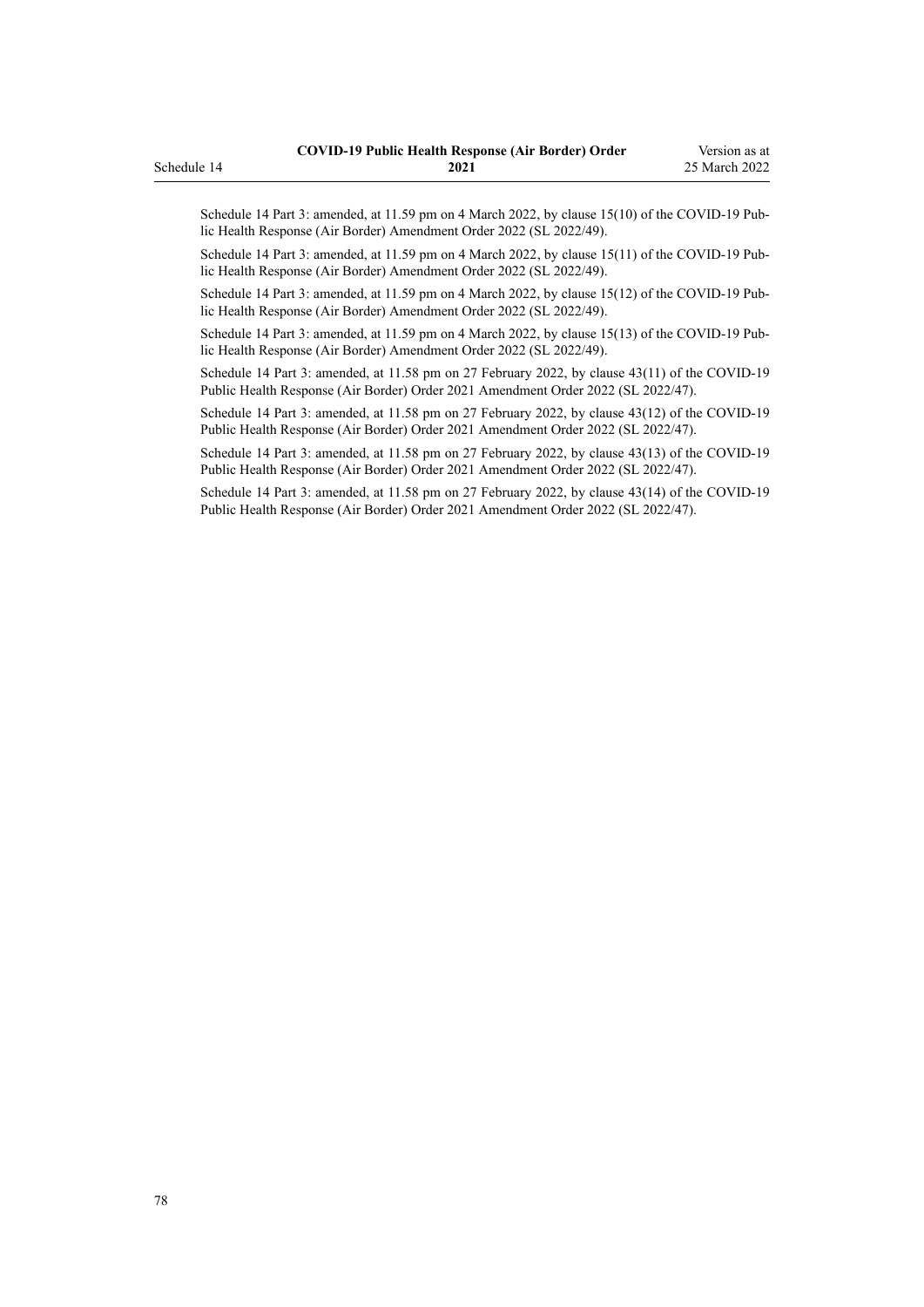Schedule 14 Part 3: amended, at 11.59 pm on 4 March 2022, by clause 15(10) of the COVID-19 Public Health Response (Air Border) Amendment Order 2022 (SL 2022/49).

Schedule 14 Part 3: amended, at 11.59 pm on 4 March 2022, by clause 15(11) of the COVID-19 Public Health Response (Air Border) Amendment Order 2022 (SL 2022/49).

Schedule 14 Part 3: amended, at 11.59 pm on 4 March 2022, by clause 15(12) of the COVID-19 Public Health Response (Air Border) Amendment Order 2022 (SL 2022/49).

Schedule 14 Part 3: amended, at 11.59 pm on 4 March 2022, by clause 15(13) of the COVID-19 Public Health Response (Air Border) Amendment Order 2022 (SL 2022/49).

Schedule 14 Part 3: amended, at 11.58 pm on 27 February 2022, by clause 43(11) of the COVID-19 Public Health Response (Air Border) Order 2021 Amendment Order 2022 (SL 2022/47).

Schedule 14 Part 3: amended, at 11.58 pm on 27 February 2022, by clause 43(12) of the COVID-19 Public Health Response (Air Border) Order 2021 Amendment Order 2022 (SL 2022/47).

Schedule 14 Part 3: amended, at 11.58 pm on 27 February 2022, by clause 43(13) of the COVID-19 Public Health Response (Air Border) Order 2021 Amendment Order 2022 (SL 2022/47).

Schedule 14 Part 3: amended, at 11.58 pm on 27 February 2022, by clause 43(14) of the COVID-19 Public Health Response (Air Border) Order 2021 Amendment Order 2022 (SL 2022/47).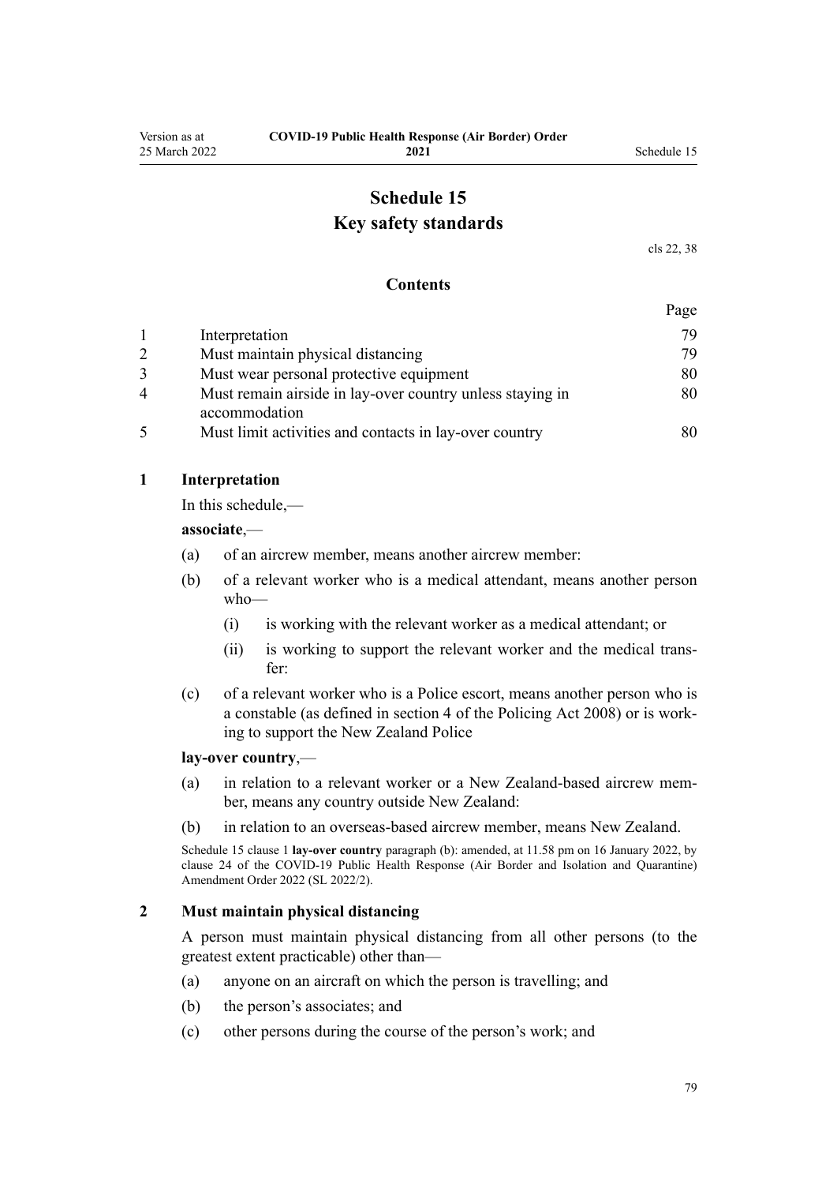# Schedule 15
## Key safety standards

cls 22, 38

### Contents

| | | Page |
|---|---|---|
| 1 | Interpretation | 79 |
| 2 | Must maintain physical distancing | 79 |
| 3 | Must wear personal protective equipment | 80 |
| 4 | Must remain airside in lay-over country unless staying in accommodation | 80 |
| 5 | Must limit activities and contacts in lay-over country | 80 |

### 1 Interpretation

In this schedule,—

**associate**,—

(a) of an aircrew member, means another aircrew member:

(b) of a relevant worker who is a medical attendant, means another person who—

  (i) is working with the relevant worker as a medical attendant; or

  (ii) is working to support the relevant worker and the medical transfer:

(c) of a relevant worker who is a Police escort, means another person who is a constable (as defined in section 4 of the Policing Act 2008) or is working to support the New Zealand Police

**lay-over country**,—

(a) in relation to a relevant worker or a New Zealand-based aircrew member, means any country outside New Zealand:

(b) in relation to an overseas-based aircrew member, means New Zealand.

Schedule 15 clause 1 **lay-over country** paragraph (b): amended, at 11.58 pm on 16 January 2022, by clause 24 of the COVID-19 Public Health Response (Air Border and Isolation and Quarantine) Amendment Order 2022 (SL 2022/2).

### 2 Must maintain physical distancing

A person must maintain physical distancing from all other persons (to the greatest extent practicable) other than—

(a) anyone on an aircraft on which the person is travelling; and

(b) the person's associates; and

(c) other persons during the course of the person's work; and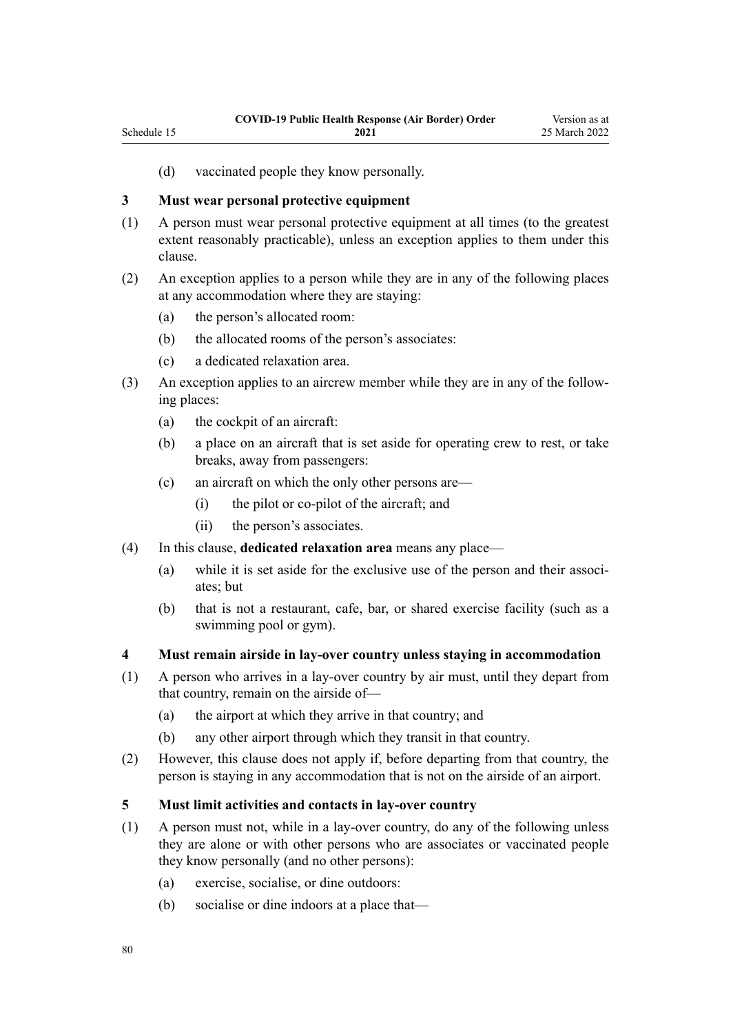(d) vaccinated people they know personally.

### 3 Must wear personal protective equipment

(1) A person must wear personal protective equipment at all times (to the greatest extent reasonably practicable), unless an exception applies to them under this clause.

(2) An exception applies to a person while they are in any of the following places at any accommodation where they are staying:

- (a) the person's allocated room:
- (b) the allocated rooms of the person's associates:
- (c) a dedicated relaxation area.

(3) An exception applies to an aircrew member while they are in any of the following places:

- (a) the cockpit of an aircraft:
- (b) a place on an aircraft that is set aside for operating crew to rest, or take breaks, away from passengers:
- (c) an aircraft on which the only other persons are—
  - (i) the pilot or co-pilot of the aircraft; and
  - (ii) the person's associates.

(4) In this clause, **dedicated relaxation area** means any place—

- (a) while it is set aside for the exclusive use of the person and their associates; but
- (b) that is not a restaurant, cafe, bar, or shared exercise facility (such as a swimming pool or gym).

### 4 Must remain airside in lay-over country unless staying in accommodation

(1) A person who arrives in a lay-over country by air must, until they depart from that country, remain on the airside of—

- (a) the airport at which they arrive in that country; and
- (b) any other airport through which they transit in that country.

(2) However, this clause does not apply if, before departing from that country, the person is staying in any accommodation that is not on the airside of an airport.

### 5 Must limit activities and contacts in lay-over country

(1) A person must not, while in a lay-over country, do any of the following unless they are alone or with other persons who are associates or vaccinated people they know personally (and no other persons):

- (a) exercise, socialise, or dine outdoors:
- (b) socialise or dine indoors at a place that—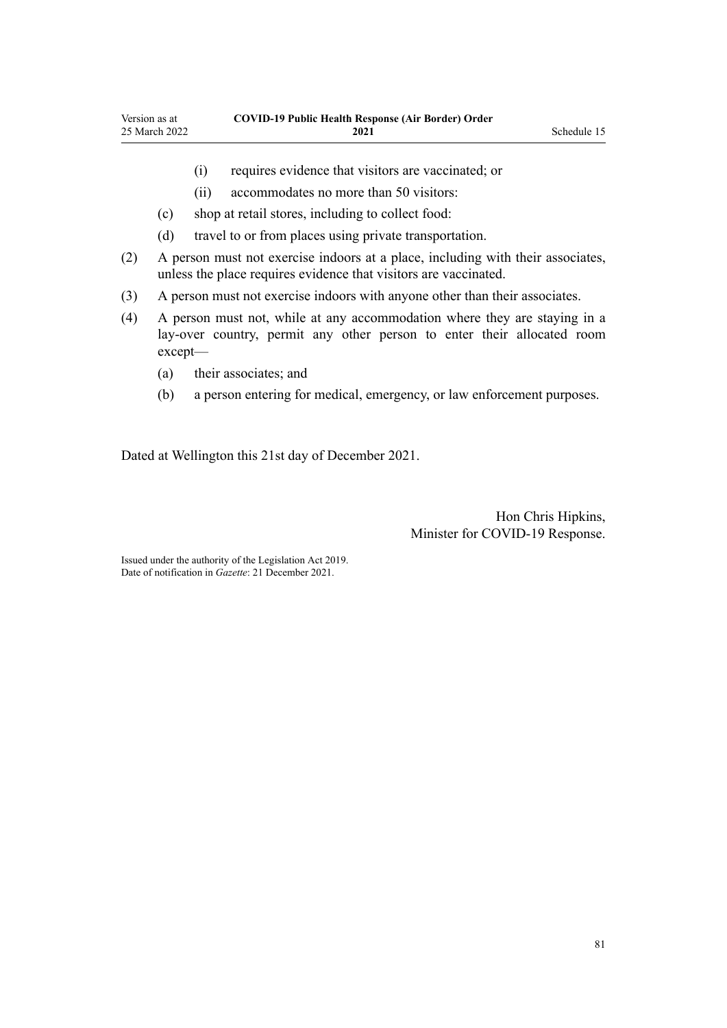(i) requires evidence that visitors are vaccinated; or

(ii) accommodates no more than 50 visitors:

(c) shop at retail stores, including to collect food:

(d) travel to or from places using private transportation.

(2) A person must not exercise indoors at a place, including with their associates, unless the place requires evidence that visitors are vaccinated.

(3) A person must not exercise indoors with anyone other than their associates.

(4) A person must not, while at any accommodation where they are staying in a lay-over country, permit any other person to enter their allocated room except—

(a) their associates; and

(b) a person entering for medical, emergency, or law enforcement purposes.

Dated at Wellington this 21st day of December 2021.

Hon Chris Hipkins,
Minister for COVID-19 Response.

Issued under the authority of the Legislation Act 2019.
Date of notification in *Gazette*: 21 December 2021.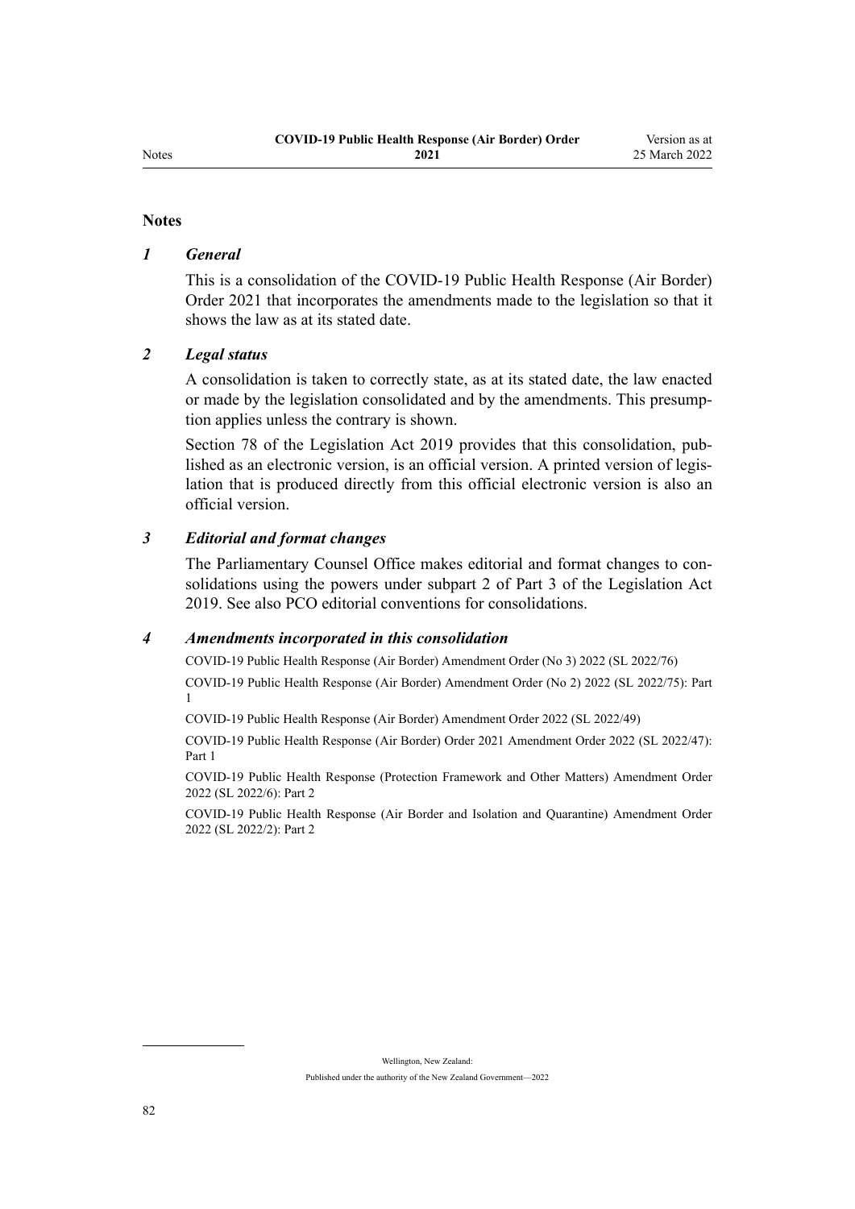## Notes

### *1 General*

This is a consolidation of the COVID-19 Public Health Response (Air Border) Order 2021 that incorporates the amendments made to the legislation so that it shows the law as at its stated date.

### *2 Legal status*

A consolidation is taken to correctly state, as at its stated date, the law enacted or made by the legislation consolidated and by the amendments. This presumption applies unless the contrary is shown.

Section 78 of the Legislation Act 2019 provides that this consolidation, published as an electronic version, is an official version. A printed version of legislation that is produced directly from this official electronic version is also an official version.

### *3 Editorial and format changes*

The Parliamentary Counsel Office makes editorial and format changes to consolidations using the powers under subpart 2 of Part 3 of the Legislation Act 2019. See also PCO editorial conventions for consolidations.

### *4 Amendments incorporated in this consolidation*

COVID-19 Public Health Response (Air Border) Amendment Order (No 3) 2022 (SL 2022/76)

COVID-19 Public Health Response (Air Border) Amendment Order (No 2) 2022 (SL 2022/75): Part 1

COVID-19 Public Health Response (Air Border) Amendment Order 2022 (SL 2022/49)

COVID-19 Public Health Response (Air Border) Order 2021 Amendment Order 2022 (SL 2022/47): Part 1

COVID-19 Public Health Response (Protection Framework and Other Matters) Amendment Order 2022 (SL 2022/6): Part 2

COVID-19 Public Health Response (Air Border and Isolation and Quarantine) Amendment Order 2022 (SL 2022/2): Part 2

Wellington, New Zealand:

Published under the authority of the New Zealand Government—2022